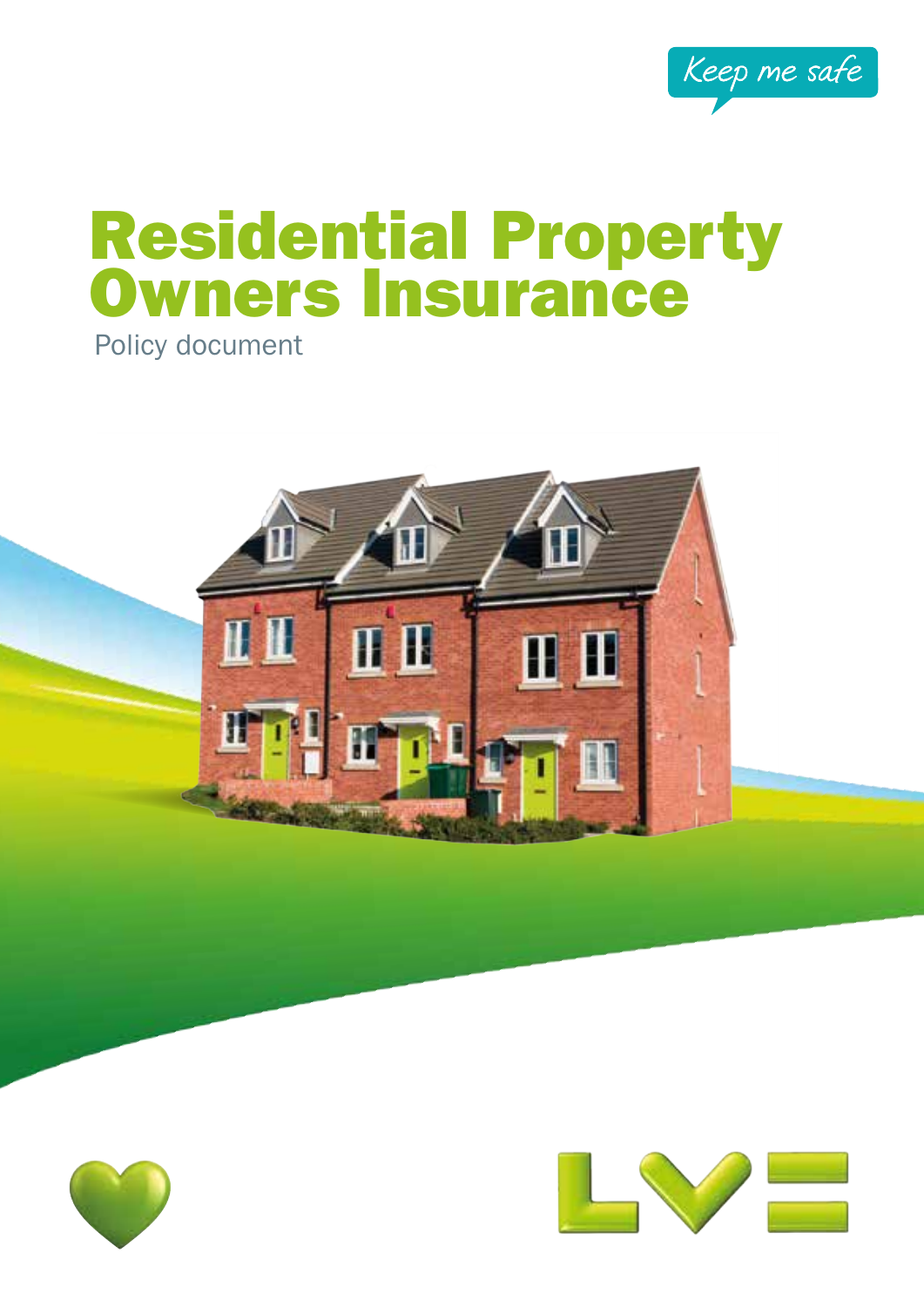Keep me safe

# Residential Property Owners Insurance

Policy document

LV=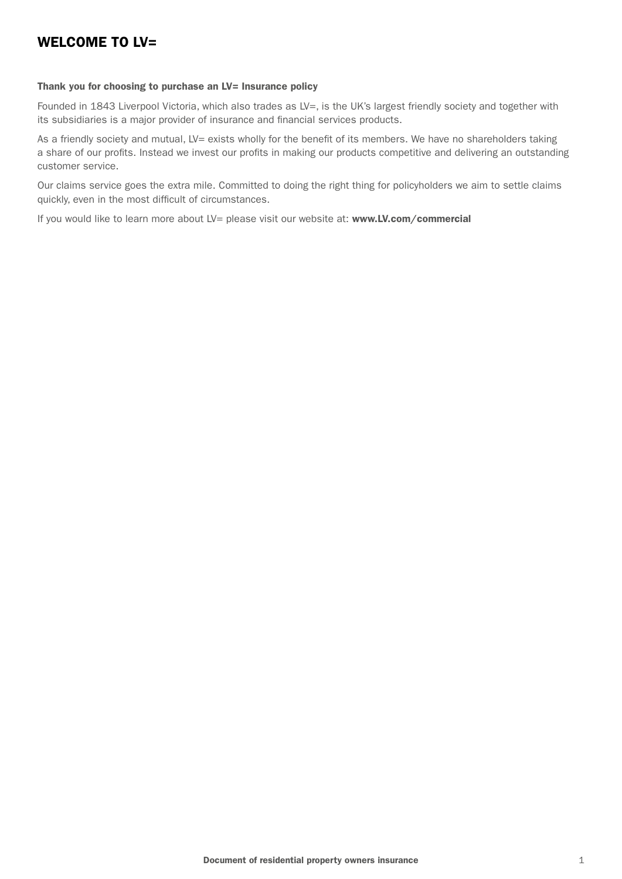# WELCOME TO LV=

**Thank you for choosing to purchase an LV= Insurance policy**

Founded in 1843 Liverpool Victoria, which also trades as LV=, is the UK's largest friendly society and together with its subsidiaries is a major provider of insurance and financial services products.

As a friendly society and mutual, LV= exists wholly for the benefit of its members. We have no shareholders taking a share of our profits. Instead we invest our profits in making our products competitive and delivering an outstanding customer service.

Our claims service goes the extra mile. Committed to doing the right thing for policyholders we aim to settle claims quickly, even in the most difficult of circumstances.

If you would like to learn more about LV= please visit our website at: **www.LV.com/commercial**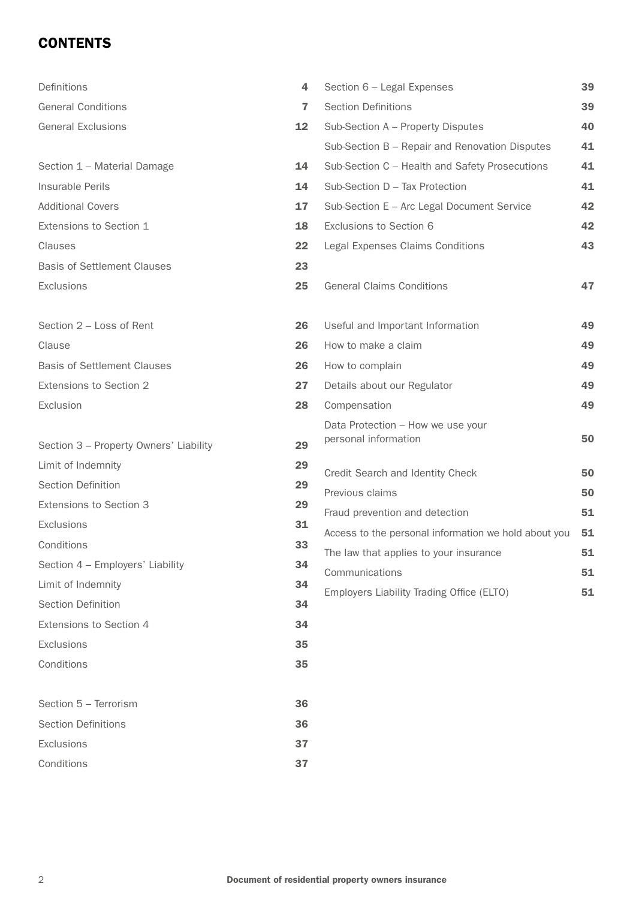# CONTENTS

| | |
|---|---|
| Definitions | 4 |
| General Conditions | 7 |
| General Exclusions | 12 |
| | |
| Section 1 – Material Damage | 14 |
| Insurable Perils | 14 |
| Additional Covers | 17 |
| Extensions to Section 1 | 18 |
| Clauses | 22 |
| Basis of Settlement Clauses | 23 |
| Exclusions | 25 |
| | |
| Section 2 – Loss of Rent | 26 |
| Clause | 26 |
| Basis of Settlement Clauses | 26 |
| Extensions to Section 2 | 27 |
| Exclusion | 28 |
| | |
| Section 3 – Property Owners' Liability | 29 |
| Limit of Indemnity | 29 |
| Section Definition | 29 |
| Extensions to Section 3 | 29 |
| Exclusions | 31 |
| Conditions | 33 |
| Section 4 – Employers' Liability | 34 |
| Limit of Indemnity | 34 |
| Section Definition | 34 |
| Extensions to Section 4 | 34 |
| Exclusions | 35 |
| Conditions | 35 |
| | |
| Section 5 – Terrorism | 36 |
| Section Definitions | 36 |
| Exclusions | 37 |
| Conditions | 37 |
| | |
| Section 6 – Legal Expenses | 39 |
| Section Definitions | 39 |
| Sub-Section A – Property Disputes | 40 |
| Sub-Section B – Repair and Renovation Disputes | 41 |
| Sub-Section C – Health and Safety Prosecutions | 41 |
| Sub-Section D – Tax Protection | 41 |
| Sub-Section E – Arc Legal Document Service | 42 |
| Exclusions to Section 6 | 42 |
| Legal Expenses Claims Conditions | 43 |
| | |
| General Claims Conditions | 47 |
| | |
| Useful and Important Information | 49 |
| How to make a claim | 49 |
| How to complain | 49 |
| Details about our Regulator | 49 |
| Compensation | 49 |
| Data Protection – How we use your personal information | 50 |
| | |
| Credit Search and Identity Check | 50 |
| Previous claims | 50 |
| Fraud prevention and detection | 51 |
| Access to the personal information we hold about you | 51 |
| The law that applies to your insurance | 51 |
| Communications | 51 |
| Employers Liability Trading Office (ELTO) | 51 |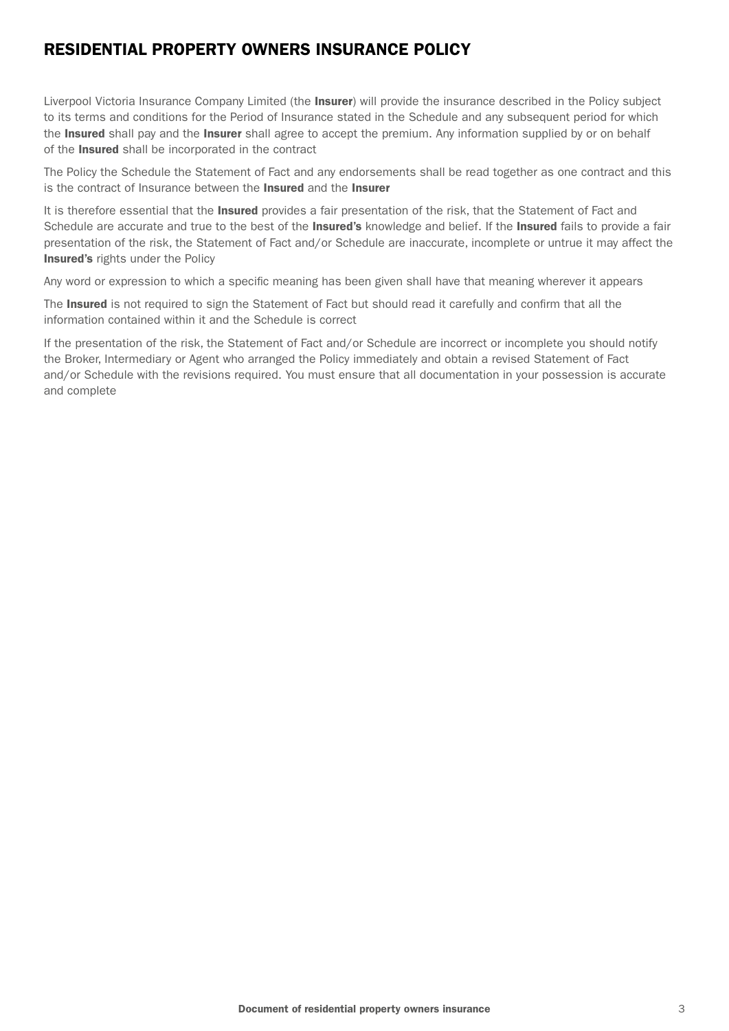# RESIDENTIAL PROPERTY OWNERS INSURANCE POLICY

Liverpool Victoria Insurance Company Limited (the **Insurer**) will provide the insurance described in the Policy subject to its terms and conditions for the Period of Insurance stated in the Schedule and any subsequent period for which the **Insured** shall pay and the **Insurer** shall agree to accept the premium. Any information supplied by or on behalf of the **Insured** shall be incorporated in the contract

The Policy the Schedule the Statement of Fact and any endorsements shall be read together as one contract and this is the contract of Insurance between the **Insured** and the **Insurer**

It is therefore essential that the **Insured** provides a fair presentation of the risk, that the Statement of Fact and Schedule are accurate and true to the best of the **Insured's** knowledge and belief. If the **Insured** fails to provide a fair presentation of the risk, the Statement of Fact and/or Schedule are inaccurate, incomplete or untrue it may affect the **Insured's** rights under the Policy

Any word or expression to which a specific meaning has been given shall have that meaning wherever it appears

The **Insured** is not required to sign the Statement of Fact but should read it carefully and confirm that all the information contained within it and the Schedule is correct

If the presentation of the risk, the Statement of Fact and/or Schedule are incorrect or incomplete you should notify the Broker, Intermediary or Agent who arranged the Policy immediately and obtain a revised Statement of Fact and/or Schedule with the revisions required. You must ensure that all documentation in your possession is accurate and complete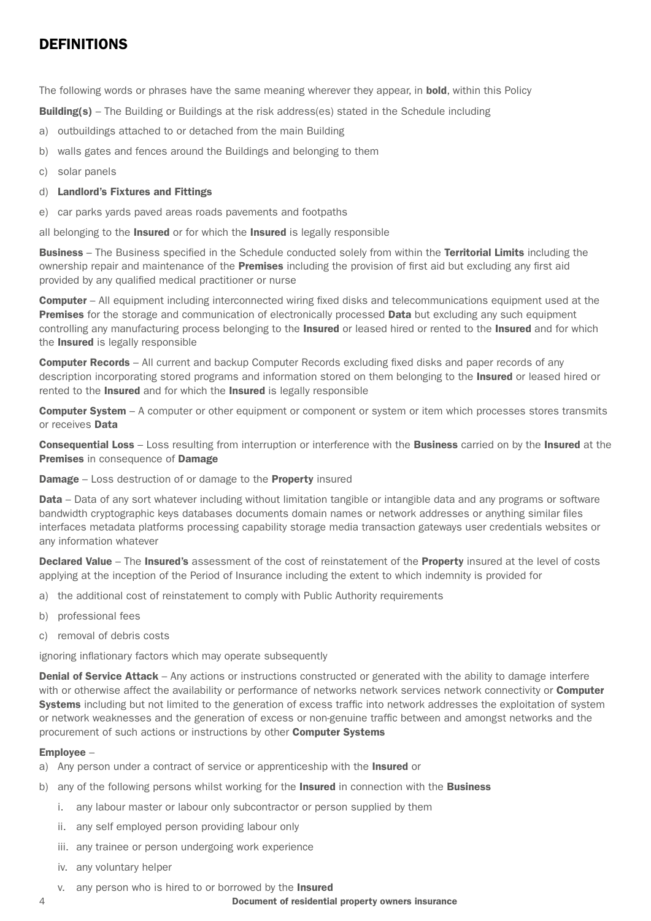# DEFINITIONS

The following words or phrases have the same meaning wherever they appear, in **bold**, within this Policy

**Building(s)** – The Building or Buildings at the risk address(es) stated in the Schedule including

a) outbuildings attached to or detached from the main Building
b) walls gates and fences around the Buildings and belonging to them
c) solar panels
d) **Landlord's Fixtures and Fittings**
e) car parks yards paved areas roads pavements and footpaths

all belonging to the **Insured** or for which the **Insured** is legally responsible

**Business** – The Business specified in the Schedule conducted solely from within the **Territorial Limits** including the ownership repair and maintenance of the **Premises** including the provision of first aid but excluding any first aid provided by any qualified medical practitioner or nurse

**Computer** – All equipment including interconnected wiring fixed disks and telecommunications equipment used at the **Premises** for the storage and communication of electronically processed **Data** but excluding any such equipment controlling any manufacturing process belonging to the **Insured** or leased hired or rented to the **Insured** and for which the **Insured** is legally responsible

**Computer Records** – All current and backup Computer Records excluding fixed disks and paper records of any description incorporating stored programs and information stored on them belonging to the **Insured** or leased hired or rented to the **Insured** and for which the **Insured** is legally responsible

**Computer System** – A computer or other equipment or component or system or item which processes stores transmits or receives **Data**

**Consequential Loss** – Loss resulting from interruption or interference with the **Business** carried on by the **Insured** at the **Premises** in consequence of **Damage**

**Damage** – Loss destruction of or damage to the **Property** insured

**Data** – Data of any sort whatever including without limitation tangible or intangible data and any programs or software bandwidth cryptographic keys databases documents domain names or network addresses or anything similar files interfaces metadata platforms processing capability storage media transaction gateways user credentials websites or any information whatever

**Declared Value** – The **Insured's** assessment of the cost of reinstatement of the **Property** insured at the level of costs applying at the inception of the Period of Insurance including the extent to which indemnity is provided for

a) the additional cost of reinstatement to comply with Public Authority requirements
b) professional fees
c) removal of debris costs

ignoring inflationary factors which may operate subsequently

**Denial of Service Attack** – Any actions or instructions constructed or generated with the ability to damage interfere with or otherwise affect the availability or performance of networks network services network connectivity or **Computer Systems** including but not limited to the generation of excess traffic into network addresses the exploitation of system or network weaknesses and the generation of excess or non-genuine traffic between and amongst networks and the procurement of such actions or instructions by other **Computer Systems**

**Employee** –

a) Any person under a contract of service or apprenticeship with the **Insured** or
b) any of the following persons whilst working for the **Insured** in connection with the **Business**
   i. any labour master or labour only subcontractor or person supplied by them
   ii. any self employed person providing labour only
   iii. any trainee or person undergoing work experience
   iv. any voluntary helper
   v. any person who is hired to or borrowed by the **Insured**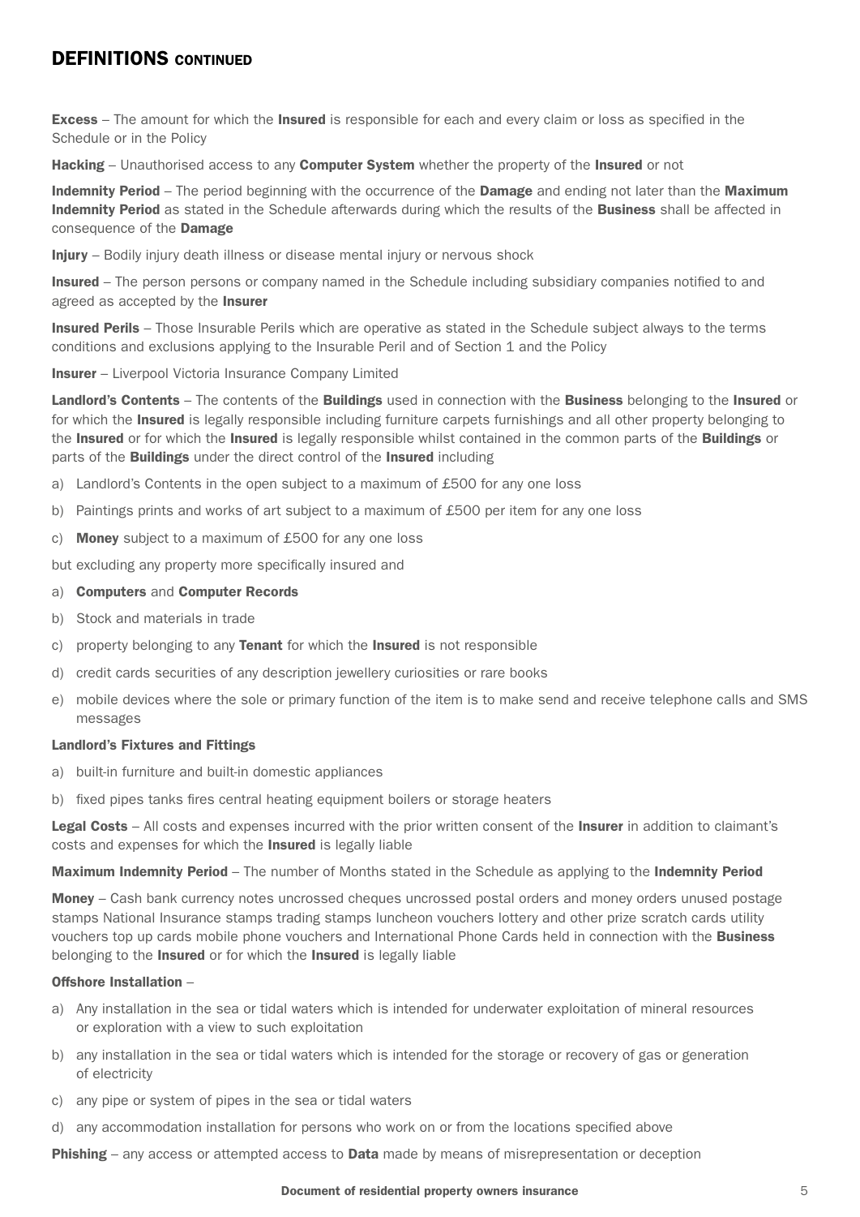## DEFINITIONS CONTINUED

**Excess** – The amount for which the **Insured** is responsible for each and every claim or loss as specified in the Schedule or in the Policy

**Hacking** – Unauthorised access to any **Computer System** whether the property of the **Insured** or not

**Indemnity Period** – The period beginning with the occurrence of the **Damage** and ending not later than the **Maximum Indemnity Period** as stated in the Schedule afterwards during which the results of the **Business** shall be affected in consequence of the **Damage**

**Injury** – Bodily injury death illness or disease mental injury or nervous shock

**Insured** – The person persons or company named in the Schedule including subsidiary companies notified to and agreed as accepted by the **Insurer**

**Insured Perils** – Those Insurable Perils which are operative as stated in the Schedule subject always to the terms conditions and exclusions applying to the Insurable Peril and of Section 1 and the Policy

**Insurer** – Liverpool Victoria Insurance Company Limited

**Landlord's Contents** – The contents of the **Buildings** used in connection with the **Business** belonging to the **Insured** or for which the **Insured** is legally responsible including furniture carpets furnishings and all other property belonging to the **Insured** or for which the **Insured** is legally responsible whilst contained in the common parts of the **Buildings** or parts of the **Buildings** under the direct control of the **Insured** including

a) Landlord's Contents in the open subject to a maximum of £500 for any one loss
b) Paintings prints and works of art subject to a maximum of £500 per item for any one loss
c) **Money** subject to a maximum of £500 for any one loss

but excluding any property more specifically insured and

a) **Computers** and **Computer Records**
b) Stock and materials in trade
c) property belonging to any **Tenant** for which the **Insured** is not responsible
d) credit cards securities of any description jewellery curiosities or rare books
e) mobile devices where the sole or primary function of the item is to make send and receive telephone calls and SMS messages

**Landlord's Fixtures and Fittings**

a) built-in furniture and built-in domestic appliances
b) fixed pipes tanks fires central heating equipment boilers or storage heaters

**Legal Costs** – All costs and expenses incurred with the prior written consent of the **Insurer** in addition to claimant's costs and expenses for which the **Insured** is legally liable

**Maximum Indemnity Period** – The number of Months stated in the Schedule as applying to the **Indemnity Period**

**Money** – Cash bank currency notes uncrossed cheques uncrossed postal orders and money orders unused postage stamps National Insurance stamps trading stamps luncheon vouchers lottery and other prize scratch cards utility vouchers top up cards mobile phone vouchers and International Phone Cards held in connection with the **Business** belonging to the **Insured** or for which the **Insured** is legally liable

**Offshore Installation** –

a) Any installation in the sea or tidal waters which is intended for underwater exploitation of mineral resources or exploration with a view to such exploitation
b) any installation in the sea or tidal waters which is intended for the storage or recovery of gas or generation of electricity
c) any pipe or system of pipes in the sea or tidal waters
d) any accommodation installation for persons who work on or from the locations specified above

**Phishing** – any access or attempted access to **Data** made by means of misrepresentation or deception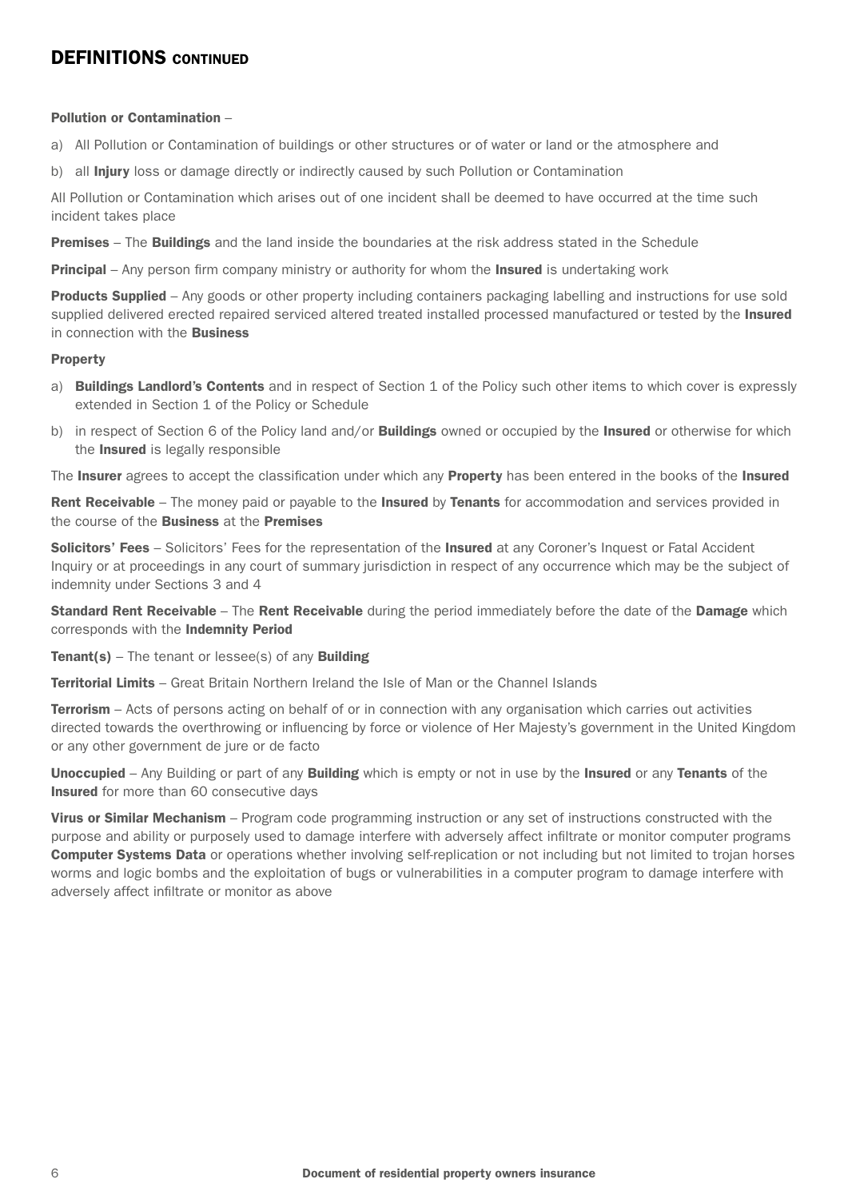## DEFINITIONS CONTINUED

**Pollution or Contamination** –

a) All Pollution or Contamination of buildings or other structures or of water or land or the atmosphere and

b) all **Injury** loss or damage directly or indirectly caused by such Pollution or Contamination

All Pollution or Contamination which arises out of one incident shall be deemed to have occurred at the time such incident takes place

**Premises** – The **Buildings** and the land inside the boundaries at the risk address stated in the Schedule

**Principal** – Any person firm company ministry or authority for whom the **Insured** is undertaking work

**Products Supplied** – Any goods or other property including containers packaging labelling and instructions for use sold supplied delivered erected repaired serviced altered treated installed processed manufactured or tested by the **Insured** in connection with the **Business**

**Property**

a) **Buildings Landlord's Contents** and in respect of Section 1 of the Policy such other items to which cover is expressly extended in Section 1 of the Policy or Schedule

b) in respect of Section 6 of the Policy land and/or **Buildings** owned or occupied by the **Insured** or otherwise for which the **Insured** is legally responsible

The **Insurer** agrees to accept the classification under which any **Property** has been entered in the books of the **Insured**

**Rent Receivable** – The money paid or payable to the **Insured** by **Tenants** for accommodation and services provided in the course of the **Business** at the **Premises**

**Solicitors' Fees** – Solicitors' Fees for the representation of the **Insured** at any Coroner's Inquest or Fatal Accident Inquiry or at proceedings in any court of summary jurisdiction in respect of any occurrence which may be the subject of indemnity under Sections 3 and 4

**Standard Rent Receivable** – The **Rent Receivable** during the period immediately before the date of the **Damage** which corresponds with the **Indemnity Period**

**Tenant(s)** – The tenant or lessee(s) of any **Building**

**Territorial Limits** – Great Britain Northern Ireland the Isle of Man or the Channel Islands

**Terrorism** – Acts of persons acting on behalf of or in connection with any organisation which carries out activities directed towards the overthrowing or influencing by force or violence of Her Majesty's government in the United Kingdom or any other government de jure or de facto

**Unoccupied** – Any Building or part of any **Building** which is empty or not in use by the **Insured** or any **Tenants** of the **Insured** for more than 60 consecutive days

**Virus or Similar Mechanism** – Program code programming instruction or any set of instructions constructed with the purpose and ability or purposely used to damage interfere with adversely affect infiltrate or monitor computer programs **Computer Systems Data** or operations whether involving self-replication or not including but not limited to trojan horses worms and logic bombs and the exploitation of bugs or vulnerabilities in a computer program to damage interfere with adversely affect infiltrate or monitor as above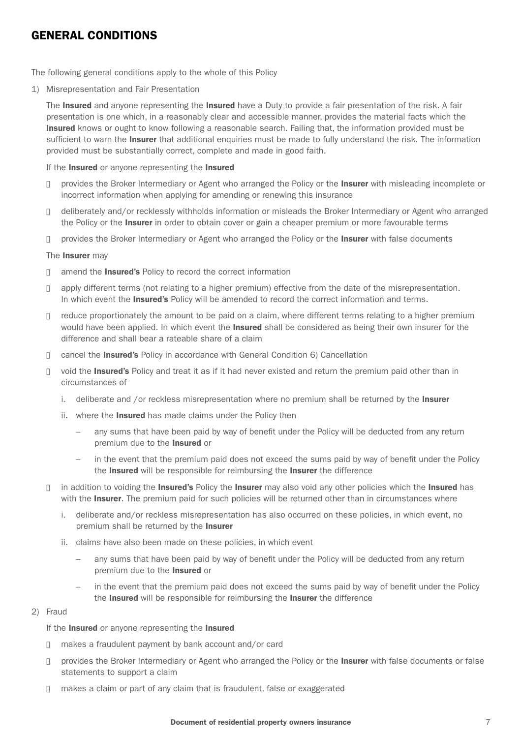# GENERAL CONDITIONS

The following general conditions apply to the whole of this Policy

1) Misrepresentation and Fair Presentation

   The **Insured** and anyone representing the **Insured** have a Duty to provide a fair presentation of the risk. A fair presentation is one which, in a reasonably clear and accessible manner, provides the material facts which the **Insured** knows or ought to know following a reasonable search. Failing that, the information provided must be sufficient to warn the **Insurer** that additional enquiries must be made to fully understand the risk. The information provided must be substantially correct, complete and made in good faith.

   If the **Insured** or anyone representing the **Insured**

   - provides the Broker Intermediary or Agent who arranged the Policy or the **Insurer** with misleading incomplete or incorrect information when applying for amending or renewing this insurance
   - deliberately and/or recklessly withholds information or misleads the Broker Intermediary or Agent who arranged the Policy or the **Insurer** in order to obtain cover or gain a cheaper premium or more favourable terms
   - provides the Broker Intermediary or Agent who arranged the Policy or the **Insurer** with false documents

   The **Insurer** may

   - amend the **Insured's** Policy to record the correct information
   - apply different terms (not relating to a higher premium) effective from the date of the misrepresentation. In which event the **Insured's** Policy will be amended to record the correct information and terms.
   - reduce proportionately the amount to be paid on a claim, where different terms relating to a higher premium would have been applied. In which event the **Insured** shall be considered as being their own insurer for the difference and shall bear a rateable share of a claim
   - cancel the **Insured's** Policy in accordance with General Condition 6) Cancellation
   - void the **Insured's** Policy and treat it as if it had never existed and return the premium paid other than in circumstances of
     1. deliberate and /or reckless misrepresentation where no premium shall be returned by the **Insurer**
     2. where the **Insured** has made claims under the Policy then
        - any sums that have been paid by way of benefit under the Policy will be deducted from any return premium due to the **Insured** or
        - in the event that the premium paid does not exceed the sums paid by way of benefit under the Policy the **Insured** will be responsible for reimbursing the **Insurer** the difference
   - in addition to voiding the **Insured's** Policy the **Insurer** may also void any other policies which the **Insured** has with the **Insurer**. The premium paid for such policies will be returned other than in circumstances where
     1. deliberate and/or reckless misrepresentation has also occurred on these policies, in which event, no premium shall be returned by the **Insurer**
     2. claims have also been made on these policies, in which event
        - any sums that have been paid by way of benefit under the Policy will be deducted from any return premium due to the **Insured** or
        - in the event that the premium paid does not exceed the sums paid by way of benefit under the Policy the **Insured** will be responsible for reimbursing the **Insurer** the difference

2) Fraud

   If the **Insured** or anyone representing the **Insured**

   - makes a fraudulent payment by bank account and/or card
   - provides the Broker Intermediary or Agent who arranged the Policy or the **Insurer** with false documents or false statements to support a claim
   - makes a claim or part of any claim that is fraudulent, false or exaggerated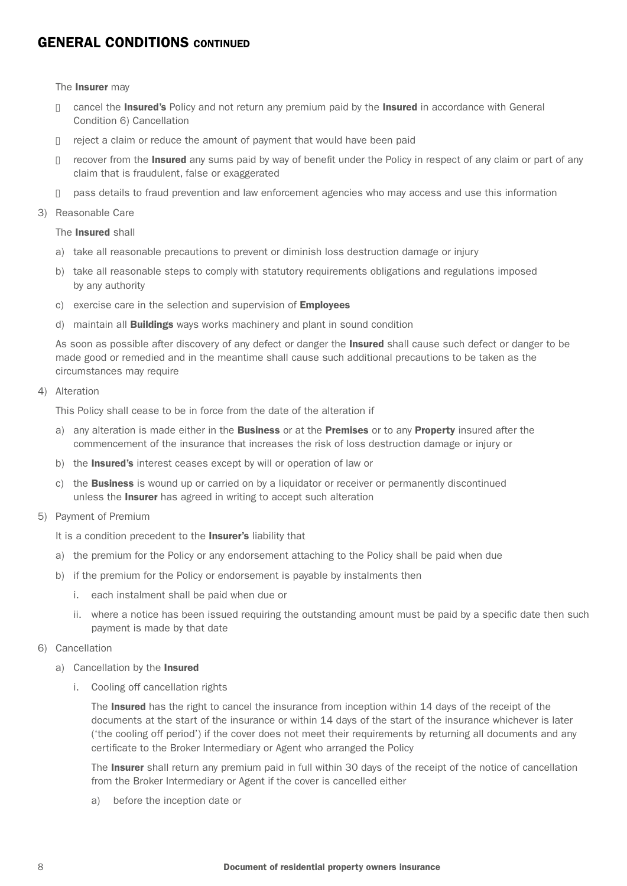## GENERAL CONDITIONS CONTINUED

The **Insurer** may

- cancel the **Insured's** Policy and not return any premium paid by the **Insured** in accordance with General Condition 6) Cancellation
- reject a claim or reduce the amount of payment that would have been paid
- recover from the **Insured** any sums paid by way of benefit under the Policy in respect of any claim or part of any claim that is fraudulent, false or exaggerated
- pass details to fraud prevention and law enforcement agencies who may access and use this information

3) Reasonable Care

The **Insured** shall

a) take all reasonable precautions to prevent or diminish loss destruction damage or injury

b) take all reasonable steps to comply with statutory requirements obligations and regulations imposed by any authority

c) exercise care in the selection and supervision of **Employees**

d) maintain all **Buildings** ways works machinery and plant in sound condition

As soon as possible after discovery of any defect or danger the **Insured** shall cause such defect or danger to be made good or remedied and in the meantime shall cause such additional precautions to be taken as the circumstances may require

4) Alteration

This Policy shall cease to be in force from the date of the alteration if

a) any alteration is made either in the **Business** or at the **Premises** or to any **Property** insured after the commencement of the insurance that increases the risk of loss destruction damage or injury or

b) the **Insured's** interest ceases except by will or operation of law or

c) the **Business** is wound up or carried on by a liquidator or receiver or permanently discontinued unless the **Insurer** has agreed in writing to accept such alteration

5) Payment of Premium

It is a condition precedent to the **Insurer's** liability that

a) the premium for the Policy or any endorsement attaching to the Policy shall be paid when due

b) if the premium for the Policy or endorsement is payable by instalments then

   i. each instalment shall be paid when due or

   ii. where a notice has been issued requiring the outstanding amount must be paid by a specific date then such payment is made by that date

6) Cancellation

a) Cancellation by the **Insured**

   i. Cooling off cancellation rights

   The **Insured** has the right to cancel the insurance from inception within 14 days of the receipt of the documents at the start of the insurance or within 14 days of the start of the insurance whichever is later ('the cooling off period') if the cover does not meet their requirements by returning all documents and any certificate to the Broker Intermediary or Agent who arranged the Policy

   The **Insurer** shall return any premium paid in full within 30 days of the receipt of the notice of cancellation from the Broker Intermediary or Agent if the cover is cancelled either

   a) before the inception date or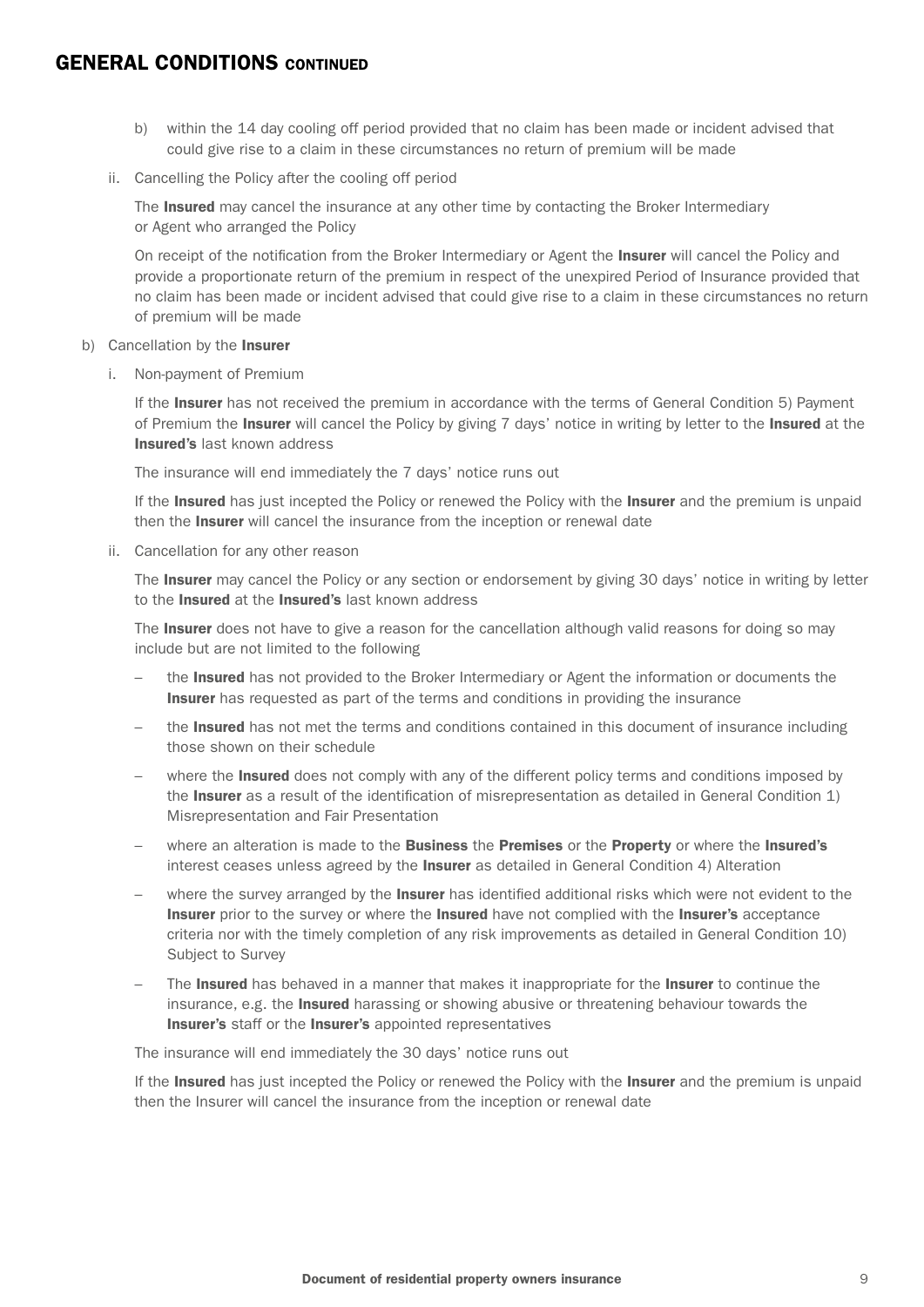## GENERAL CONDITIONS CONTINUED

b) within the 14 day cooling off period provided that no claim has been made or incident advised that could give rise to a claim in these circumstances no return of premium will be made

ii. Cancelling the Policy after the cooling off period

The **Insured** may cancel the insurance at any other time by contacting the Broker Intermediary or Agent who arranged the Policy

On receipt of the notification from the Broker Intermediary or Agent the **Insurer** will cancel the Policy and provide a proportionate return of the premium in respect of the unexpired Period of Insurance provided that no claim has been made or incident advised that could give rise to a claim in these circumstances no return of premium will be made

b) Cancellation by the **Insurer**

i. Non-payment of Premium

If the **Insurer** has not received the premium in accordance with the terms of General Condition 5) Payment of Premium the **Insurer** will cancel the Policy by giving 7 days' notice in writing by letter to the **Insured** at the **Insured's** last known address

The insurance will end immediately the 7 days' notice runs out

If the **Insured** has just incepted the Policy or renewed the Policy with the **Insurer** and the premium is unpaid then the **Insurer** will cancel the insurance from the inception or renewal date

ii. Cancellation for any other reason

The **Insurer** may cancel the Policy or any section or endorsement by giving 30 days' notice in writing by letter to the **Insured** at the **Insured's** last known address

The **Insurer** does not have to give a reason for the cancellation although valid reasons for doing so may include but are not limited to the following

- the **Insured** has not provided to the Broker Intermediary or Agent the information or documents the **Insurer** has requested as part of the terms and conditions in providing the insurance
- the **Insured** has not met the terms and conditions contained in this document of insurance including those shown on their schedule
- where the **Insured** does not comply with any of the different policy terms and conditions imposed by the **Insurer** as a result of the identification of misrepresentation as detailed in General Condition 1) Misrepresentation and Fair Presentation
- where an alteration is made to the **Business** the **Premises** or the **Property** or where the **Insured's** interest ceases unless agreed by the **Insurer** as detailed in General Condition 4) Alteration
- where the survey arranged by the **Insurer** has identified additional risks which were not evident to the **Insurer** prior to the survey or where the **Insured** have not complied with the **Insurer's** acceptance criteria nor with the timely completion of any risk improvements as detailed in General Condition 10) Subject to Survey
- The **Insured** has behaved in a manner that makes it inappropriate for the **Insurer** to continue the insurance, e.g. the **Insured** harassing or showing abusive or threatening behaviour towards the **Insurer's** staff or the **Insurer's** appointed representatives

The insurance will end immediately the 30 days' notice runs out

If the **Insured** has just incepted the Policy or renewed the Policy with the **Insurer** and the premium is unpaid then the Insurer will cancel the insurance from the inception or renewal date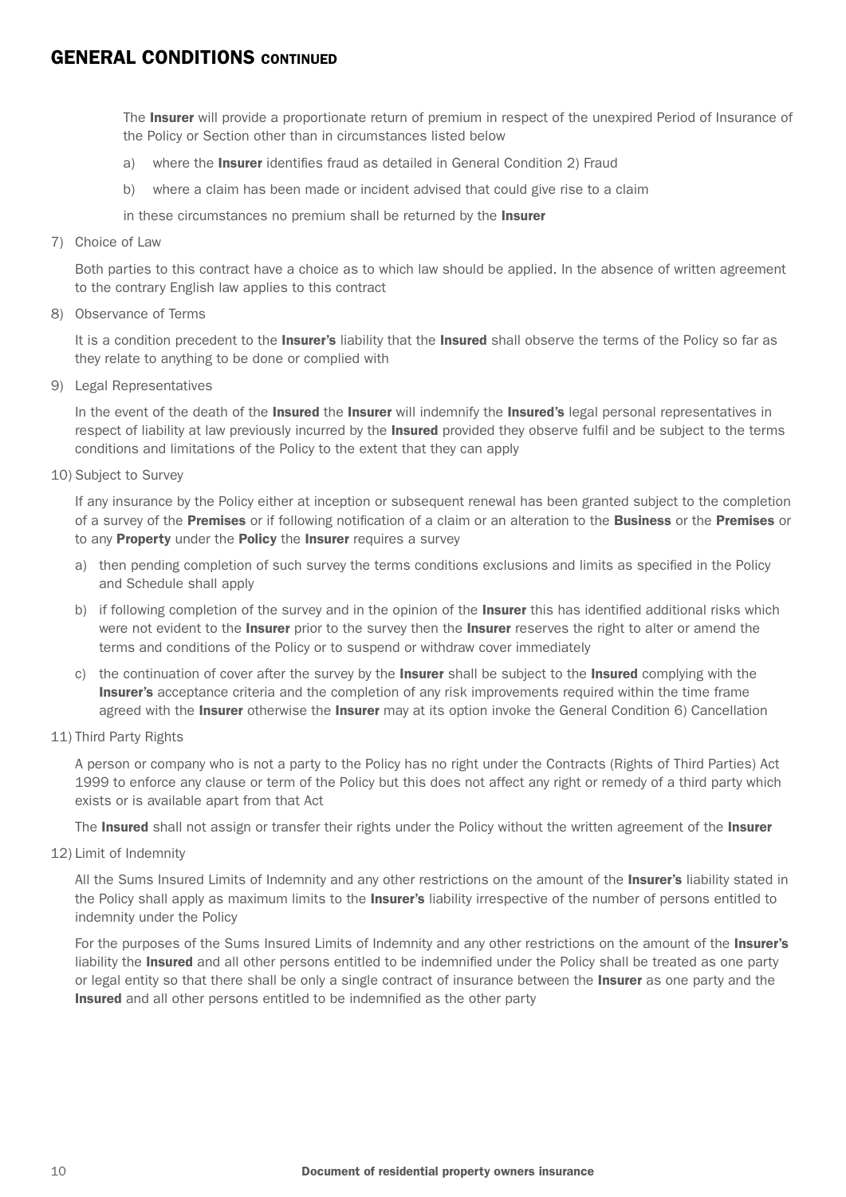## GENERAL CONDITIONS CONTINUED

The **Insurer** will provide a proportionate return of premium in respect of the unexpired Period of Insurance of the Policy or Section other than in circumstances listed below

a) where the **Insurer** identifies fraud as detailed in General Condition 2) Fraud

b) where a claim has been made or incident advised that could give rise to a claim

in these circumstances no premium shall be returned by the **Insurer**

7) Choice of Law

Both parties to this contract have a choice as to which law should be applied. In the absence of written agreement to the contrary English law applies to this contract

8) Observance of Terms

It is a condition precedent to the **Insurer's** liability that the **Insured** shall observe the terms of the Policy so far as they relate to anything to be done or complied with

9) Legal Representatives

In the event of the death of the **Insured** the **Insurer** will indemnify the **Insured's** legal personal representatives in respect of liability at law previously incurred by the **Insured** provided they observe fulfil and be subject to the terms conditions and limitations of the Policy to the extent that they can apply

10) Subject to Survey

If any insurance by the Policy either at inception or subsequent renewal has been granted subject to the completion of a survey of the **Premises** or if following notification of a claim or an alteration to the **Business** or the **Premises** or to any **Property** under the **Policy** the **Insurer** requires a survey

a) then pending completion of such survey the terms conditions exclusions and limits as specified in the Policy and Schedule shall apply

b) if following completion of the survey and in the opinion of the **Insurer** this has identified additional risks which were not evident to the **Insurer** prior to the survey then the **Insurer** reserves the right to alter or amend the terms and conditions of the Policy or to suspend or withdraw cover immediately

c) the continuation of cover after the survey by the **Insurer** shall be subject to the **Insured** complying with the **Insurer's** acceptance criteria and the completion of any risk improvements required within the time frame agreed with the **Insurer** otherwise the **Insurer** may at its option invoke the General Condition 6) Cancellation

11) Third Party Rights

A person or company who is not a party to the Policy has no right under the Contracts (Rights of Third Parties) Act 1999 to enforce any clause or term of the Policy but this does not affect any right or remedy of a third party which exists or is available apart from that Act

The **Insured** shall not assign or transfer their rights under the Policy without the written agreement of the **Insurer**

12) Limit of Indemnity

All the Sums Insured Limits of Indemnity and any other restrictions on the amount of the **Insurer's** liability stated in the Policy shall apply as maximum limits to the **Insurer's** liability irrespective of the number of persons entitled to indemnity under the Policy

For the purposes of the Sums Insured Limits of Indemnity and any other restrictions on the amount of the **Insurer's** liability the **Insured** and all other persons entitled to be indemnified under the Policy shall be treated as one party or legal entity so that there shall be only a single contract of insurance between the **Insurer** as one party and the **Insured** and all other persons entitled to be indemnified as the other party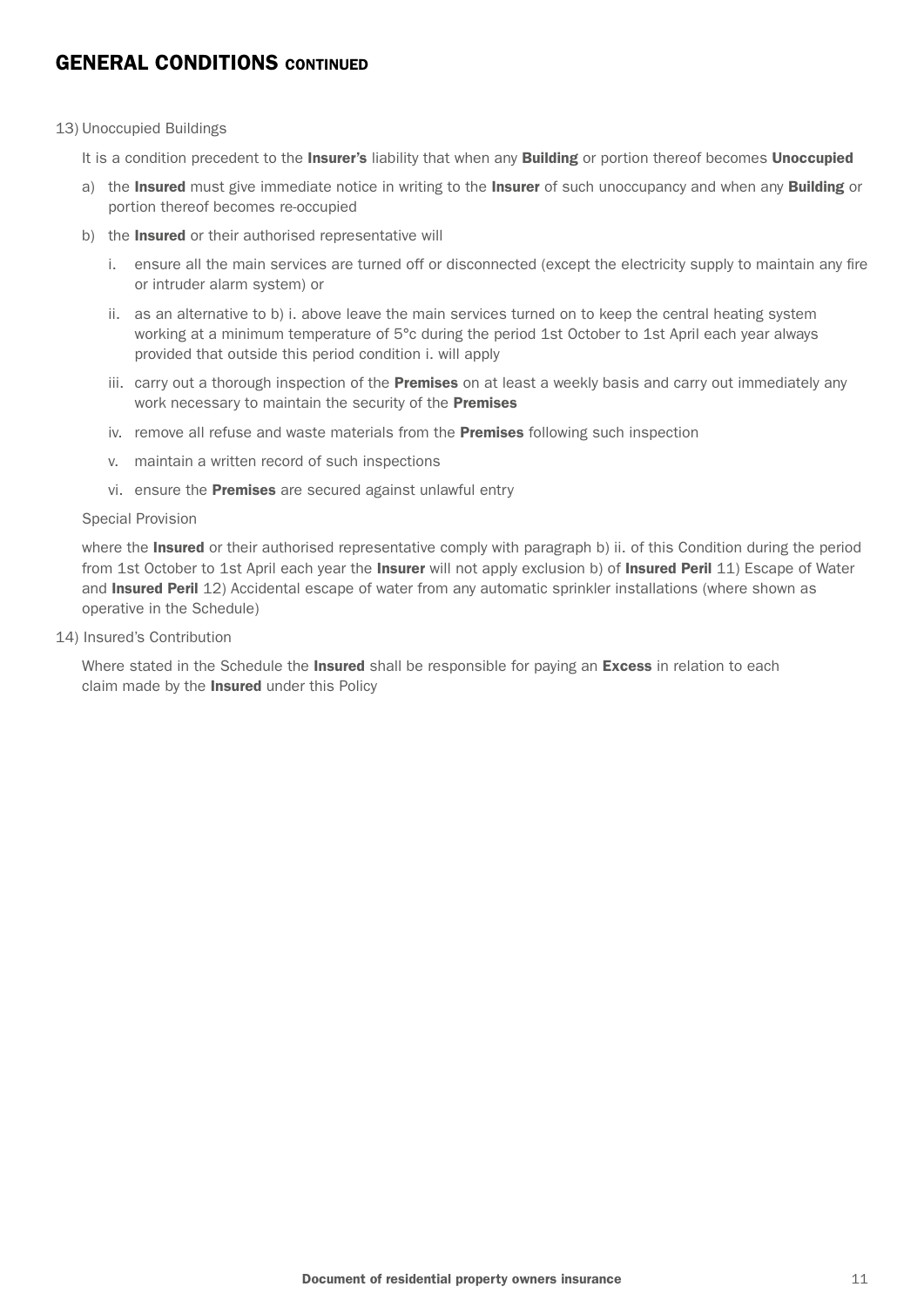## GENERAL CONDITIONS CONTINUED

13) Unoccupied Buildings

It is a condition precedent to the **Insurer's** liability that when any **Building** or portion thereof becomes **Unoccupied**

a) the **Insured** must give immediate notice in writing to the **Insurer** of such unoccupancy and when any **Building** or portion thereof becomes re-occupied

b) the **Insured** or their authorised representative will

   i. ensure all the main services are turned off or disconnected (except the electricity supply to maintain any fire or intruder alarm system) or

   ii. as an alternative to b) i. above leave the main services turned on to keep the central heating system working at a minimum temperature of 5°c during the period 1st October to 1st April each year always provided that outside this period condition i. will apply

   iii. carry out a thorough inspection of the **Premises** on at least a weekly basis and carry out immediately any work necessary to maintain the security of the **Premises**

   iv. remove all refuse and waste materials from the **Premises** following such inspection

   v. maintain a written record of such inspections

   vi. ensure the **Premises** are secured against unlawful entry

Special Provision

where the **Insured** or their authorised representative comply with paragraph b) ii. of this Condition during the period from 1st October to 1st April each year the **Insurer** will not apply exclusion b) of **Insured Peril** 11) Escape of Water and **Insured Peril** 12) Accidental escape of water from any automatic sprinkler installations (where shown as operative in the Schedule)

14) Insured's Contribution

Where stated in the Schedule the **Insured** shall be responsible for paying an **Excess** in relation to each claim made by the **Insured** under this Policy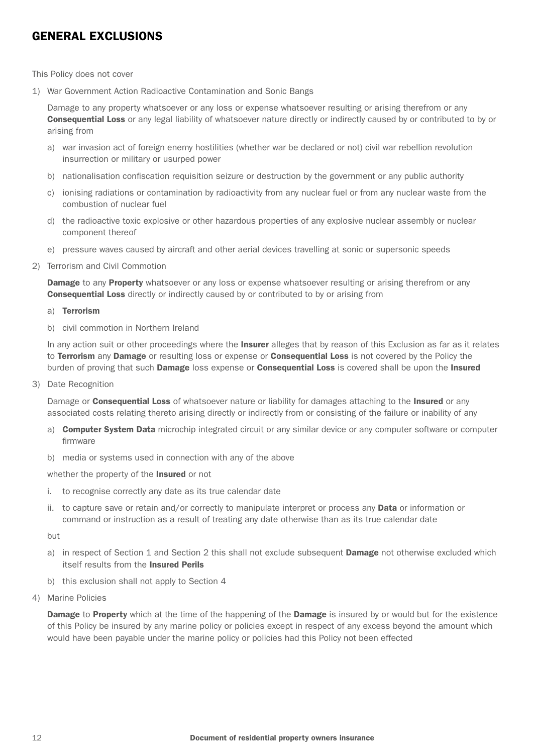## GENERAL EXCLUSIONS

This Policy does not cover

1) War Government Action Radioactive Contamination and Sonic Bangs

   Damage to any property whatsoever or any loss or expense whatsoever resulting or arising therefrom or any **Consequential Loss** or any legal liability of whatsoever nature directly or indirectly caused by or contributed to by or arising from

   a) war invasion act of foreign enemy hostilities (whether war be declared or not) civil war rebellion revolution insurrection or military or usurped power

   b) nationalisation confiscation requisition seizure or destruction by the government or any public authority

   c) ionising radiations or contamination by radioactivity from any nuclear fuel or from any nuclear waste from the combustion of nuclear fuel

   d) the radioactive toxic explosive or other hazardous properties of any explosive nuclear assembly or nuclear component thereof

   e) pressure waves caused by aircraft and other aerial devices travelling at sonic or supersonic speeds

2) Terrorism and Civil Commotion

   **Damage** to any **Property** whatsoever or any loss or expense whatsoever resulting or arising therefrom or any **Consequential Loss** directly or indirectly caused by or contributed to by or arising from

   a) **Terrorism**

   b) civil commotion in Northern Ireland

   In any action suit or other proceedings where the **Insurer** alleges that by reason of this Exclusion as far as it relates to **Terrorism** any **Damage** or resulting loss or expense or **Consequential Loss** is not covered by the Policy the burden of proving that such **Damage** loss expense or **Consequential Loss** is covered shall be upon the **Insured**

3) Date Recognition

   Damage or **Consequential Loss** of whatsoever nature or liability for damages attaching to the **Insured** or any associated costs relating thereto arising directly or indirectly from or consisting of the failure or inability of any

   a) **Computer System Data** microchip integrated circuit or any similar device or any computer software or computer firmware

   b) media or systems used in connection with any of the above

   whether the property of the **Insured** or not

   i. to recognise correctly any date as its true calendar date

   ii. to capture save or retain and/or correctly to manipulate interpret or process any **Data** or information or command or instruction as a result of treating any date otherwise than as its true calendar date

   but

   a) in respect of Section 1 and Section 2 this shall not exclude subsequent **Damage** not otherwise excluded which itself results from the **Insured Perils**

   b) this exclusion shall not apply to Section 4

4) Marine Policies

   **Damage** to **Property** which at the time of the happening of the **Damage** is insured by or would but for the existence of this Policy be insured by any marine policy or policies except in respect of any excess beyond the amount which would have been payable under the marine policy or policies had this Policy not been effected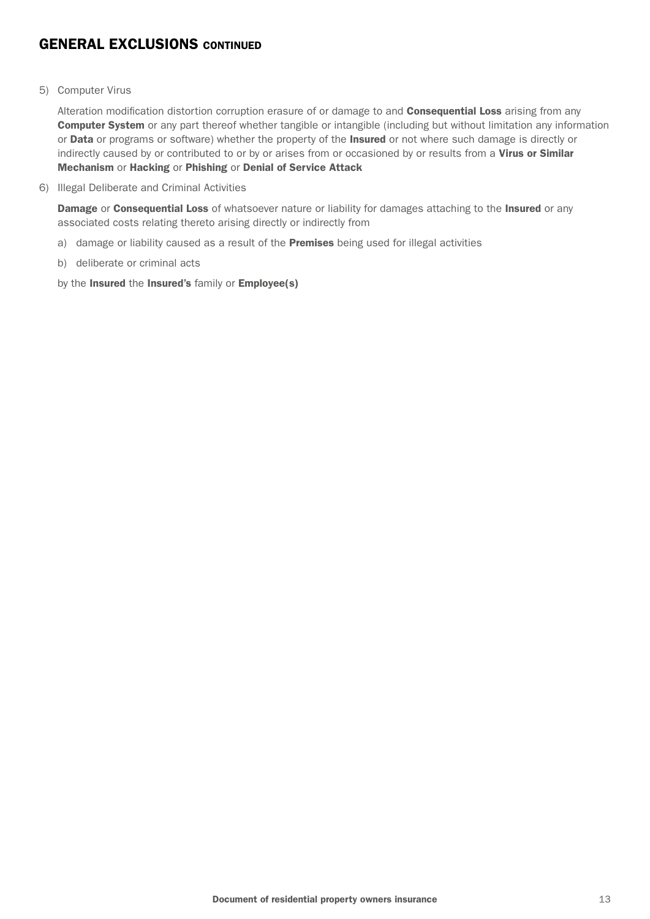## GENERAL EXCLUSIONS CONTINUED

5) Computer Virus

   Alteration modification distortion corruption erasure of or damage to and **Consequential Loss** arising from any **Computer System** or any part thereof whether tangible or intangible (including but without limitation any information or **Data** or programs or software) whether the property of the **Insured** or not where such damage is directly or indirectly caused by or contributed to or by or arises from or occasioned by or results from a **Virus or Similar Mechanism** or **Hacking** or **Phishing** or **Denial of Service Attack**

6) Illegal Deliberate and Criminal Activities

   **Damage** or **Consequential Loss** of whatsoever nature or liability for damages attaching to the **Insured** or any associated costs relating thereto arising directly or indirectly from

   a) damage or liability caused as a result of the **Premises** being used for illegal activities

   b) deliberate or criminal acts

   by the **Insured** the **Insured's** family or **Employee(s)**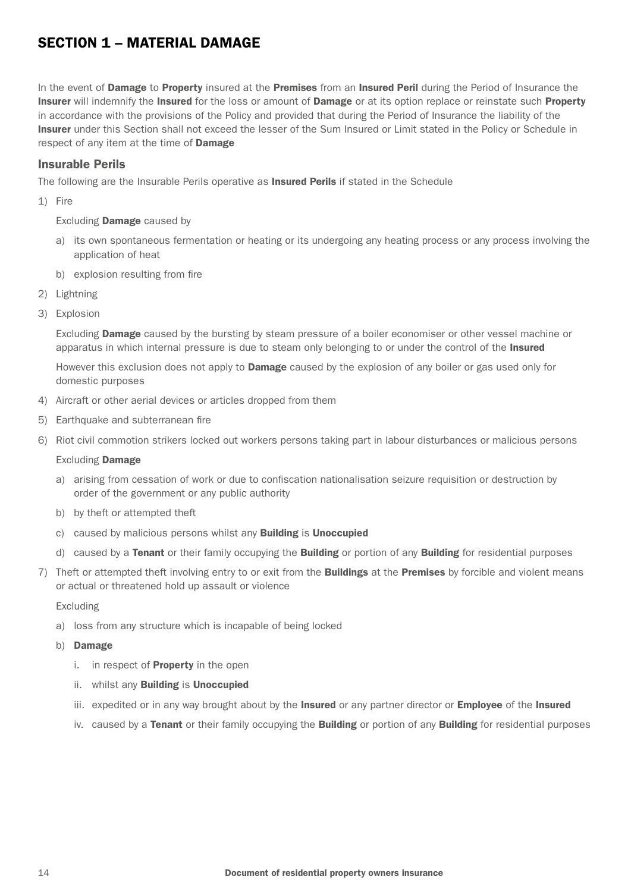## SECTION 1 – MATERIAL DAMAGE

In the event of **Damage** to **Property** insured at the **Premises** from an **Insured Peril** during the Period of Insurance the **Insurer** will indemnify the **Insured** for the loss or amount of **Damage** or at its option replace or reinstate such **Property** in accordance with the provisions of the Policy and provided that during the Period of Insurance the liability of the **Insurer** under this Section shall not exceed the lesser of the Sum Insured or Limit stated in the Policy or Schedule in respect of any item at the time of **Damage**

### Insurable Perils

The following are the Insurable Perils operative as **Insured Perils** if stated in the Schedule

1) Fire

   Excluding **Damage** caused by

   a) its own spontaneous fermentation or heating or its undergoing any heating process or any process involving the application of heat
   
   b) explosion resulting from fire

2) Lightning

3) Explosion

   Excluding **Damage** caused by the bursting by steam pressure of a boiler economiser or other vessel machine or apparatus in which internal pressure is due to steam only belonging to or under the control of the **Insured**

   However this exclusion does not apply to **Damage** caused by the explosion of any boiler or gas used only for domestic purposes

4) Aircraft or other aerial devices or articles dropped from them

5) Earthquake and subterranean fire

6) Riot civil commotion strikers locked out workers persons taking part in labour disturbances or malicious persons

   Excluding **Damage**

   a) arising from cessation of work or due to confiscation nationalisation seizure requisition or destruction by order of the government or any public authority
   
   b) by theft or attempted theft
   
   c) caused by malicious persons whilst any **Building** is **Unoccupied**
   
   d) caused by a **Tenant** or their family occupying the **Building** or portion of any **Building** for residential purposes

7) Theft or attempted theft involving entry to or exit from the **Buildings** at the **Premises** by forcible and violent means or actual or threatened hold up assault or violence

   Excluding

   a) loss from any structure which is incapable of being locked
   
   b) **Damage**
   
      i. in respect of **Property** in the open
      
      ii. whilst any **Building** is **Unoccupied**
      
      iii. expedited or in any way brought about by the **Insured** or any partner director or **Employee** of the **Insured**
      
      iv. caused by a **Tenant** or their family occupying the **Building** or portion of any **Building** for residential purposes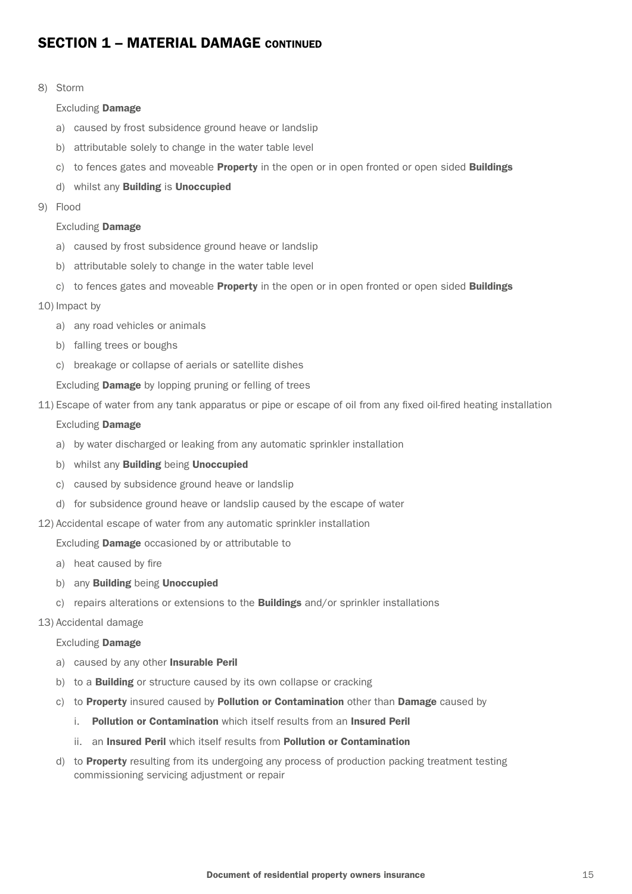## SECTION 1 – MATERIAL DAMAGE CONTINUED

8) Storm

   Excluding **Damage**

   a) caused by frost subsidence ground heave or landslip
   b) attributable solely to change in the water table level
   c) to fences gates and moveable **Property** in the open or in open fronted or open sided **Buildings**
   d) whilst any **Building** is **Unoccupied**

9) Flood

   Excluding **Damage**

   a) caused by frost subsidence ground heave or landslip
   b) attributable solely to change in the water table level
   c) to fences gates and moveable **Property** in the open or in open fronted or open sided **Buildings**

10) Impact by

   a) any road vehicles or animals
   b) falling trees or boughs
   c) breakage or collapse of aerials or satellite dishes

   Excluding **Damage** by lopping pruning or felling of trees

11) Escape of water from any tank apparatus or pipe or escape of oil from any fixed oil-fired heating installation

   Excluding **Damage**

   a) by water discharged or leaking from any automatic sprinkler installation
   b) whilst any **Building** being **Unoccupied**
   c) caused by subsidence ground heave or landslip
   d) for subsidence ground heave or landslip caused by the escape of water

12) Accidental escape of water from any automatic sprinkler installation

   Excluding **Damage** occasioned by or attributable to

   a) heat caused by fire
   b) any **Building** being **Unoccupied**
   c) repairs alterations or extensions to the **Buildings** and/or sprinkler installations

13) Accidental damage

   Excluding **Damage**

   a) caused by any other **Insurable Peril**
   b) to a **Building** or structure caused by its own collapse or cracking
   c) to **Property** insured caused by **Pollution or Contamination** other than **Damage** caused by
      i. **Pollution or Contamination** which itself results from an **Insured Peril**
      ii. an **Insured Peril** which itself results from **Pollution or Contamination**
   d) to **Property** resulting from its undergoing any process of production packing treatment testing commissioning servicing adjustment or repair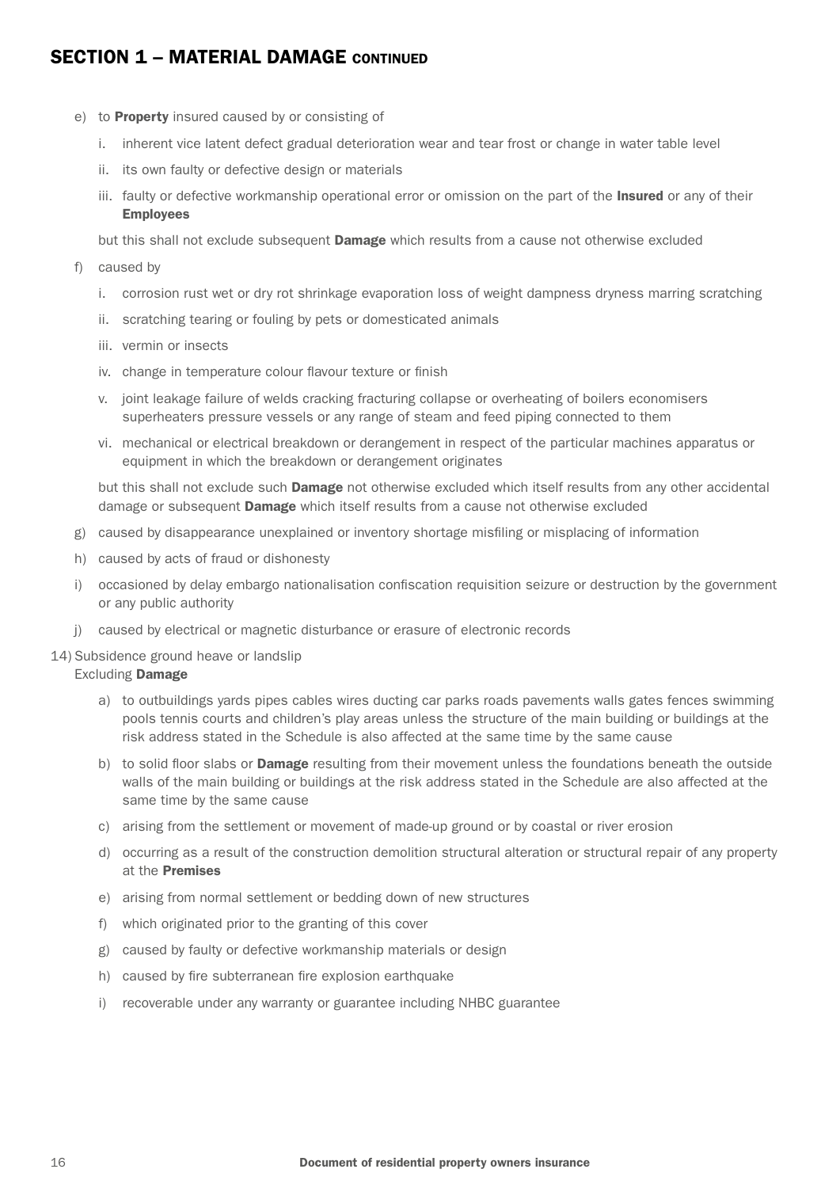## SECTION 1 – MATERIAL DAMAGE CONTINUED

e) to **Property** insured caused by or consisting of

   i. inherent vice latent defect gradual deterioration wear and tear frost or change in water table level

   ii. its own faulty or defective design or materials

   iii. faulty or defective workmanship operational error or omission on the part of the **Insured** or any of their **Employees**

   but this shall not exclude subsequent **Damage** which results from a cause not otherwise excluded

f) caused by

   i. corrosion rust wet or dry rot shrinkage evaporation loss of weight dampness dryness marring scratching

   ii. scratching tearing or fouling by pets or domesticated animals

   iii. vermin or insects

   iv. change in temperature colour flavour texture or finish

   v. joint leakage failure of welds cracking fracturing collapse or overheating of boilers economisers superheaters pressure vessels or any range of steam and feed piping connected to them

   vi. mechanical or electrical breakdown or derangement in respect of the particular machines apparatus or equipment in which the breakdown or derangement originates

   but this shall not exclude such **Damage** not otherwise excluded which itself results from any other accidental damage or subsequent **Damage** which itself results from a cause not otherwise excluded

g) caused by disappearance unexplained or inventory shortage misfiling or misplacing of information

h) caused by acts of fraud or dishonesty

i) occasioned by delay embargo nationalisation confiscation requisition seizure or destruction by the government or any public authority

j) caused by electrical or magnetic disturbance or erasure of electronic records

14) Subsidence ground heave or landslip

Excluding **Damage**

a) to outbuildings yards pipes cables wires ducting car parks roads pavements walls gates fences swimming pools tennis courts and children's play areas unless the structure of the main building or buildings at the risk address stated in the Schedule is also affected at the same time by the same cause

b) to solid floor slabs or **Damage** resulting from their movement unless the foundations beneath the outside walls of the main building or buildings at the risk address stated in the Schedule are also affected at the same time by the same cause

c) arising from the settlement or movement of made-up ground or by coastal or river erosion

d) occurring as a result of the construction demolition structural alteration or structural repair of any property at the **Premises**

e) arising from normal settlement or bedding down of new structures

f) which originated prior to the granting of this cover

g) caused by faulty or defective workmanship materials or design

h) caused by fire subterranean fire explosion earthquake

i) recoverable under any warranty or guarantee including NHBC guarantee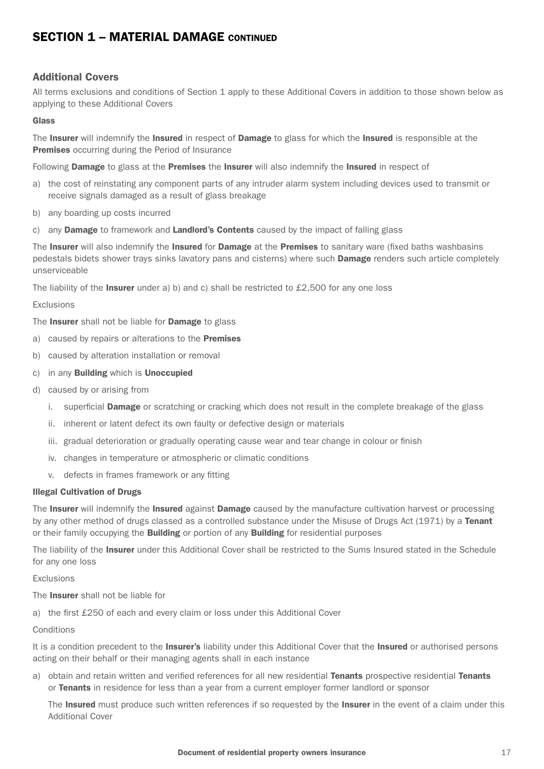# SECTION 1 – MATERIAL DAMAGE CONTINUED

## Additional Covers

All terms exclusions and conditions of Section 1 apply to these Additional Covers in addition to those shown below as applying to these Additional Covers

### Glass

The **Insurer** will indemnify the **Insured** in respect of **Damage** to glass for which the **Insured** is responsible at the **Premises** occurring during the Period of Insurance

Following **Damage** to glass at the **Premises** the **Insurer** will also indemnify the **Insured** in respect of

a) the cost of reinstating any component parts of any intruder alarm system including devices used to transmit or receive signals damaged as a result of glass breakage
b) any boarding up costs incurred
c) any **Damage** to framework and **Landlord's Contents** caused by the impact of falling glass

The **Insurer** will also indemnify the **Insured** for **Damage** at the **Premises** to sanitary ware (fixed baths washbasins pedestals bidets shower trays sinks lavatory pans and cisterns) where such **Damage** renders such article completely unserviceable

The liability of the **Insurer** under a) b) and c) shall be restricted to £2,500 for any one loss

Exclusions

The **Insurer** shall not be liable for **Damage** to glass

a) caused by repairs or alterations to the **Premises**
b) caused by alteration installation or removal
c) in any **Building** which is **Unoccupied**
d) caused by or arising from
   i. superficial **Damage** or scratching or cracking which does not result in the complete breakage of the glass
   ii. inherent or latent defect its own faulty or defective design or materials
   iii. gradual deterioration or gradually operating cause wear and tear change in colour or finish
   iv. changes in temperature or atmospheric or climatic conditions
   v. defects in frames framework or any fitting

### Illegal Cultivation of Drugs

The **Insurer** will indemnify the **Insured** against **Damage** caused by the manufacture cultivation harvest or processing by any other method of drugs classed as a controlled substance under the Misuse of Drugs Act (1971) by a **Tenant** or their family occupying the **Building** or portion of any **Building** for residential purposes

The liability of the **Insurer** under this Additional Cover shall be restricted to the Sums Insured stated in the Schedule for any one loss

Exclusions

The **Insurer** shall not be liable for

a) the first £250 of each and every claim or loss under this Additional Cover

Conditions

It is a condition precedent to the **Insurer's** liability under this Additional Cover that the **Insured** or authorised persons acting on their behalf or their managing agents shall in each instance

a) obtain and retain written and verified references for all new residential **Tenants** prospective residential **Tenants** or **Tenants** in residence for less than a year from a current employer former landlord or sponsor

   The **Insured** must produce such written references if so requested by the **Insurer** in the event of a claim under this Additional Cover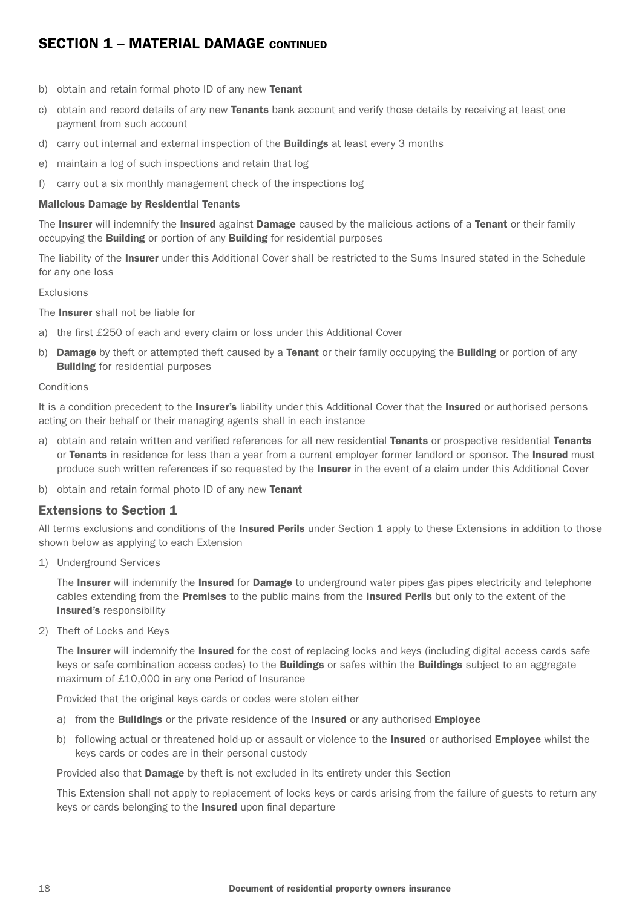## SECTION 1 – MATERIAL DAMAGE CONTINUED

b) obtain and retain formal photo ID of any new **Tenant**

c) obtain and record details of any new **Tenants** bank account and verify those details by receiving at least one payment from such account

d) carry out internal and external inspection of the **Buildings** at least every 3 months

e) maintain a log of such inspections and retain that log

f) carry out a six monthly management check of the inspections log

**Malicious Damage by Residential Tenants**

The **Insurer** will indemnify the **Insured** against **Damage** caused by the malicious actions of a **Tenant** or their family occupying the **Building** or portion of any **Building** for residential purposes

The liability of the **Insurer** under this Additional Cover shall be restricted to the Sums Insured stated in the Schedule for any one loss

Exclusions

The **Insurer** shall not be liable for

a) the first £250 of each and every claim or loss under this Additional Cover

b) **Damage** by theft or attempted theft caused by a **Tenant** or their family occupying the **Building** or portion of any **Building** for residential purposes

Conditions

It is a condition precedent to the **Insurer's** liability under this Additional Cover that the **Insured** or authorised persons acting on their behalf or their managing agents shall in each instance

a) obtain and retain written and verified references for all new residential **Tenants** or prospective residential **Tenants** or **Tenants** in residence for less than a year from a current employer former landlord or sponsor. The **Insured** must produce such written references if so requested by the **Insurer** in the event of a claim under this Additional Cover

b) obtain and retain formal photo ID of any new **Tenant**

### Extensions to Section 1

All terms exclusions and conditions of the **Insured Perils** under Section 1 apply to these Extensions in addition to those shown below as applying to each Extension

1) Underground Services

   The **Insurer** will indemnify the **Insured** for **Damage** to underground water pipes gas pipes electricity and telephone cables extending from the **Premises** to the public mains from the **Insured Perils** but only to the extent of the **Insured's** responsibility

2) Theft of Locks and Keys

   The **Insurer** will indemnify the **Insured** for the cost of replacing locks and keys (including digital access cards safe keys or safe combination access codes) to the **Buildings** or safes within the **Buildings** subject to an aggregate maximum of £10,000 in any one Period of Insurance

   Provided that the original keys cards or codes were stolen either

   a) from the **Buildings** or the private residence of the **Insured** or any authorised **Employee**

   b) following actual or threatened hold-up or assault or violence to the **Insured** or authorised **Employee** whilst the keys cards or codes are in their personal custody

   Provided also that **Damage** by theft is not excluded in its entirety under this Section

   This Extension shall not apply to replacement of locks keys or cards arising from the failure of guests to return any keys or cards belonging to the **Insured** upon final departure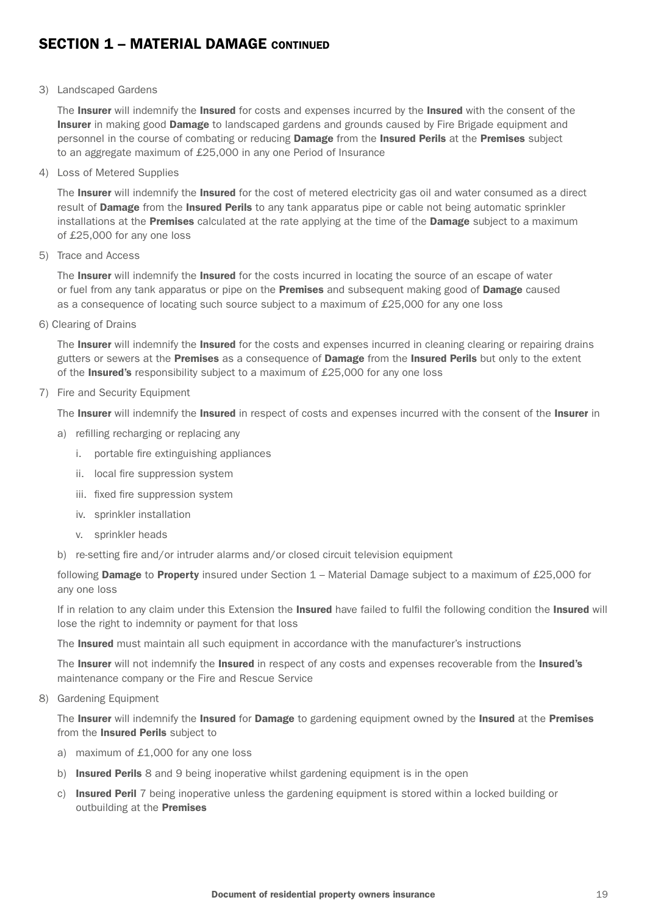## SECTION 1 – MATERIAL DAMAGE CONTINUED

3) Landscaped Gardens

   The **Insurer** will indemnify the **Insured** for costs and expenses incurred by the **Insured** with the consent of the **Insurer** in making good **Damage** to landscaped gardens and grounds caused by Fire Brigade equipment and personnel in the course of combating or reducing **Damage** from the **Insured Perils** at the **Premises** subject to an aggregate maximum of £25,000 in any one Period of Insurance

4) Loss of Metered Supplies

   The **Insurer** will indemnify the **Insured** for the cost of metered electricity gas oil and water consumed as a direct result of **Damage** from the **Insured Perils** to any tank apparatus pipe or cable not being automatic sprinkler installations at the **Premises** calculated at the rate applying at the time of the **Damage** subject to a maximum of £25,000 for any one loss

5) Trace and Access

   The **Insurer** will indemnify the **Insured** for the costs incurred in locating the source of an escape of water or fuel from any tank apparatus or pipe on the **Premises** and subsequent making good of **Damage** caused as a consequence of locating such source subject to a maximum of £25,000 for any one loss

6) Clearing of Drains

   The **Insurer** will indemnify the **Insured** for the costs and expenses incurred in cleaning clearing or repairing drains gutters or sewers at the **Premises** as a consequence of **Damage** from the **Insured Perils** but only to the extent of the **Insured's** responsibility subject to a maximum of £25,000 for any one loss

7) Fire and Security Equipment

   The **Insurer** will indemnify the **Insured** in respect of costs and expenses incurred with the consent of the **Insurer** in

   a) refilling recharging or replacing any

      i. portable fire extinguishing appliances

      ii. local fire suppression system

      iii. fixed fire suppression system

      iv. sprinkler installation

      v. sprinkler heads

   b) re-setting fire and/or intruder alarms and/or closed circuit television equipment

   following **Damage** to **Property** insured under Section 1 – Material Damage subject to a maximum of £25,000 for any one loss

   If in relation to any claim under this Extension the **Insured** have failed to fulfil the following condition the **Insured** will lose the right to indemnity or payment for that loss

   The **Insured** must maintain all such equipment in accordance with the manufacturer's instructions

   The **Insurer** will not indemnify the **Insured** in respect of any costs and expenses recoverable from the **Insured's** maintenance company or the Fire and Rescue Service

8) Gardening Equipment

   The **Insurer** will indemnify the **Insured** for **Damage** to gardening equipment owned by the **Insured** at the **Premises** from the **Insured Perils** subject to

   a) maximum of £1,000 for any one loss

   b) **Insured Perils** 8 and 9 being inoperative whilst gardening equipment is in the open

   c) **Insured Peril** 7 being inoperative unless the gardening equipment is stored within a locked building or outbuilding at the **Premises**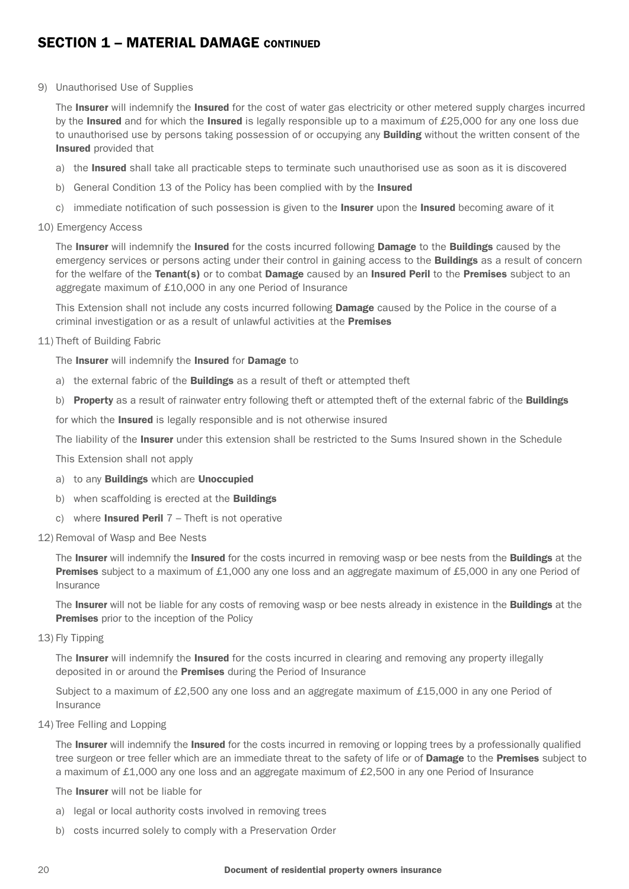## SECTION 1 – MATERIAL DAMAGE CONTINUED

9) Unauthorised Use of Supplies

The **Insurer** will indemnify the **Insured** for the cost of water gas electricity or other metered supply charges incurred by the **Insured** and for which the **Insured** is legally responsible up to a maximum of £25,000 for any one loss due to unauthorised use by persons taking possession of or occupying any **Building** without the written consent of the **Insured** provided that

a) the **Insured** shall take all practicable steps to terminate such unauthorised use as soon as it is discovered

b) General Condition 13 of the Policy has been complied with by the **Insured**

c) immediate notification of such possession is given to the **Insurer** upon the **Insured** becoming aware of it

10) Emergency Access

The **Insurer** will indemnify the **Insured** for the costs incurred following **Damage** to the **Buildings** caused by the emergency services or persons acting under their control in gaining access to the **Buildings** as a result of concern for the welfare of the **Tenant(s)** or to combat **Damage** caused by an **Insured Peril** to the **Premises** subject to an aggregate maximum of £10,000 in any one Period of Insurance

This Extension shall not include any costs incurred following **Damage** caused by the Police in the course of a criminal investigation or as a result of unlawful activities at the **Premises**

11) Theft of Building Fabric

The **Insurer** will indemnify the **Insured** for **Damage** to

a) the external fabric of the **Buildings** as a result of theft or attempted theft

b) **Property** as a result of rainwater entry following theft or attempted theft of the external fabric of the **Buildings**

for which the **Insured** is legally responsible and is not otherwise insured

The liability of the **Insurer** under this extension shall be restricted to the Sums Insured shown in the Schedule

This Extension shall not apply

a) to any **Buildings** which are **Unoccupied**

b) when scaffolding is erected at the **Buildings**

c) where **Insured Peril** 7 – Theft is not operative

12) Removal of Wasp and Bee Nests

The **Insurer** will indemnify the **Insured** for the costs incurred in removing wasp or bee nests from the **Buildings** at the **Premises** subject to a maximum of £1,000 any one loss and an aggregate maximum of £5,000 in any one Period of Insurance

The **Insurer** will not be liable for any costs of removing wasp or bee nests already in existence in the **Buildings** at the **Premises** prior to the inception of the Policy

13) Fly Tipping

The **Insurer** will indemnify the **Insured** for the costs incurred in clearing and removing any property illegally deposited in or around the **Premises** during the Period of Insurance

Subject to a maximum of £2,500 any one loss and an aggregate maximum of £15,000 in any one Period of Insurance

14) Tree Felling and Lopping

The **Insurer** will indemnify the **Insured** for the costs incurred in removing or lopping trees by a professionally qualified tree surgeon or tree feller which are an immediate threat to the safety of life or of **Damage** to the **Premises** subject to a maximum of £1,000 any one loss and an aggregate maximum of £2,500 in any one Period of Insurance

The **Insurer** will not be liable for

a) legal or local authority costs involved in removing trees

b) costs incurred solely to comply with a Preservation Order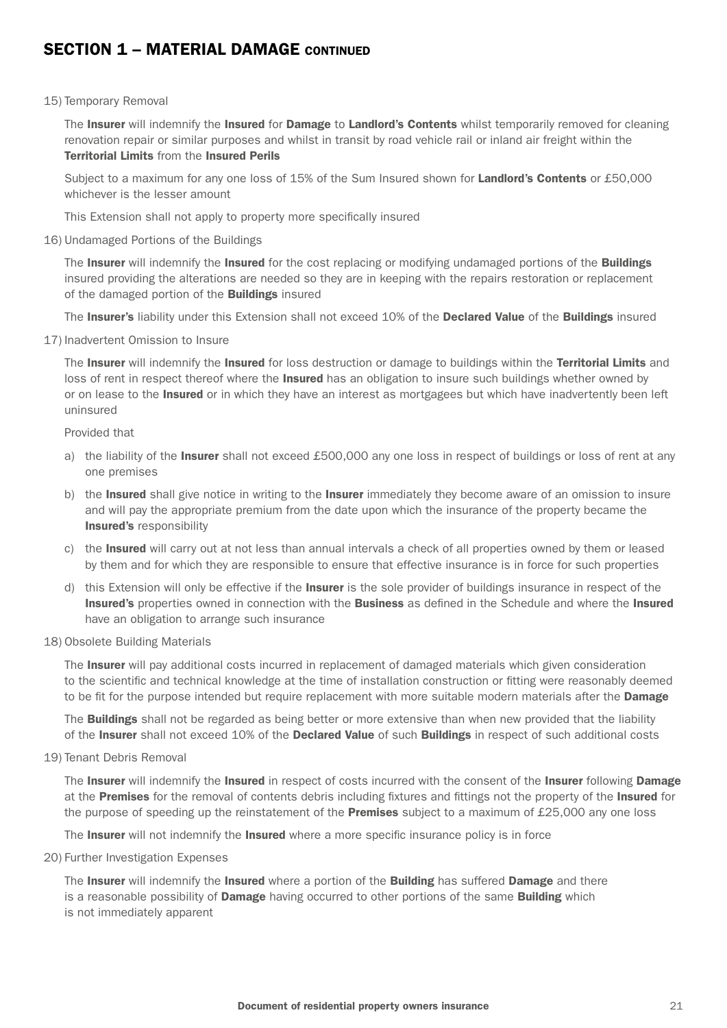## SECTION 1 – MATERIAL DAMAGE CONTINUED

15) Temporary Removal

The **Insurer** will indemnify the **Insured** for **Damage** to **Landlord's Contents** whilst temporarily removed for cleaning renovation repair or similar purposes and whilst in transit by road vehicle rail or inland air freight within the **Territorial Limits** from the **Insured Perils**

Subject to a maximum for any one loss of 15% of the Sum Insured shown for **Landlord's Contents** or £50,000 whichever is the lesser amount

This Extension shall not apply to property more specifically insured

16) Undamaged Portions of the Buildings

The **Insurer** will indemnify the **Insured** for the cost replacing or modifying undamaged portions of the **Buildings** insured providing the alterations are needed so they are in keeping with the repairs restoration or replacement of the damaged portion of the **Buildings** insured

The **Insurer's** liability under this Extension shall not exceed 10% of the **Declared Value** of the **Buildings** insured

17) Inadvertent Omission to Insure

The **Insurer** will indemnify the **Insured** for loss destruction or damage to buildings within the **Territorial Limits** and loss of rent in respect thereof where the **Insured** has an obligation to insure such buildings whether owned by or on lease to the **Insured** or in which they have an interest as mortgagees but which have inadvertently been left uninsured

Provided that

a) the liability of the **Insurer** shall not exceed £500,000 any one loss in respect of buildings or loss of rent at any one premises
b) the **Insured** shall give notice in writing to the **Insurer** immediately they become aware of an omission to insure and will pay the appropriate premium from the date upon which the insurance of the property became the **Insured's** responsibility
c) the **Insured** will carry out at not less than annual intervals a check of all properties owned by them or leased by them and for which they are responsible to ensure that effective insurance is in force for such properties
d) this Extension will only be effective if the **Insurer** is the sole provider of buildings insurance in respect of the **Insured's** properties owned in connection with the **Business** as defined in the Schedule and where the **Insured** have an obligation to arrange such insurance

18) Obsolete Building Materials

The **Insurer** will pay additional costs incurred in replacement of damaged materials which given consideration to the scientific and technical knowledge at the time of installation construction or fitting were reasonably deemed to be fit for the purpose intended but require replacement with more suitable modern materials after the **Damage**

The **Buildings** shall not be regarded as being better or more extensive than when new provided that the liability of the **Insurer** shall not exceed 10% of the **Declared Value** of such **Buildings** in respect of such additional costs

19) Tenant Debris Removal

The **Insurer** will indemnify the **Insured** in respect of costs incurred with the consent of the **Insurer** following **Damage** at the **Premises** for the removal of contents debris including fixtures and fittings not the property of the **Insured** for the purpose of speeding up the reinstatement of the **Premises** subject to a maximum of £25,000 any one loss

The **Insurer** will not indemnify the **Insured** where a more specific insurance policy is in force

20) Further Investigation Expenses

The **Insurer** will indemnify the **Insured** where a portion of the **Building** has suffered **Damage** and there is a reasonable possibility of **Damage** having occurred to other portions of the same **Building** which is not immediately apparent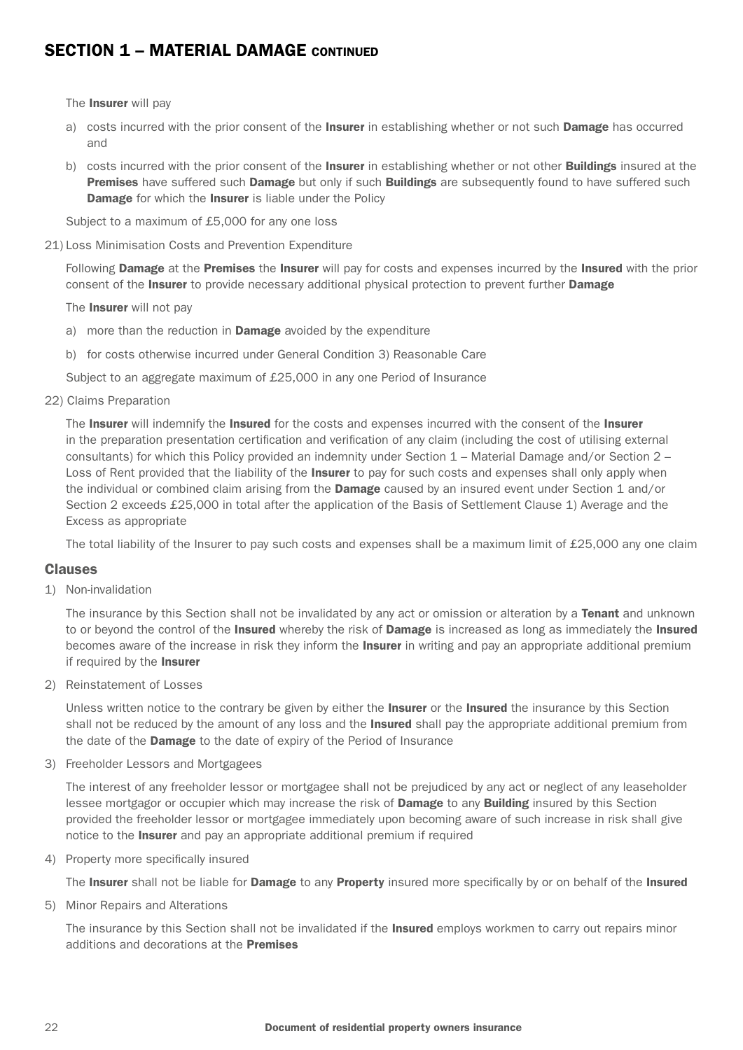## SECTION 1 – MATERIAL DAMAGE CONTINUED

The **Insurer** will pay

a) costs incurred with the prior consent of the **Insurer** in establishing whether or not such **Damage** has occurred and

b) costs incurred with the prior consent of the **Insurer** in establishing whether or not other **Buildings** insured at the **Premises** have suffered such **Damage** but only if such **Buildings** are subsequently found to have suffered such **Damage** for which the **Insurer** is liable under the Policy

Subject to a maximum of £5,000 for any one loss

21) Loss Minimisation Costs and Prevention Expenditure

Following **Damage** at the **Premises** the **Insurer** will pay for costs and expenses incurred by the **Insured** with the prior consent of the **Insurer** to provide necessary additional physical protection to prevent further **Damage**

The **Insurer** will not pay

a) more than the reduction in **Damage** avoided by the expenditure

b) for costs otherwise incurred under General Condition 3) Reasonable Care

Subject to an aggregate maximum of £25,000 in any one Period of Insurance

22) Claims Preparation

The **Insurer** will indemnify the **Insured** for the costs and expenses incurred with the consent of the **Insurer** in the preparation presentation certification and verification of any claim (including the cost of utilising external consultants) for which this Policy provided an indemnity under Section 1 – Material Damage and/or Section 2 – Loss of Rent provided that the liability of the **Insurer** to pay for such costs and expenses shall only apply when the individual or combined claim arising from the **Damage** caused by an insured event under Section 1 and/or Section 2 exceeds £25,000 in total after the application of the Basis of Settlement Clause 1) Average and the Excess as appropriate

The total liability of the Insurer to pay such costs and expenses shall be a maximum limit of £25,000 any one claim

### Clauses

1) Non-invalidation

The insurance by this Section shall not be invalidated by any act or omission or alteration by a **Tenant** and unknown to or beyond the control of the **Insured** whereby the risk of **Damage** is increased as long as immediately the **Insured** becomes aware of the increase in risk they inform the **Insurer** in writing and pay an appropriate additional premium if required by the **Insurer**

2) Reinstatement of Losses

Unless written notice to the contrary be given by either the **Insurer** or the **Insured** the insurance by this Section shall not be reduced by the amount of any loss and the **Insured** shall pay the appropriate additional premium from the date of the **Damage** to the date of expiry of the Period of Insurance

3) Freeholder Lessors and Mortgagees

The interest of any freeholder lessor or mortgagee shall not be prejudiced by any act or neglect of any leaseholder lessee mortgagor or occupier which may increase the risk of **Damage** to any **Building** insured by this Section provided the freeholder lessor or mortgagee immediately upon becoming aware of such increase in risk shall give notice to the **Insurer** and pay an appropriate additional premium if required

4) Property more specifically insured

The **Insurer** shall not be liable for **Damage** to any **Property** insured more specifically by or on behalf of the **Insured**

5) Minor Repairs and Alterations

The insurance by this Section shall not be invalidated if the **Insured** employs workmen to carry out repairs minor additions and decorations at the **Premises**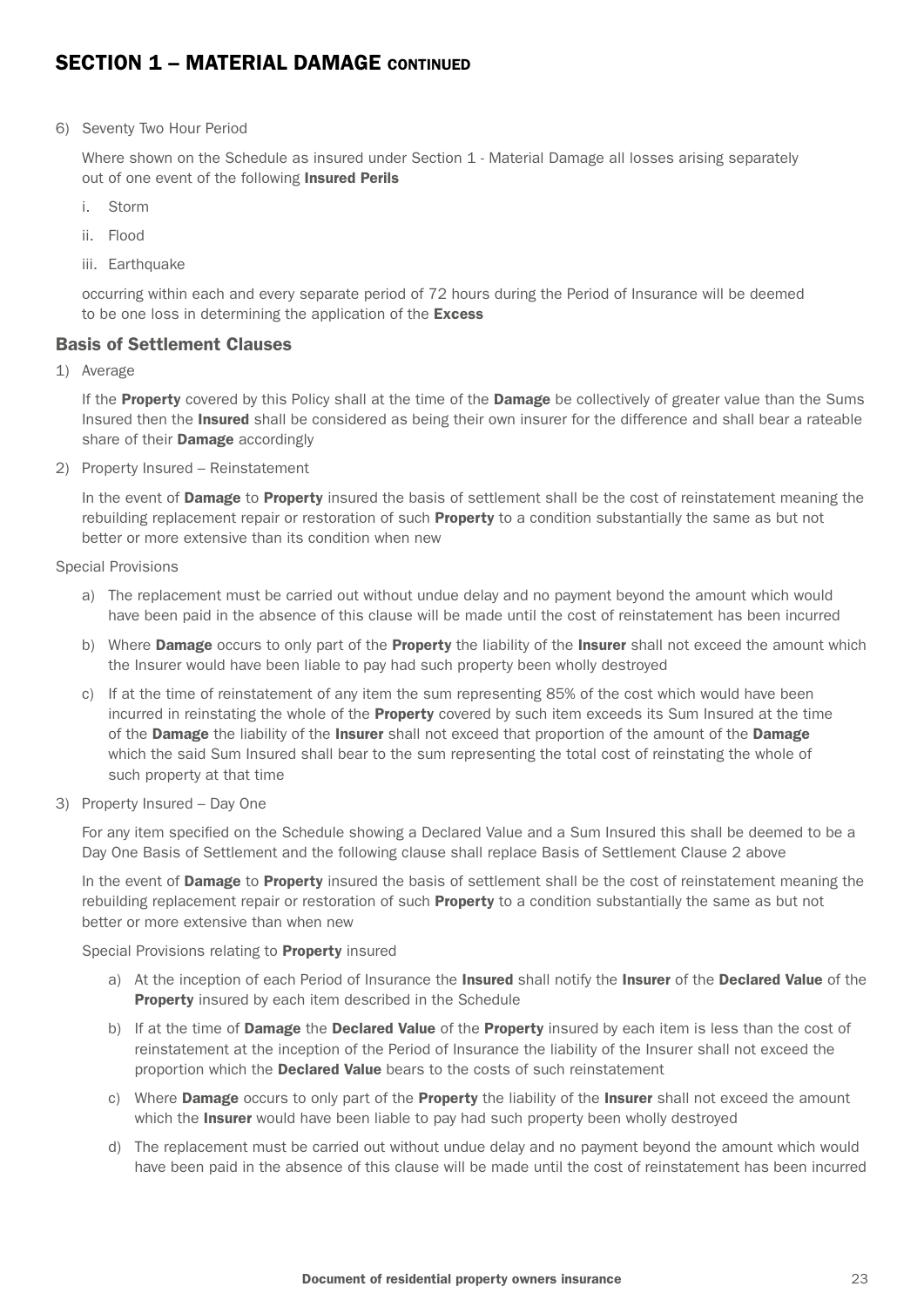## SECTION 1 – MATERIAL DAMAGE CONTINUED

6) Seventy Two Hour Period

   Where shown on the Schedule as insured under Section 1 - Material Damage all losses arising separately out of one event of the following **Insured Perils**

   i. Storm

   ii. Flood

   iii. Earthquake

   occurring within each and every separate period of 72 hours during the Period of Insurance will be deemed to be one loss in determining the application of the **Excess**

### Basis of Settlement Clauses

1) Average

   If the **Property** covered by this Policy shall at the time of the **Damage** be collectively of greater value than the Sums Insured then the **Insured** shall be considered as being their own insurer for the difference and shall bear a rateable share of their **Damage** accordingly

2) Property Insured – Reinstatement

   In the event of **Damage** to **Property** insured the basis of settlement shall be the cost of reinstatement meaning the rebuilding replacement repair or restoration of such **Property** to a condition substantially the same as but not better or more extensive than its condition when new

Special Provisions

   a) The replacement must be carried out without undue delay and no payment beyond the amount which would have been paid in the absence of this clause will be made until the cost of reinstatement has been incurred

   b) Where **Damage** occurs to only part of the **Property** the liability of the **Insurer** shall not exceed the amount which the Insurer would have been liable to pay had such property been wholly destroyed

   c) If at the time of reinstatement of any item the sum representing 85% of the cost which would have been incurred in reinstating the whole of the **Property** covered by such item exceeds its Sum Insured at the time of the **Damage** the liability of the **Insurer** shall not exceed that proportion of the amount of the **Damage** which the said Sum Insured shall bear to the sum representing the total cost of reinstating the whole of such property at that time

3) Property Insured – Day One

   For any item specified on the Schedule showing a Declared Value and a Sum Insured this shall be deemed to be a Day One Basis of Settlement and the following clause shall replace Basis of Settlement Clause 2 above

   In the event of **Damage** to **Property** insured the basis of settlement shall be the cost of reinstatement meaning the rebuilding replacement repair or restoration of such **Property** to a condition substantially the same as but not better or more extensive than when new

   Special Provisions relating to **Property** insured

   a) At the inception of each Period of Insurance the **Insured** shall notify the **Insurer** of the **Declared Value** of the **Property** insured by each item described in the Schedule

   b) If at the time of **Damage** the **Declared Value** of the **Property** insured by each item is less than the cost of reinstatement at the inception of the Period of Insurance the liability of the Insurer shall not exceed the proportion which the **Declared Value** bears to the costs of such reinstatement

   c) Where **Damage** occurs to only part of the **Property** the liability of the **Insurer** shall not exceed the amount which the **Insurer** would have been liable to pay had such property been wholly destroyed

   d) The replacement must be carried out without undue delay and no payment beyond the amount which would have been paid in the absence of this clause will be made until the cost of reinstatement has been incurred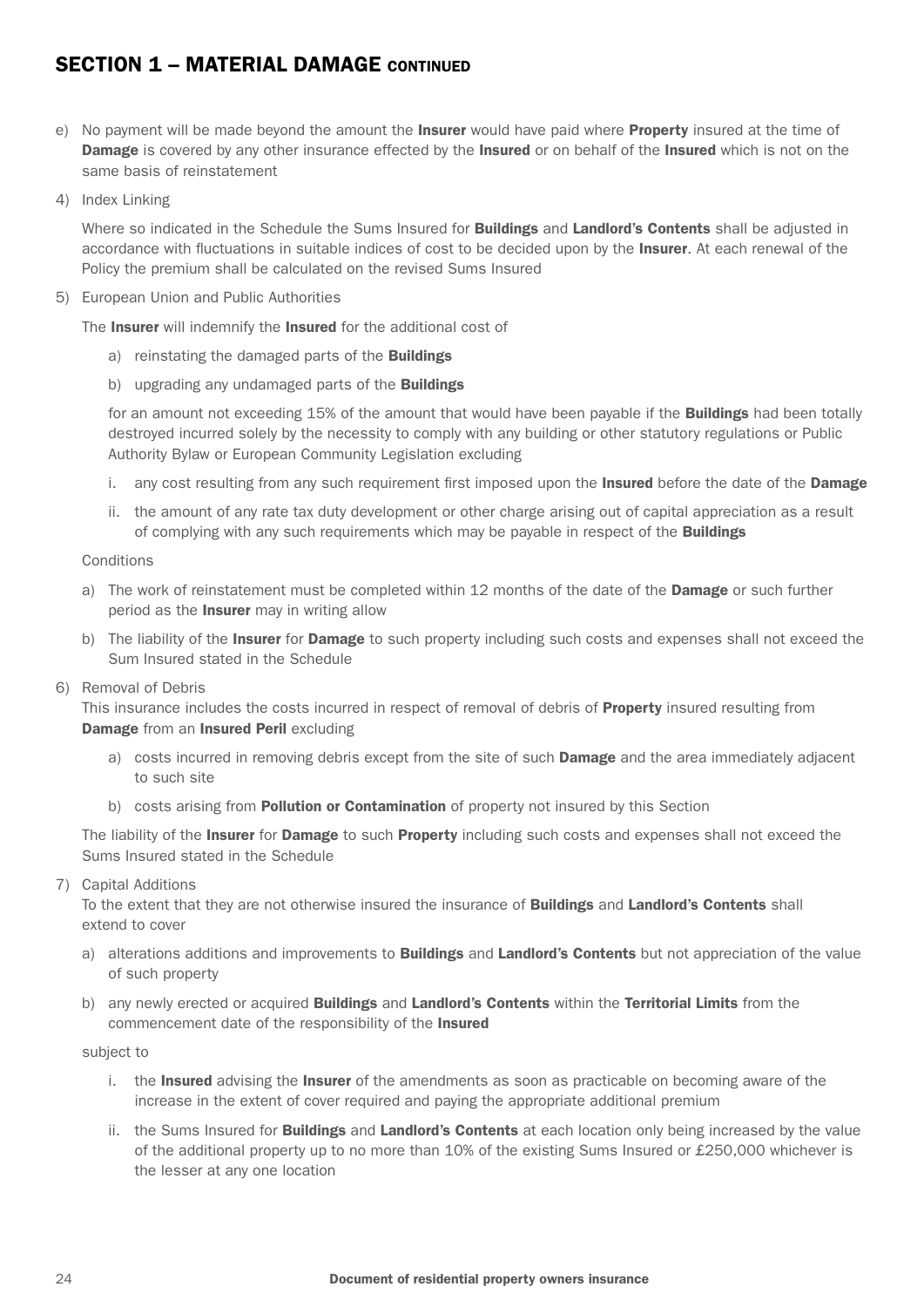## SECTION 1 – MATERIAL DAMAGE CONTINUED

e) No payment will be made beyond the amount the **Insurer** would have paid where **Property** insured at the time of **Damage** is covered by any other insurance effected by the **Insured** or on behalf of the **Insured** which is not on the same basis of reinstatement

4) Index Linking

Where so indicated in the Schedule the Sums Insured for **Buildings** and **Landlord's Contents** shall be adjusted in accordance with fluctuations in suitable indices of cost to be decided upon by the **Insurer**. At each renewal of the Policy the premium shall be calculated on the revised Sums Insured

5) European Union and Public Authorities

The **Insurer** will indemnify the **Insured** for the additional cost of

a) reinstating the damaged parts of the **Buildings**

b) upgrading any undamaged parts of the **Buildings**

for an amount not exceeding 15% of the amount that would have been payable if the **Buildings** had been totally destroyed incurred solely by the necessity to comply with any building or other statutory regulations or Public Authority Bylaw or European Community Legislation excluding

i. any cost resulting from any such requirement first imposed upon the **Insured** before the date of the **Damage**

ii. the amount of any rate tax duty development or other charge arising out of capital appreciation as a result of complying with any such requirements which may be payable in respect of the **Buildings**

Conditions

a) The work of reinstatement must be completed within 12 months of the date of the **Damage** or such further period as the **Insurer** may in writing allow

b) The liability of the **Insurer** for **Damage** to such property including such costs and expenses shall not exceed the Sum Insured stated in the Schedule

6) Removal of Debris

This insurance includes the costs incurred in respect of removal of debris of **Property** insured resulting from **Damage** from an **Insured Peril** excluding

a) costs incurred in removing debris except from the site of such **Damage** and the area immediately adjacent to such site

b) costs arising from **Pollution or Contamination** of property not insured by this Section

The liability of the **Insurer** for **Damage** to such **Property** including such costs and expenses shall not exceed the Sums Insured stated in the Schedule

7) Capital Additions

To the extent that they are not otherwise insured the insurance of **Buildings** and **Landlord's Contents** shall extend to cover

a) alterations additions and improvements to **Buildings** and **Landlord's Contents** but not appreciation of the value of such property

b) any newly erected or acquired **Buildings** and **Landlord's Contents** within the **Territorial Limits** from the commencement date of the responsibility of the **Insured**

subject to

i. the **Insured** advising the **Insurer** of the amendments as soon as practicable on becoming aware of the increase in the extent of cover required and paying the appropriate additional premium

ii. the Sums Insured for **Buildings** and **Landlord's Contents** at each location only being increased by the value of the additional property up to no more than 10% of the existing Sums Insured or £250,000 whichever is the lesser at any one location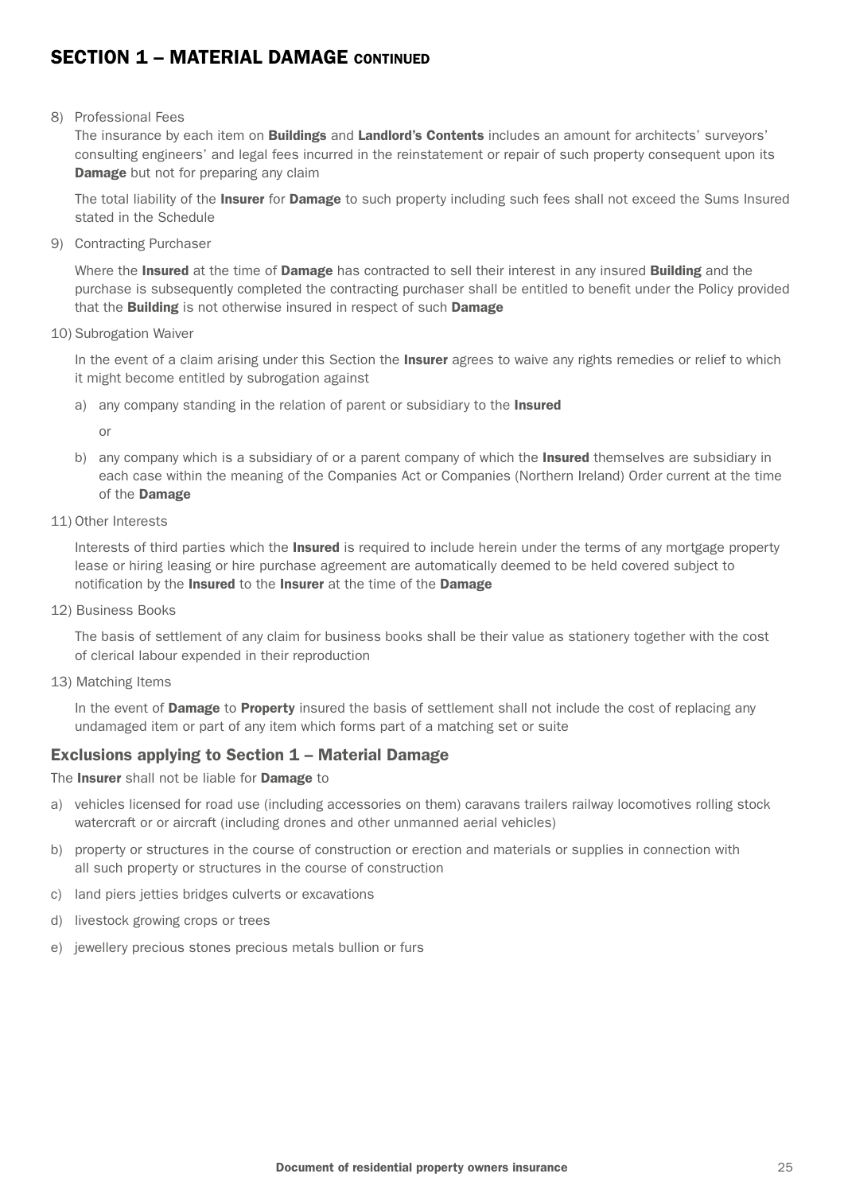## SECTION 1 – MATERIAL DAMAGE CONTINUED

8) Professional Fees

   The insurance by each item on **Buildings** and **Landlord's Contents** includes an amount for architects' surveyors' consulting engineers' and legal fees incurred in the reinstatement or repair of such property consequent upon its **Damage** but not for preparing any claim

   The total liability of the **Insurer** for **Damage** to such property including such fees shall not exceed the Sums Insured stated in the Schedule

9) Contracting Purchaser

   Where the **Insured** at the time of **Damage** has contracted to sell their interest in any insured **Building** and the purchase is subsequently completed the contracting purchaser shall be entitled to benefit under the Policy provided that the **Building** is not otherwise insured in respect of such **Damage**

10) Subrogation Waiver

    In the event of a claim arising under this Section the **Insurer** agrees to waive any rights remedies or relief to which it might become entitled by subrogation against

    a) any company standing in the relation of parent or subsidiary to the **Insured**

       or

    b) any company which is a subsidiary of or a parent company of which the **Insured** themselves are subsidiary in each case within the meaning of the Companies Act or Companies (Northern Ireland) Order current at the time of the **Damage**

11) Other Interests

    Interests of third parties which the **Insured** is required to include herein under the terms of any mortgage property lease or hiring leasing or hire purchase agreement are automatically deemed to be held covered subject to notification by the **Insured** to the **Insurer** at the time of the **Damage**

12) Business Books

    The basis of settlement of any claim for business books shall be their value as stationery together with the cost of clerical labour expended in their reproduction

13) Matching Items

    In the event of **Damage** to **Property** insured the basis of settlement shall not include the cost of replacing any undamaged item or part of any item which forms part of a matching set or suite

### Exclusions applying to Section 1 – Material Damage

The **Insurer** shall not be liable for **Damage** to

a) vehicles licensed for road use (including accessories on them) caravans trailers railway locomotives rolling stock watercraft or or aircraft (including drones and other unmanned aerial vehicles)

b) property or structures in the course of construction or erection and materials or supplies in connection with all such property or structures in the course of construction

c) land piers jetties bridges culverts or excavations

d) livestock growing crops or trees

e) jewellery precious stones precious metals bullion or furs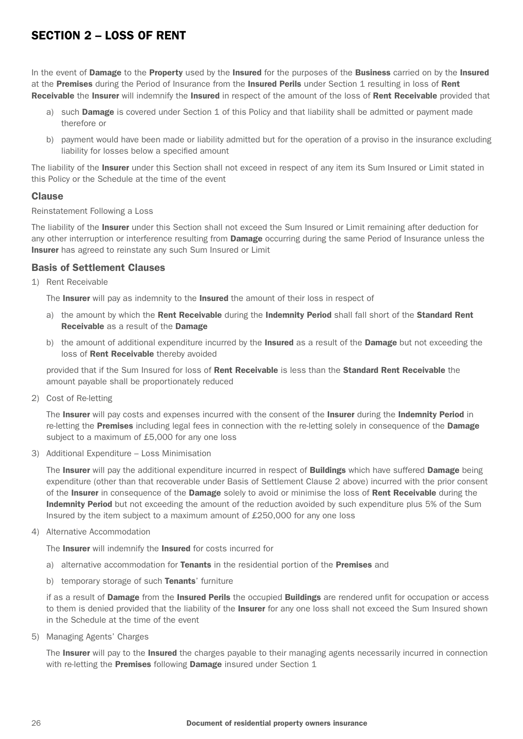## SECTION 2 – LOSS OF RENT

In the event of **Damage** to the **Property** used by the **Insured** for the purposes of the **Business** carried on by the **Insured** at the **Premises** during the Period of Insurance from the **Insured Perils** under Section 1 resulting in loss of **Rent Receivable** the **Insurer** will indemnify the **Insured** in respect of the amount of the loss of **Rent Receivable** provided that

a) such **Damage** is covered under Section 1 of this Policy and that liability shall be admitted or payment made therefore or

b) payment would have been made or liability admitted but for the operation of a proviso in the insurance excluding liability for losses below a specified amount

The liability of the **Insurer** under this Section shall not exceed in respect of any item its Sum Insured or Limit stated in this Policy or the Schedule at the time of the event

### Clause

Reinstatement Following a Loss

The liability of the **Insurer** under this Section shall not exceed the Sum Insured or Limit remaining after deduction for any other interruption or interference resulting from **Damage** occurring during the same Period of Insurance unless the **Insurer** has agreed to reinstate any such Sum Insured or Limit

### Basis of Settlement Clauses

1) Rent Receivable

   The **Insurer** will pay as indemnity to the **Insured** the amount of their loss in respect of

   a) the amount by which the **Rent Receivable** during the **Indemnity Period** shall fall short of the **Standard Rent Receivable** as a result of the **Damage**

   b) the amount of additional expenditure incurred by the **Insured** as a result of the **Damage** but not exceeding the loss of **Rent Receivable** thereby avoided

   provided that if the Sum Insured for loss of **Rent Receivable** is less than the **Standard Rent Receivable** the amount payable shall be proportionately reduced

2) Cost of Re-letting

   The **Insurer** will pay costs and expenses incurred with the consent of the **Insurer** during the **Indemnity Period** in re-letting the **Premises** including legal fees in connection with the re-letting solely in consequence of the **Damage** subject to a maximum of £5,000 for any one loss

3) Additional Expenditure – Loss Minimisation

   The **Insurer** will pay the additional expenditure incurred in respect of **Buildings** which have suffered **Damage** being expenditure (other than that recoverable under Basis of Settlement Clause 2 above) incurred with the prior consent of the **Insurer** in consequence of the **Damage** solely to avoid or minimise the loss of **Rent Receivable** during the **Indemnity Period** but not exceeding the amount of the reduction avoided by such expenditure plus 5% of the Sum Insured by the item subject to a maximum amount of £250,000 for any one loss

4) Alternative Accommodation

   The **Insurer** will indemnify the **Insured** for costs incurred for

   a) alternative accommodation for **Tenants** in the residential portion of the **Premises** and

   b) temporary storage of such **Tenants**' furniture

   if as a result of **Damage** from the **Insured Perils** the occupied **Buildings** are rendered unfit for occupation or access to them is denied provided that the liability of the **Insurer** for any one loss shall not exceed the Sum Insured shown in the Schedule at the time of the event

5) Managing Agents' Charges

   The **Insurer** will pay to the **Insured** the charges payable to their managing agents necessarily incurred in connection with re-letting the **Premises** following **Damage** insured under Section 1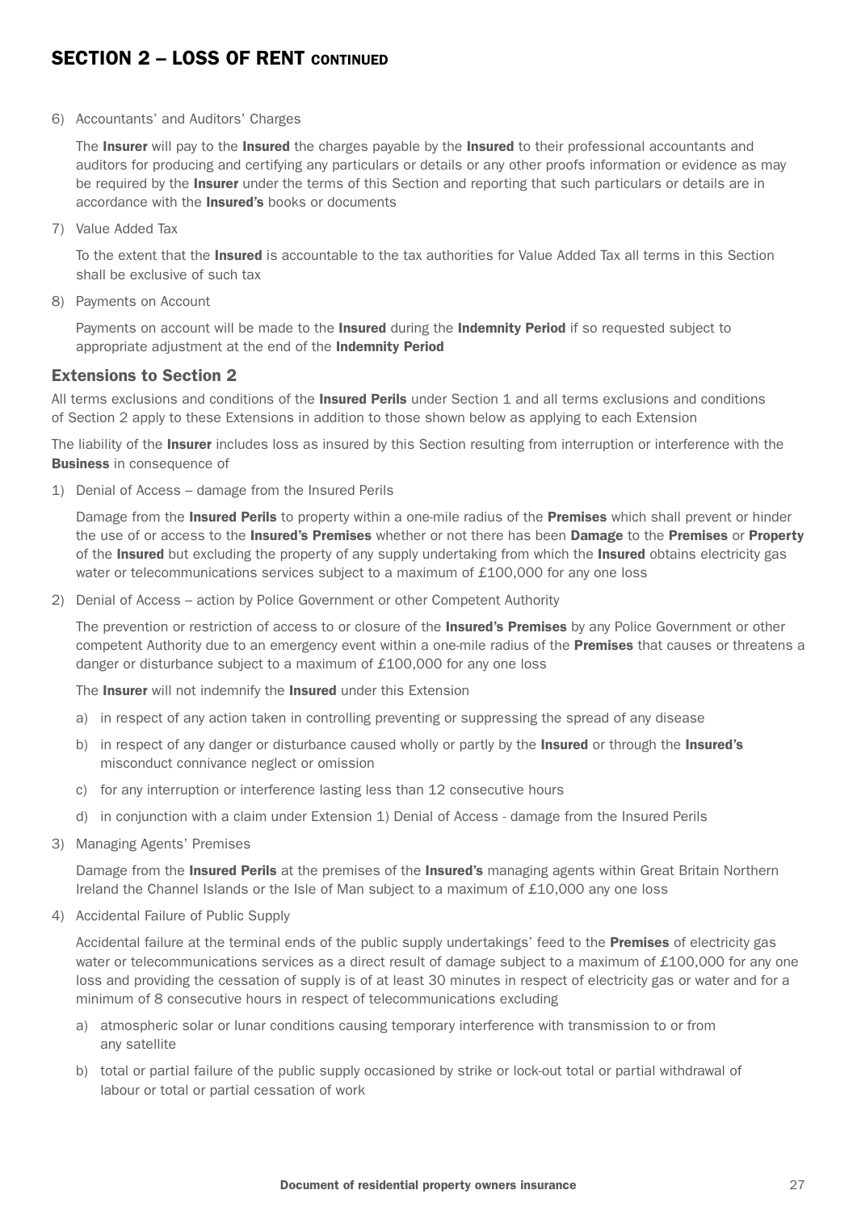## SECTION 2 – LOSS OF RENT CONTINUED

6) Accountants' and Auditors' Charges

   The **Insurer** will pay to the **Insured** the charges payable by the **Insured** to their professional accountants and auditors for producing and certifying any particulars or details or any other proofs information or evidence as may be required by the **Insurer** under the terms of this Section and reporting that such particulars or details are in accordance with the **Insured's** books or documents

7) Value Added Tax

   To the extent that the **Insured** is accountable to the tax authorities for Value Added Tax all terms in this Section shall be exclusive of such tax

8) Payments on Account

   Payments on account will be made to the **Insured** during the **Indemnity Period** if so requested subject to appropriate adjustment at the end of the **Indemnity Period**

### Extensions to Section 2

All terms exclusions and conditions of the **Insured Perils** under Section 1 and all terms exclusions and conditions of Section 2 apply to these Extensions in addition to those shown below as applying to each Extension

The liability of the **Insurer** includes loss as insured by this Section resulting from interruption or interference with the **Business** in consequence of

1) Denial of Access – damage from the Insured Perils

   Damage from the **Insured Perils** to property within a one-mile radius of the **Premises** which shall prevent or hinder the use of or access to the **Insured's Premises** whether or not there has been **Damage** to the **Premises** or **Property** of the **Insured** but excluding the property of any supply undertaking from which the **Insured** obtains electricity gas water or telecommunications services subject to a maximum of £100,000 for any one loss

2) Denial of Access – action by Police Government or other Competent Authority

   The prevention or restriction of access to or closure of the **Insured's Premises** by any Police Government or other competent Authority due to an emergency event within a one-mile radius of the **Premises** that causes or threatens a danger or disturbance subject to a maximum of £100,000 for any one loss

   The **Insurer** will not indemnify the **Insured** under this Extension

   a) in respect of any action taken in controlling preventing or suppressing the spread of any disease
   b) in respect of any danger or disturbance caused wholly or partly by the **Insured** or through the **Insured's** misconduct connivance neglect or omission
   c) for any interruption or interference lasting less than 12 consecutive hours
   d) in conjunction with a claim under Extension 1) Denial of Access - damage from the Insured Perils

3) Managing Agents' Premises

   Damage from the **Insured Perils** at the premises of the **Insured's** managing agents within Great Britain Northern Ireland the Channel Islands or the Isle of Man subject to a maximum of £10,000 any one loss

4) Accidental Failure of Public Supply

   Accidental failure at the terminal ends of the public supply undertakings' feed to the **Premises** of electricity gas water or telecommunications services as a direct result of damage subject to a maximum of £100,000 for any one loss and providing the cessation of supply is of at least 30 minutes in respect of electricity gas or water and for a minimum of 8 consecutive hours in respect of telecommunications excluding

   a) atmospheric solar or lunar conditions causing temporary interference with transmission to or from any satellite
   b) total or partial failure of the public supply occasioned by strike or lock-out total or partial withdrawal of labour or total or partial cessation of work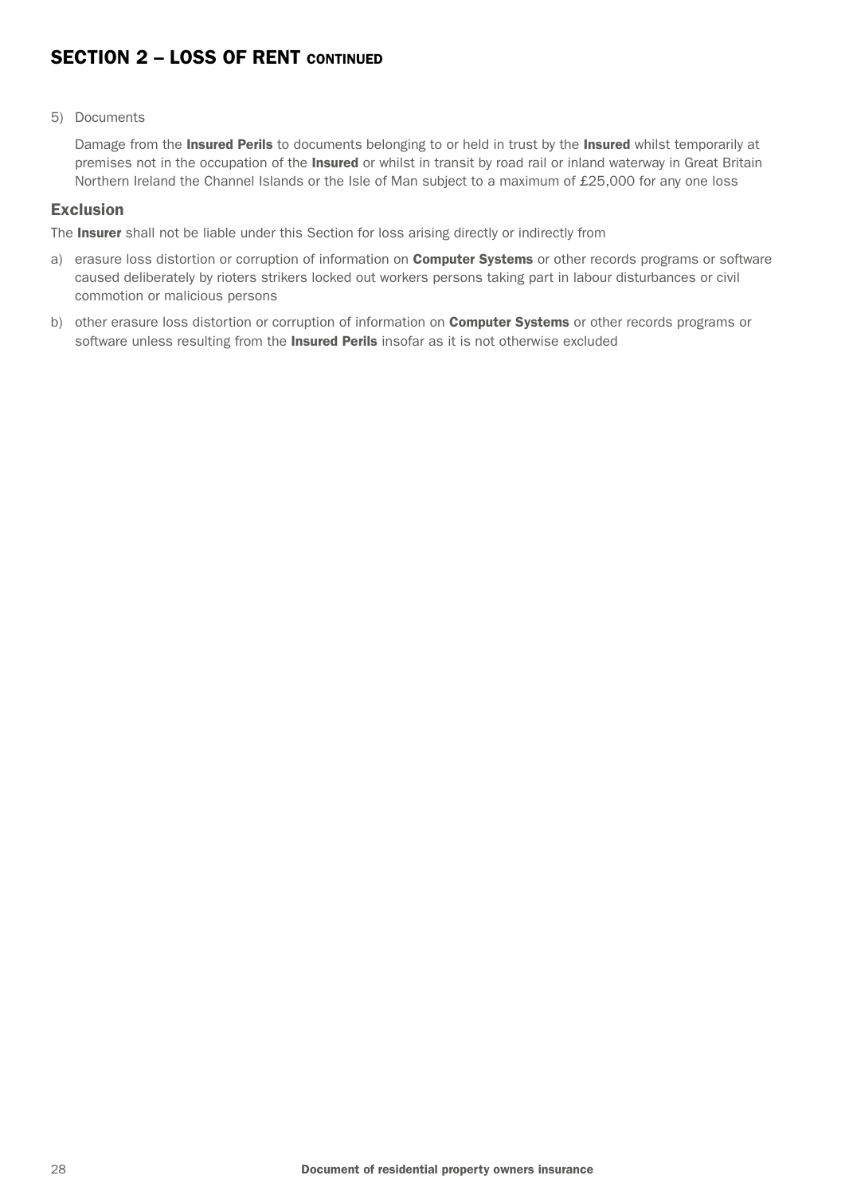## SECTION 2 – LOSS OF RENT CONTINUED

5) Documents

   Damage from the **Insured Perils** to documents belonging to or held in trust by the **Insured** whilst temporarily at premises not in the occupation of the **Insured** or whilst in transit by road rail or inland waterway in Great Britain Northern Ireland the Channel Islands or the Isle of Man subject to a maximum of £25,000 for any one loss

### Exclusion

The **Insurer** shall not be liable under this Section for loss arising directly or indirectly from

a) erasure loss distortion or corruption of information on **Computer Systems** or other records programs or software caused deliberately by rioters strikers locked out workers persons taking part in labour disturbances or civil commotion or malicious persons

b) other erasure loss distortion or corruption of information on **Computer Systems** or other records programs or software unless resulting from the **Insured Perils** insofar as it is not otherwise excluded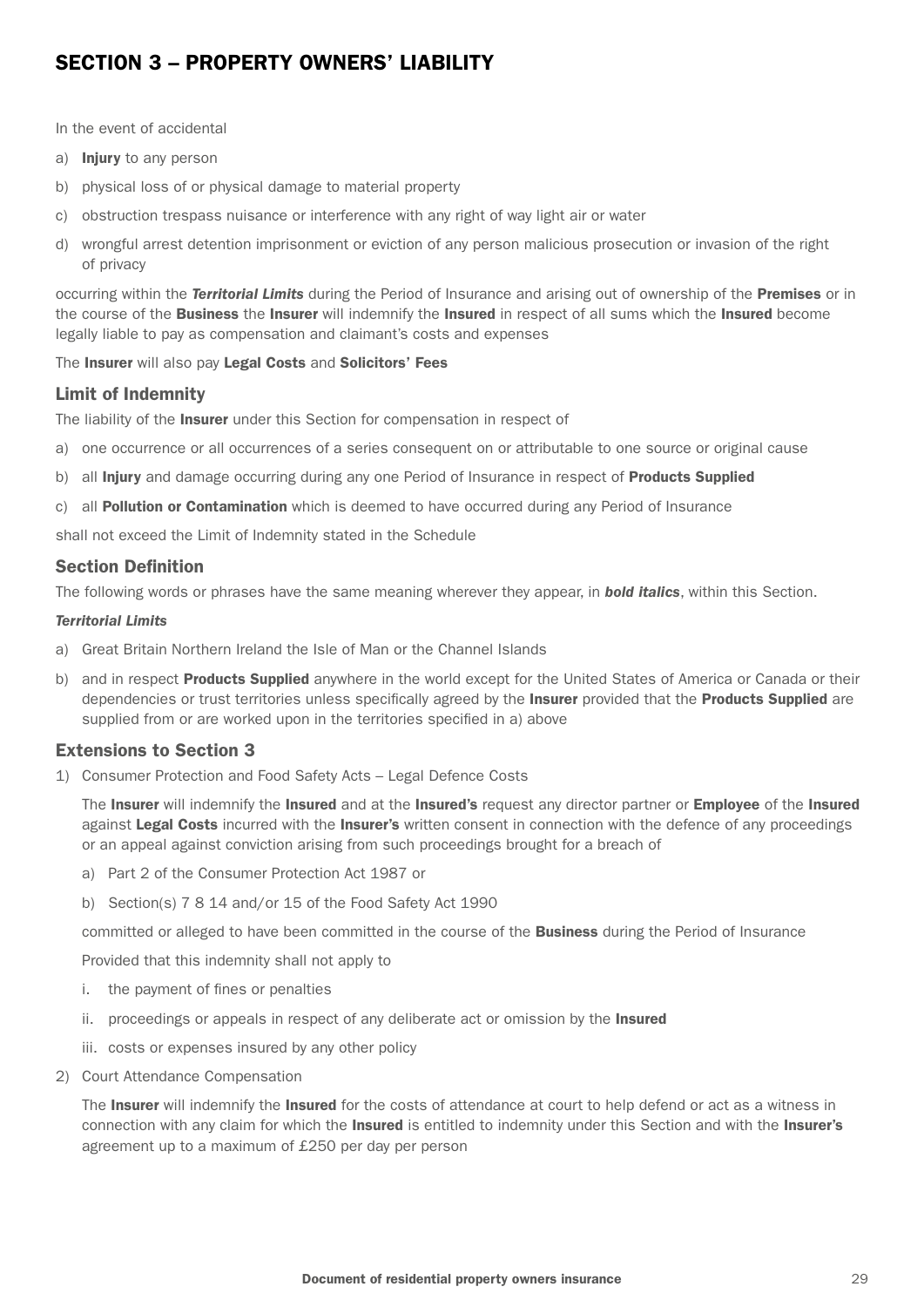# SECTION 3 – PROPERTY OWNERS' LIABILITY

In the event of accidental

a) **Injury** to any person

b) physical loss of or physical damage to material property

c) obstruction trespass nuisance or interference with any right of way light air or water

d) wrongful arrest detention imprisonment or eviction of any person malicious prosecution or invasion of the right of privacy

occurring within the ***Territorial Limits*** during the Period of Insurance and arising out of ownership of the **Premises** or in the course of the **Business** the **Insurer** will indemnify the **Insured** in respect of all sums which the **Insured** become legally liable to pay as compensation and claimant's costs and expenses

The **Insurer** will also pay **Legal Costs** and **Solicitors' Fees**

## Limit of Indemnity

The liability of the **Insurer** under this Section for compensation in respect of

a) one occurrence or all occurrences of a series consequent on or attributable to one source or original cause

b) all **Injury** and damage occurring during any one Period of Insurance in respect of **Products Supplied**

c) all **Pollution or Contamination** which is deemed to have occurred during any Period of Insurance

shall not exceed the Limit of Indemnity stated in the Schedule

## Section Definition

The following words or phrases have the same meaning wherever they appear, in ***bold italics***, within this Section.

***Territorial Limits***

a) Great Britain Northern Ireland the Isle of Man or the Channel Islands

b) and in respect **Products Supplied** anywhere in the world except for the United States of America or Canada or their dependencies or trust territories unless specifically agreed by the **Insurer** provided that the **Products Supplied** are supplied from or are worked upon in the territories specified in a) above

## Extensions to Section 3

1) Consumer Protection and Food Safety Acts – Legal Defence Costs

   The **Insurer** will indemnify the **Insured** and at the **Insured's** request any director partner or **Employee** of the **Insured** against **Legal Costs** incurred with the **Insurer's** written consent in connection with the defence of any proceedings or an appeal against conviction arising from such proceedings brought for a breach of

   a) Part 2 of the Consumer Protection Act 1987 or

   b) Section(s) 7 8 14 and/or 15 of the Food Safety Act 1990

   committed or alleged to have been committed in the course of the **Business** during the Period of Insurance

   Provided that this indemnity shall not apply to

   i. the payment of fines or penalties

   ii. proceedings or appeals in respect of any deliberate act or omission by the **Insured**

   iii. costs or expenses insured by any other policy

2) Court Attendance Compensation

   The **Insurer** will indemnify the **Insured** for the costs of attendance at court to help defend or act as a witness in connection with any claim for which the **Insured** is entitled to indemnity under this Section and with the **Insurer's** agreement up to a maximum of £250 per day per person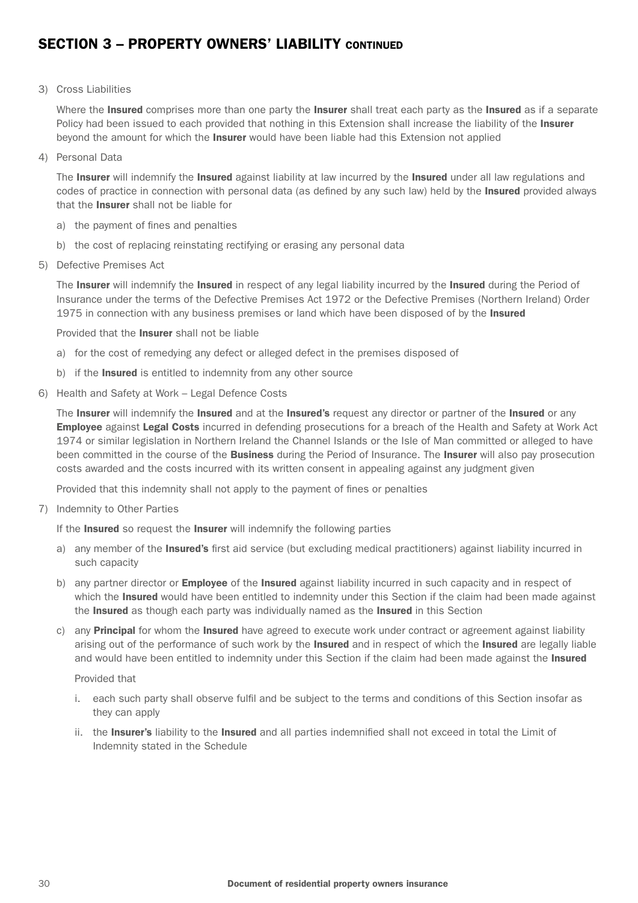## SECTION 3 – PROPERTY OWNERS' LIABILITY CONTINUED

3) Cross Liabilities

   Where the **Insured** comprises more than one party the **Insurer** shall treat each party as the **Insured** as if a separate Policy had been issued to each provided that nothing in this Extension shall increase the liability of the **Insurer** beyond the amount for which the **Insurer** would have been liable had this Extension not applied

4) Personal Data

   The **Insurer** will indemnify the **Insured** against liability at law incurred by the **Insured** under all law regulations and codes of practice in connection with personal data (as defined by any such law) held by the **Insured** provided always that the **Insurer** shall not be liable for

   a) the payment of fines and penalties

   b) the cost of replacing reinstating rectifying or erasing any personal data

5) Defective Premises Act

   The **Insurer** will indemnify the **Insured** in respect of any legal liability incurred by the **Insured** during the Period of Insurance under the terms of the Defective Premises Act 1972 or the Defective Premises (Northern Ireland) Order 1975 in connection with any business premises or land which have been disposed of by the **Insured**

   Provided that the **Insurer** shall not be liable

   a) for the cost of remedying any defect or alleged defect in the premises disposed of

   b) if the **Insured** is entitled to indemnity from any other source

6) Health and Safety at Work – Legal Defence Costs

   The **Insurer** will indemnify the **Insured** and at the **Insured's** request any director or partner of the **Insured** or any **Employee** against **Legal Costs** incurred in defending prosecutions for a breach of the Health and Safety at Work Act 1974 or similar legislation in Northern Ireland the Channel Islands or the Isle of Man committed or alleged to have been committed in the course of the **Business** during the Period of Insurance. The **Insurer** will also pay prosecution costs awarded and the costs incurred with its written consent in appealing against any judgment given

   Provided that this indemnity shall not apply to the payment of fines or penalties

7) Indemnity to Other Parties

   If the **Insured** so request the **Insurer** will indemnify the following parties

   a) any member of the **Insured's** first aid service (but excluding medical practitioners) against liability incurred in such capacity

   b) any partner director or **Employee** of the **Insured** against liability incurred in such capacity and in respect of which the **Insured** would have been entitled to indemnity under this Section if the claim had been made against the **Insured** as though each party was individually named as the **Insured** in this Section

   c) any **Principal** for whom the **Insured** have agreed to execute work under contract or agreement against liability arising out of the performance of such work by the **Insured** and in respect of which the **Insured** are legally liable and would have been entitled to indemnity under this Section if the claim had been made against the **Insured**

   Provided that

   i. each such party shall observe fulfil and be subject to the terms and conditions of this Section insofar as they can apply

   ii. the **Insurer's** liability to the **Insured** and all parties indemnified shall not exceed in total the Limit of Indemnity stated in the Schedule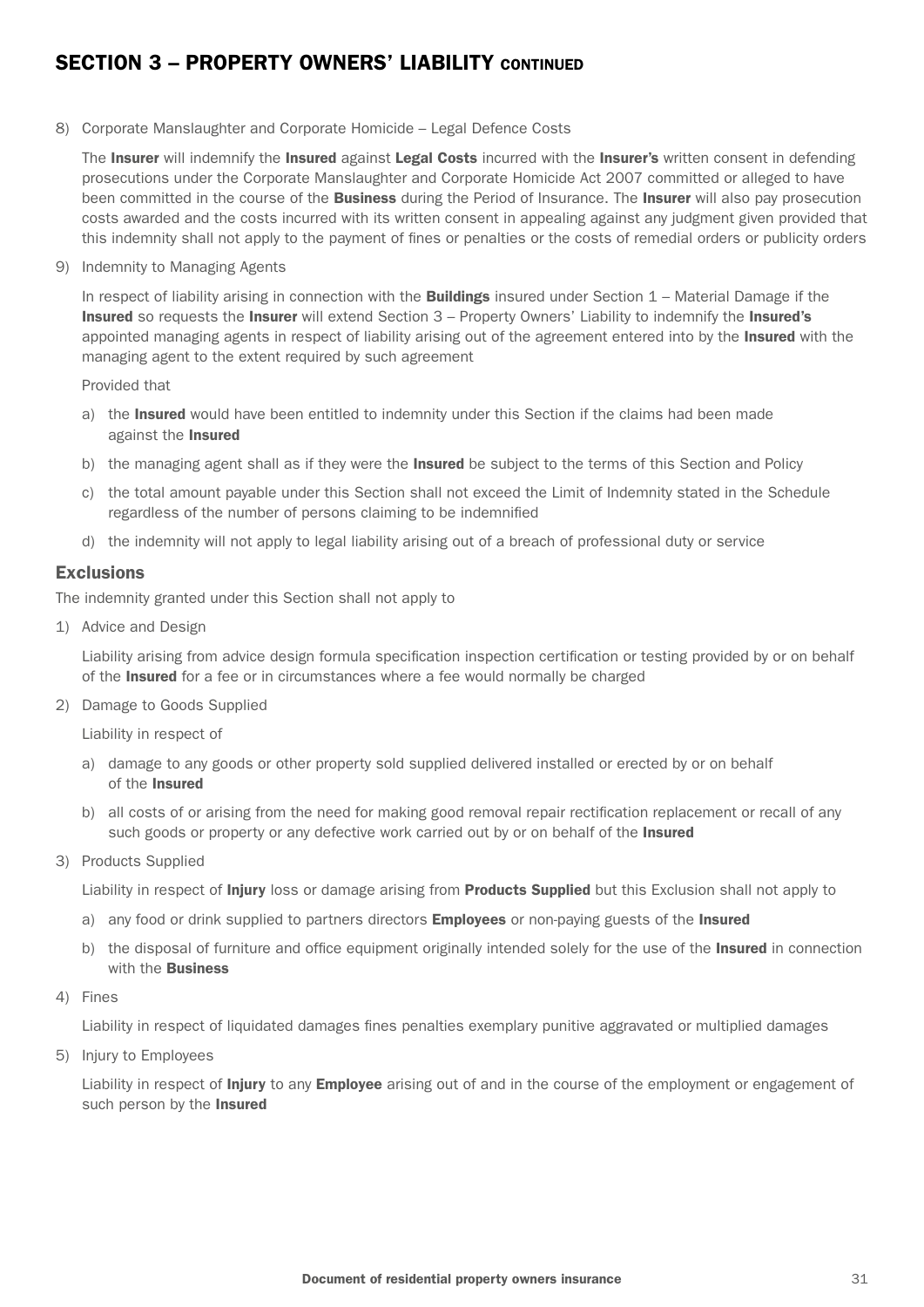## SECTION 3 – PROPERTY OWNERS' LIABILITY CONTINUED

8) Corporate Manslaughter and Corporate Homicide – Legal Defence Costs

   The **Insurer** will indemnify the **Insured** against **Legal Costs** incurred with the **Insurer's** written consent in defending prosecutions under the Corporate Manslaughter and Corporate Homicide Act 2007 committed or alleged to have been committed in the course of the **Business** during the Period of Insurance. The **Insurer** will also pay prosecution costs awarded and the costs incurred with its written consent in appealing against any judgment given provided that this indemnity shall not apply to the payment of fines or penalties or the costs of remedial orders or publicity orders

9) Indemnity to Managing Agents

   In respect of liability arising in connection with the **Buildings** insured under Section 1 – Material Damage if the **Insured** so requests the **Insurer** will extend Section 3 – Property Owners' Liability to indemnify the **Insured's** appointed managing agents in respect of liability arising out of the agreement entered into by the **Insured** with the managing agent to the extent required by such agreement

   Provided that

   a) the **Insured** would have been entitled to indemnity under this Section if the claims had been made against the **Insured**
   b) the managing agent shall as if they were the **Insured** be subject to the terms of this Section and Policy
   c) the total amount payable under this Section shall not exceed the Limit of Indemnity stated in the Schedule regardless of the number of persons claiming to be indemnified
   d) the indemnity will not apply to legal liability arising out of a breach of professional duty or service

### Exclusions

The indemnity granted under this Section shall not apply to

1) Advice and Design

   Liability arising from advice design formula specification inspection certification or testing provided by or on behalf of the **Insured** for a fee or in circumstances where a fee would normally be charged

2) Damage to Goods Supplied

   Liability in respect of

   a) damage to any goods or other property sold supplied delivered installed or erected by or on behalf of the **Insured**
   b) all costs of or arising from the need for making good removal repair rectification replacement or recall of any such goods or property or any defective work carried out by or on behalf of the **Insured**

3) Products Supplied

   Liability in respect of **Injury** loss or damage arising from **Products Supplied** but this Exclusion shall not apply to

   a) any food or drink supplied to partners directors **Employees** or non-paying guests of the **Insured**
   b) the disposal of furniture and office equipment originally intended solely for the use of the **Insured** in connection with the **Business**

4) Fines

   Liability in respect of liquidated damages fines penalties exemplary punitive aggravated or multiplied damages

5) Injury to Employees

   Liability in respect of **Injury** to any **Employee** arising out of and in the course of the employment or engagement of such person by the **Insured**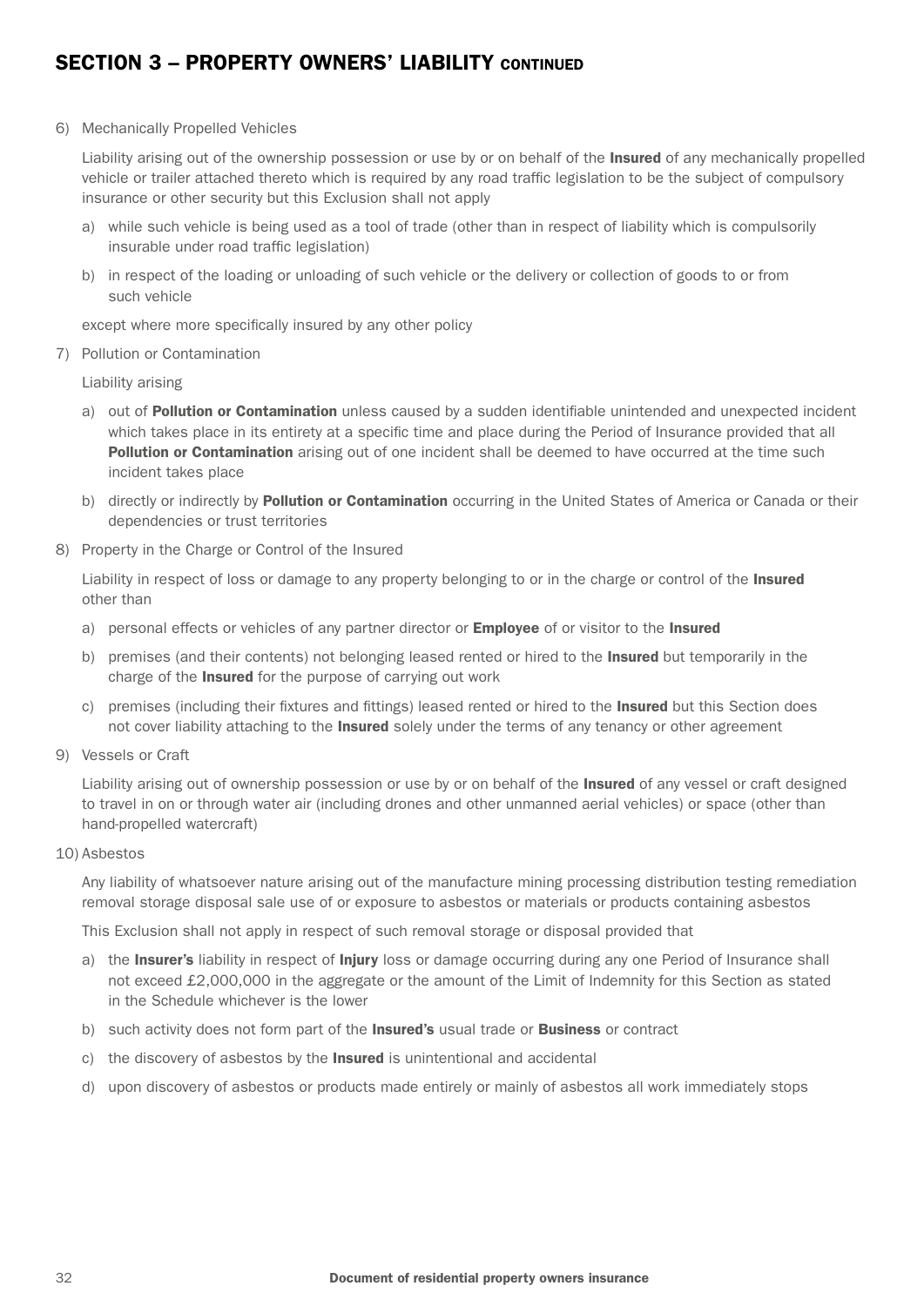## SECTION 3 – PROPERTY OWNERS' LIABILITY CONTINUED

6) Mechanically Propelled Vehicles

   Liability arising out of the ownership possession or use by or on behalf of the **Insured** of any mechanically propelled vehicle or trailer attached thereto which is required by any road traffic legislation to be the subject of compulsory insurance or other security but this Exclusion shall not apply

   a) while such vehicle is being used as a tool of trade (other than in respect of liability which is compulsorily insurable under road traffic legislation)

   b) in respect of the loading or unloading of such vehicle or the delivery or collection of goods to or from such vehicle

   except where more specifically insured by any other policy

7) Pollution or Contamination

   Liability arising

   a) out of **Pollution or Contamination** unless caused by a sudden identifiable unintended and unexpected incident which takes place in its entirety at a specific time and place during the Period of Insurance provided that all **Pollution or Contamination** arising out of one incident shall be deemed to have occurred at the time such incident takes place

   b) directly or indirectly by **Pollution or Contamination** occurring in the United States of America or Canada or their dependencies or trust territories

8) Property in the Charge or Control of the Insured

   Liability in respect of loss or damage to any property belonging to or in the charge or control of the **Insured** other than

   a) personal effects or vehicles of any partner director or **Employee** of or visitor to the **Insured**

   b) premises (and their contents) not belonging leased rented or hired to the **Insured** but temporarily in the charge of the **Insured** for the purpose of carrying out work

   c) premises (including their fixtures and fittings) leased rented or hired to the **Insured** but this Section does not cover liability attaching to the **Insured** solely under the terms of any tenancy or other agreement

9) Vessels or Craft

   Liability arising out of ownership possession or use by or on behalf of the **Insured** of any vessel or craft designed to travel in on or through water air (including drones and other unmanned aerial vehicles) or space (other than hand-propelled watercraft)

10) Asbestos

   Any liability of whatsoever nature arising out of the manufacture mining processing distribution testing remediation removal storage disposal sale use of or exposure to asbestos or materials or products containing asbestos

   This Exclusion shall not apply in respect of such removal storage or disposal provided that

   a) the **Insurer's** liability in respect of **Injury** loss or damage occurring during any one Period of Insurance shall not exceed £2,000,000 in the aggregate or the amount of the Limit of Indemnity for this Section as stated in the Schedule whichever is the lower

   b) such activity does not form part of the **Insured's** usual trade or **Business** or contract

   c) the discovery of asbestos by the **Insured** is unintentional and accidental

   d) upon discovery of asbestos or products made entirely or mainly of asbestos all work immediately stops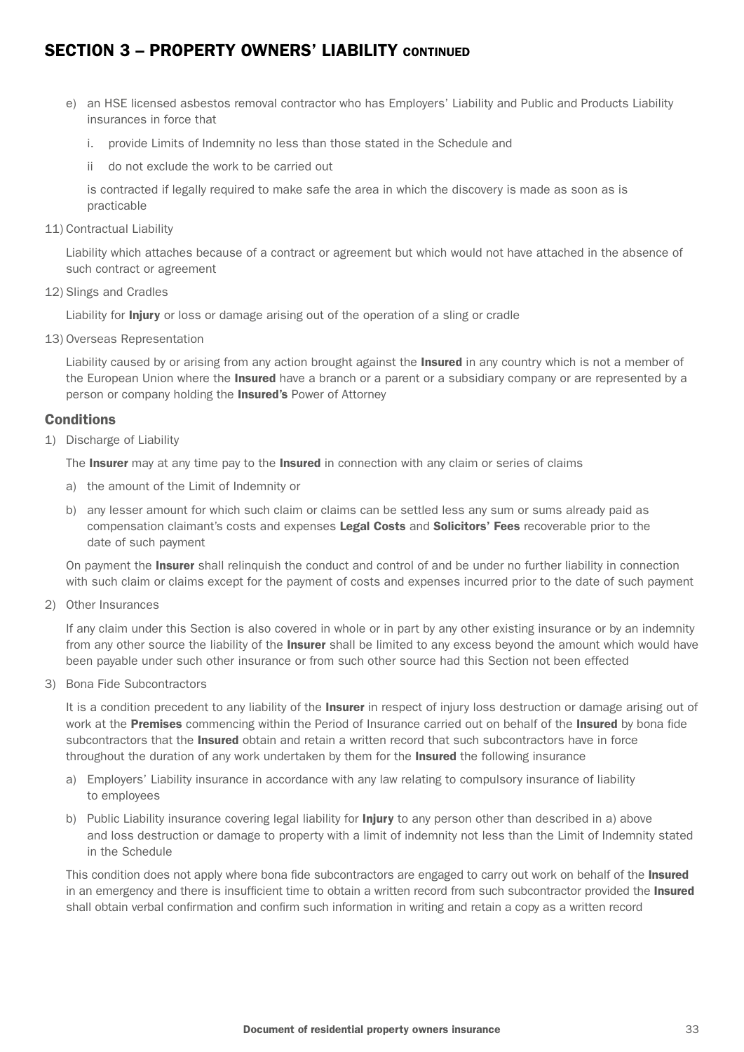## SECTION 3 – PROPERTY OWNERS' LIABILITY CONTINUED

e) an HSE licensed asbestos removal contractor who has Employers' Liability and Public and Products Liability insurances in force that

   i. provide Limits of Indemnity no less than those stated in the Schedule and

   ii do not exclude the work to be carried out

   is contracted if legally required to make safe the area in which the discovery is made as soon as is practicable

11) Contractual Liability

Liability which attaches because of a contract or agreement but which would not have attached in the absence of such contract or agreement

12) Slings and Cradles

Liability for **Injury** or loss or damage arising out of the operation of a sling or cradle

13) Overseas Representation

Liability caused by or arising from any action brought against the **Insured** in any country which is not a member of the European Union where the **Insured** have a branch or a parent or a subsidiary company or are represented by a person or company holding the **Insured's** Power of Attorney

### Conditions

1) Discharge of Liability

The **Insurer** may at any time pay to the **Insured** in connection with any claim or series of claims

a) the amount of the Limit of Indemnity or

b) any lesser amount for which such claim or claims can be settled less any sum or sums already paid as compensation claimant's costs and expenses **Legal Costs** and **Solicitors' Fees** recoverable prior to the date of such payment

On payment the **Insurer** shall relinquish the conduct and control of and be under no further liability in connection with such claim or claims except for the payment of costs and expenses incurred prior to the date of such payment

2) Other Insurances

If any claim under this Section is also covered in whole or in part by any other existing insurance or by an indemnity from any other source the liability of the **Insurer** shall be limited to any excess beyond the amount which would have been payable under such other insurance or from such other source had this Section not been effected

3) Bona Fide Subcontractors

It is a condition precedent to any liability of the **Insurer** in respect of injury loss destruction or damage arising out of work at the **Premises** commencing within the Period of Insurance carried out on behalf of the **Insured** by bona fide subcontractors that the **Insured** obtain and retain a written record that such subcontractors have in force throughout the duration of any work undertaken by them for the **Insured** the following insurance

a) Employers' Liability insurance in accordance with any law relating to compulsory insurance of liability to employees

b) Public Liability insurance covering legal liability for **Injury** to any person other than described in a) above and loss destruction or damage to property with a limit of indemnity not less than the Limit of Indemnity stated in the Schedule

This condition does not apply where bona fide subcontractors are engaged to carry out work on behalf of the **Insured** in an emergency and there is insufficient time to obtain a written record from such subcontractor provided the **Insured** shall obtain verbal confirmation and confirm such information in writing and retain a copy as a written record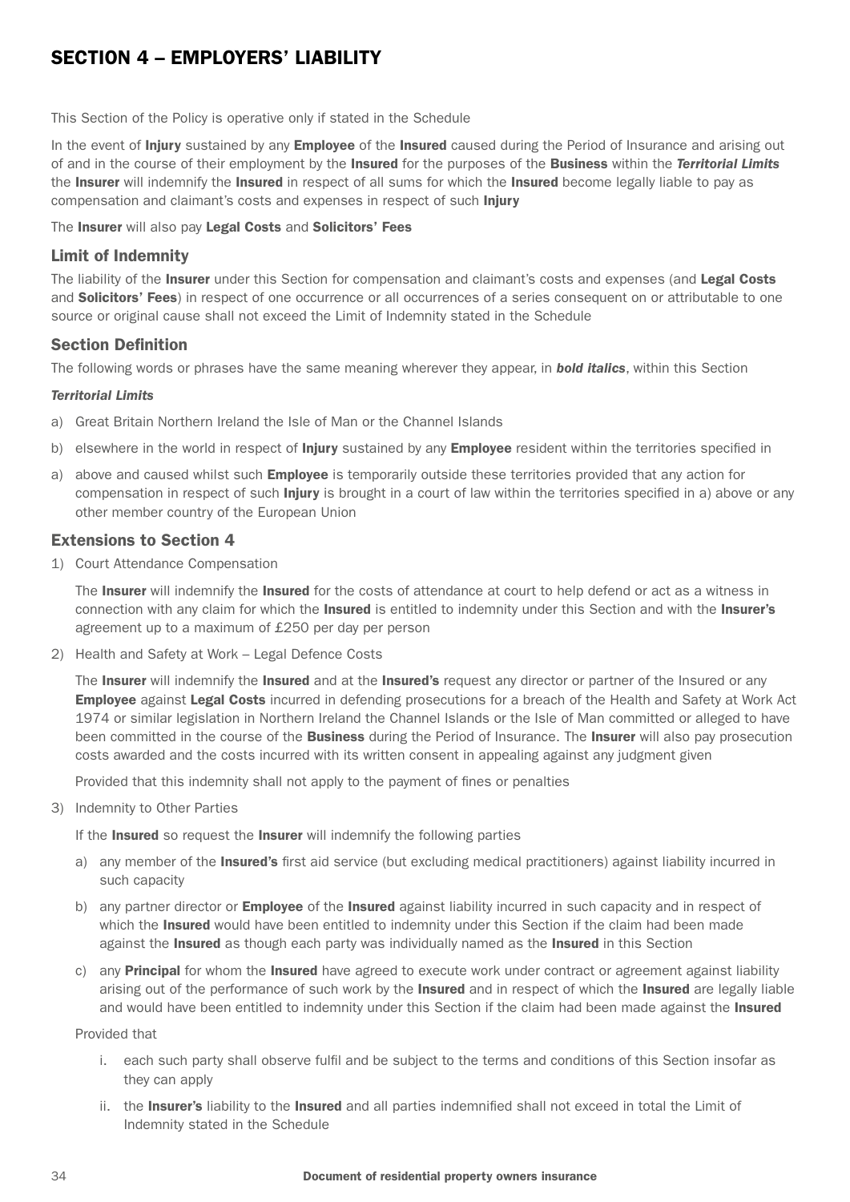# SECTION 4 – EMPLOYERS' LIABILITY

This Section of the Policy is operative only if stated in the Schedule

In the event of **Injury** sustained by any **Employee** of the **Insured** caused during the Period of Insurance and arising out of and in the course of their employment by the **Insured** for the purposes of the **Business** within the ***Territorial Limits*** the **Insurer** will indemnify the **Insured** in respect of all sums for which the **Insured** become legally liable to pay as compensation and claimant's costs and expenses in respect of such **Injury**

The **Insurer** will also pay **Legal Costs** and **Solicitors' Fees**

## Limit of Indemnity

The liability of the **Insurer** under this Section for compensation and claimant's costs and expenses (and **Legal Costs** and **Solicitors' Fees**) in respect of one occurrence or all occurrences of a series consequent on or attributable to one source or original cause shall not exceed the Limit of Indemnity stated in the Schedule

## Section Definition

The following words or phrases have the same meaning wherever they appear, in ***bold italics***, within this Section

***Territorial Limits***

a) Great Britain Northern Ireland the Isle of Man or the Channel Islands

b) elsewhere in the world in respect of **Injury** sustained by any **Employee** resident within the territories specified in

a) above and caused whilst such **Employee** is temporarily outside these territories provided that any action for compensation in respect of such **Injury** is brought in a court of law within the territories specified in a) above or any other member country of the European Union

## Extensions to Section 4

1) Court Attendance Compensation

   The **Insurer** will indemnify the **Insured** for the costs of attendance at court to help defend or act as a witness in connection with any claim for which the **Insured** is entitled to indemnity under this Section and with the **Insurer's** agreement up to a maximum of £250 per day per person

2) Health and Safety at Work – Legal Defence Costs

   The **Insurer** will indemnify the **Insured** and at the **Insured's** request any director or partner of the Insured or any **Employee** against **Legal Costs** incurred in defending prosecutions for a breach of the Health and Safety at Work Act 1974 or similar legislation in Northern Ireland the Channel Islands or the Isle of Man committed or alleged to have been committed in the course of the **Business** during the Period of Insurance. The **Insurer** will also pay prosecution costs awarded and the costs incurred with its written consent in appealing against any judgment given

   Provided that this indemnity shall not apply to the payment of fines or penalties

3) Indemnity to Other Parties

   If the **Insured** so request the **Insurer** will indemnify the following parties

   a) any member of the **Insured's** first aid service (but excluding medical practitioners) against liability incurred in such capacity

   b) any partner director or **Employee** of the **Insured** against liability incurred in such capacity and in respect of which the **Insured** would have been entitled to indemnity under this Section if the claim had been made against the **Insured** as though each party was individually named as the **Insured** in this Section

   c) any **Principal** for whom the **Insured** have agreed to execute work under contract or agreement against liability arising out of the performance of such work by the **Insured** and in respect of which the **Insured** are legally liable and would have been entitled to indemnity under this Section if the claim had been made against the **Insured**

   Provided that

   i. each such party shall observe fulfil and be subject to the terms and conditions of this Section insofar as they can apply

   ii. the **Insurer's** liability to the **Insured** and all parties indemnified shall not exceed in total the Limit of Indemnity stated in the Schedule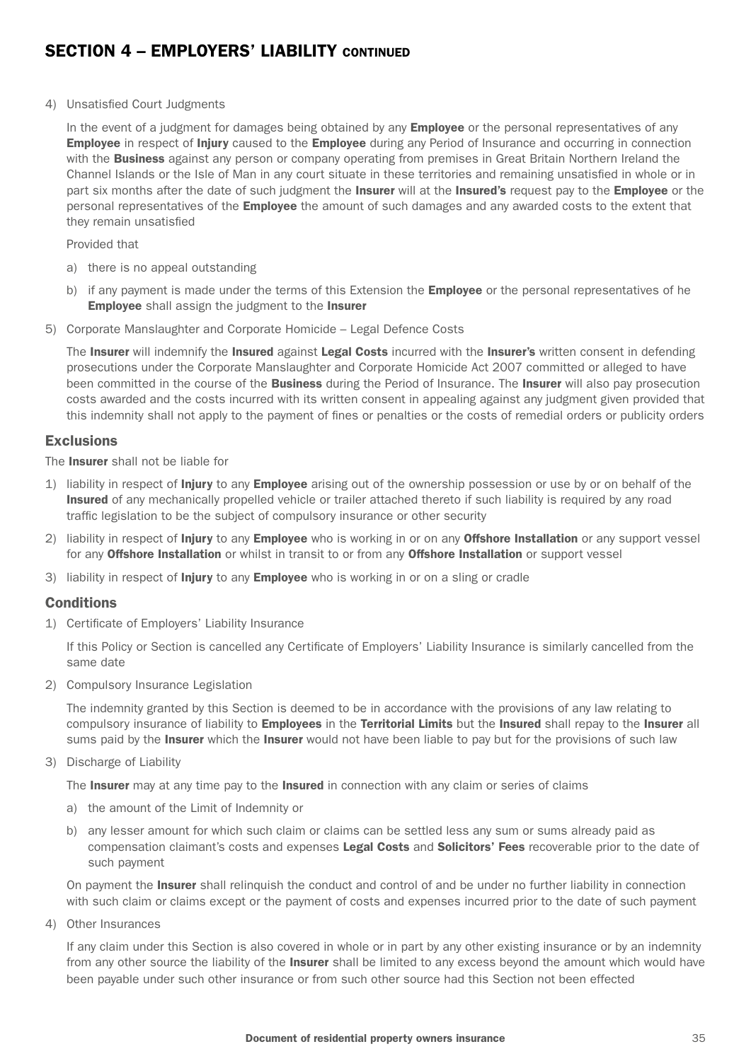## SECTION 4 – EMPLOYERS' LIABILITY CONTINUED

4) Unsatisfied Court Judgments

   In the event of a judgment for damages being obtained by any **Employee** or the personal representatives of any **Employee** in respect of **Injury** caused to the **Employee** during any Period of Insurance and occurring in connection with the **Business** against any person or company operating from premises in Great Britain Northern Ireland the Channel Islands or the Isle of Man in any court situate in these territories and remaining unsatisfied in whole or in part six months after the date of such judgment the **Insurer** will at the **Insured's** request pay to the **Employee** or the personal representatives of the **Employee** the amount of such damages and any awarded costs to the extent that they remain unsatisfied

   Provided that

   a) there is no appeal outstanding
   b) if any payment is made under the terms of this Extension the **Employee** or the personal representatives of he **Employee** shall assign the judgment to the **Insurer**

5) Corporate Manslaughter and Corporate Homicide – Legal Defence Costs

   The **Insurer** will indemnify the **Insured** against **Legal Costs** incurred with the **Insurer's** written consent in defending prosecutions under the Corporate Manslaughter and Corporate Homicide Act 2007 committed or alleged to have been committed in the course of the **Business** during the Period of Insurance. The **Insurer** will also pay prosecution costs awarded and the costs incurred with its written consent in appealing against any judgment given provided that this indemnity shall not apply to the payment of fines or penalties or the costs of remedial orders or publicity orders

### Exclusions

The **Insurer** shall not be liable for

1) liability in respect of **Injury** to any **Employee** arising out of the ownership possession or use by or on behalf of the **Insured** of any mechanically propelled vehicle or trailer attached thereto if such liability is required by any road traffic legislation to be the subject of compulsory insurance or other security
2) liability in respect of **Injury** to any **Employee** who is working in or on any **Offshore Installation** or any support vessel for any **Offshore Installation** or whilst in transit to or from any **Offshore Installation** or support vessel
3) liability in respect of **Injury** to any **Employee** who is working in or on a sling or cradle

### Conditions

1) Certificate of Employers' Liability Insurance

   If this Policy or Section is cancelled any Certificate of Employers' Liability Insurance is similarly cancelled from the same date

2) Compulsory Insurance Legislation

   The indemnity granted by this Section is deemed to be in accordance with the provisions of any law relating to compulsory insurance of liability to **Employees** in the **Territorial Limits** but the **Insured** shall repay to the **Insurer** all sums paid by the **Insurer** which the **Insurer** would not have been liable to pay but for the provisions of such law

3) Discharge of Liability

   The **Insurer** may at any time pay to the **Insured** in connection with any claim or series of claims

   a) the amount of the Limit of Indemnity or
   b) any lesser amount for which such claim or claims can be settled less any sum or sums already paid as compensation claimant's costs and expenses **Legal Costs** and **Solicitors' Fees** recoverable prior to the date of such payment

   On payment the **Insurer** shall relinquish the conduct and control of and be under no further liability in connection with such claim or claims except or the payment of costs and expenses incurred prior to the date of such payment

4) Other Insurances

   If any claim under this Section is also covered in whole or in part by any other existing insurance or by an indemnity from any other source the liability of the **Insurer** shall be limited to any excess beyond the amount which would have been payable under such other insurance or from such other source had this Section not been effected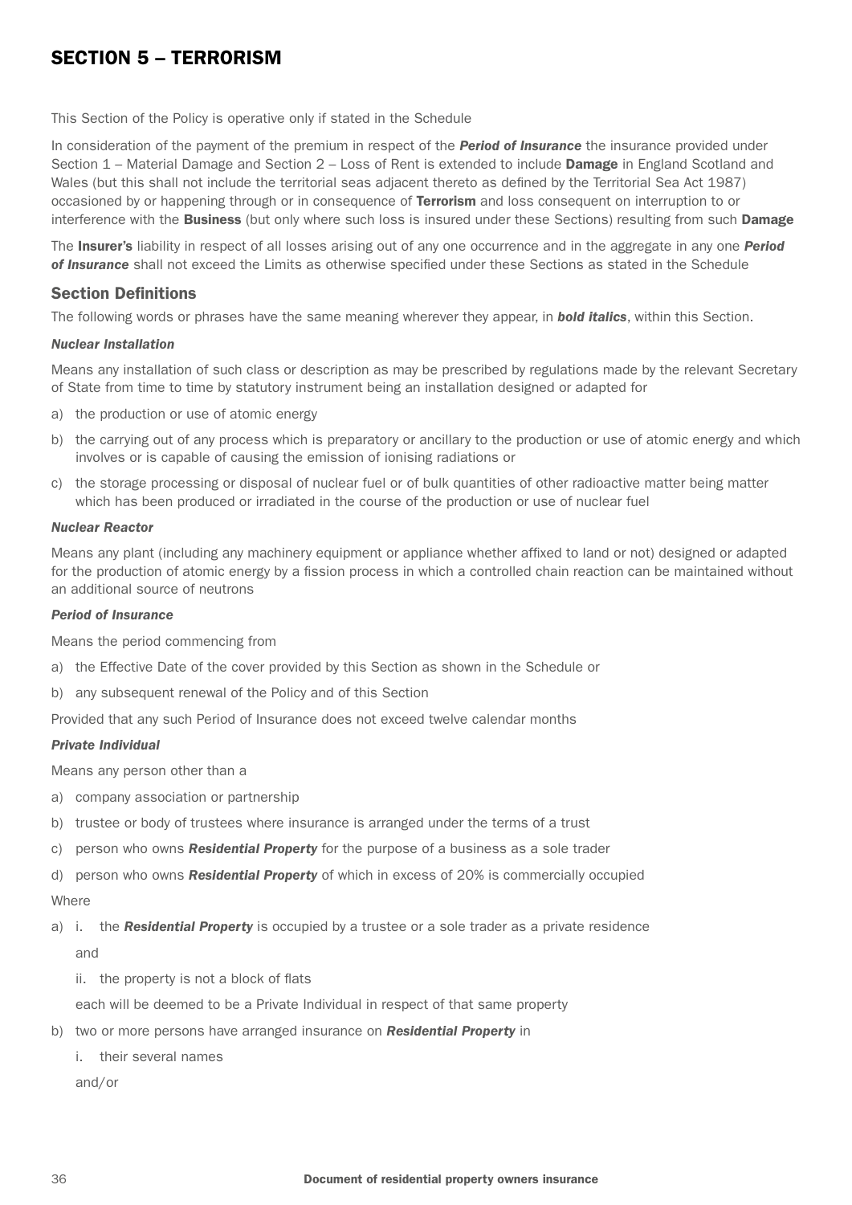# SECTION 5 – TERRORISM

This Section of the Policy is operative only if stated in the Schedule

In consideration of the payment of the premium in respect of the ***Period of Insurance*** the insurance provided under Section 1 – Material Damage and Section 2 – Loss of Rent is extended to include **Damage** in England Scotland and Wales (but this shall not include the territorial seas adjacent thereto as defined by the Territorial Sea Act 1987) occasioned by or happening through or in consequence of **Terrorism** and loss consequent on interruption to or interference with the **Business** (but only where such loss is insured under these Sections) resulting from such **Damage**

The **Insurer's** liability in respect of all losses arising out of any one occurrence and in the aggregate in any one ***Period of Insurance*** shall not exceed the Limits as otherwise specified under these Sections as stated in the Schedule

## Section Definitions

The following words or phrases have the same meaning wherever they appear, in ***bold italics***, within this Section.

#### *Nuclear Installation*

Means any installation of such class or description as may be prescribed by regulations made by the relevant Secretary of State from time to time by statutory instrument being an installation designed or adapted for

a) the production or use of atomic energy
b) the carrying out of any process which is preparatory or ancillary to the production or use of atomic energy and which involves or is capable of causing the emission of ionising radiations or
c) the storage processing or disposal of nuclear fuel or of bulk quantities of other radioactive matter being matter which has been produced or irradiated in the course of the production or use of nuclear fuel

#### *Nuclear Reactor*

Means any plant (including any machinery equipment or appliance whether affixed to land or not) designed or adapted for the production of atomic energy by a fission process in which a controlled chain reaction can be maintained without an additional source of neutrons

#### *Period of Insurance*

Means the period commencing from

a) the Effective Date of the cover provided by this Section as shown in the Schedule or
b) any subsequent renewal of the Policy and of this Section

Provided that any such Period of Insurance does not exceed twelve calendar months

#### *Private Individual*

Means any person other than a

a) company association or partnership
b) trustee or body of trustees where insurance is arranged under the terms of a trust
c) person who owns ***Residential Property*** for the purpose of a business as a sole trader
d) person who owns ***Residential Property*** of which in excess of 20% is commercially occupied

Where

a) i. the ***Residential Property*** is occupied by a trustee or a sole trader as a private residence

   and

   ii. the property is not a block of flats

   each will be deemed to be a Private Individual in respect of that same property

b) two or more persons have arranged insurance on ***Residential Property*** in

   i. their several names

   and/or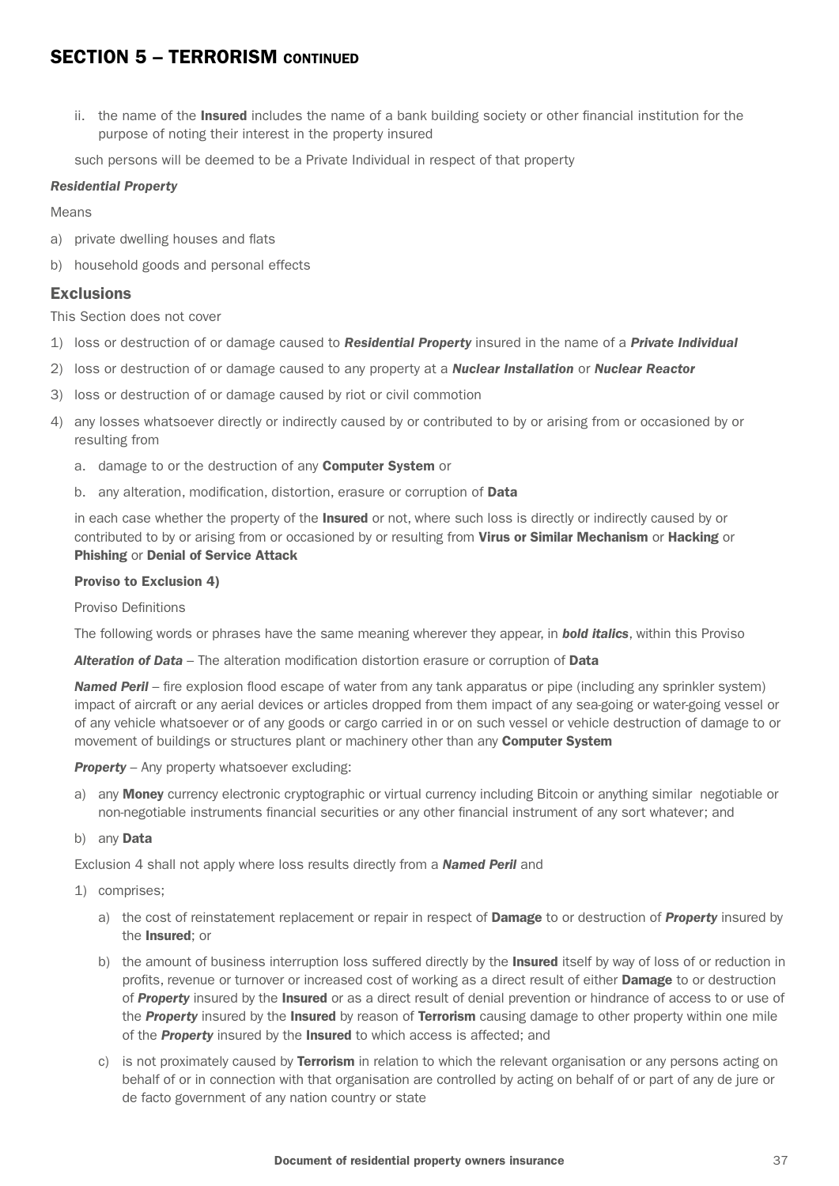## SECTION 5 – TERRORISM CONTINUED

ii. the name of the **Insured** includes the name of a bank building society or other financial institution for the purpose of noting their interest in the property insured

such persons will be deemed to be a Private Individual in respect of that property

***Residential Property***

Means

a) private dwelling houses and flats
b) household goods and personal effects

### Exclusions

This Section does not cover

1) loss or destruction of or damage caused to ***Residential Property*** insured in the name of a ***Private Individual***
2) loss or destruction of or damage caused to any property at a ***Nuclear Installation*** or ***Nuclear Reactor***
3) loss or destruction of or damage caused by riot or civil commotion
4) any losses whatsoever directly or indirectly caused by or contributed to by or arising from or occasioned by or resulting from
   a. damage to or the destruction of any **Computer System** or
   b. any alteration, modification, distortion, erasure or corruption of **Data**

   in each case whether the property of the **Insured** or not, where such loss is directly or indirectly caused by or contributed to by or arising from or occasioned by or resulting from **Virus or Similar Mechanism** or **Hacking** or **Phishing** or **Denial of Service Attack**

   **Proviso to Exclusion 4)**

   Proviso Definitions

   The following words or phrases have the same meaning wherever they appear, in ***bold italics***, within this Proviso

   ***Alteration of Data*** – The alteration modification distortion erasure or corruption of **Data**

   ***Named Peril*** – fire explosion flood escape of water from any tank apparatus or pipe (including any sprinkler system) impact of aircraft or any aerial devices or articles dropped from them impact of any sea-going or water-going vessel or of any vehicle whatsoever or of any goods or cargo carried in or on such vessel or vehicle destruction of damage to or movement of buildings or structures plant or machinery other than any **Computer System**

   ***Property*** – Any property whatsoever excluding:

   a) any **Money** currency electronic cryptographic or virtual currency including Bitcoin or anything similar negotiable or non-negotiable instruments financial securities or any other financial instrument of any sort whatever; and
   b) any **Data**

   Exclusion 4 shall not apply where loss results directly from a ***Named Peril*** and

   1) comprises;
      a) the cost of reinstatement replacement or repair in respect of **Damage** to or destruction of ***Property*** insured by the **Insured**; or
      b) the amount of business interruption loss suffered directly by the **Insured** itself by way of loss of or reduction in profits, revenue or turnover or increased cost of working as a direct result of either **Damage** to or destruction of ***Property*** insured by the **Insured** or as a direct result of denial prevention or hindrance of access to or use of the ***Property*** insured by the **Insured** by reason of **Terrorism** causing damage to other property within one mile of the ***Property*** insured by the **Insured** to which access is affected; and
      c) is not proximately caused by **Terrorism** in relation to which the relevant organisation or any persons acting on behalf of or in connection with that organisation are controlled by acting on behalf of or part of any de jure or de facto government of any nation country or state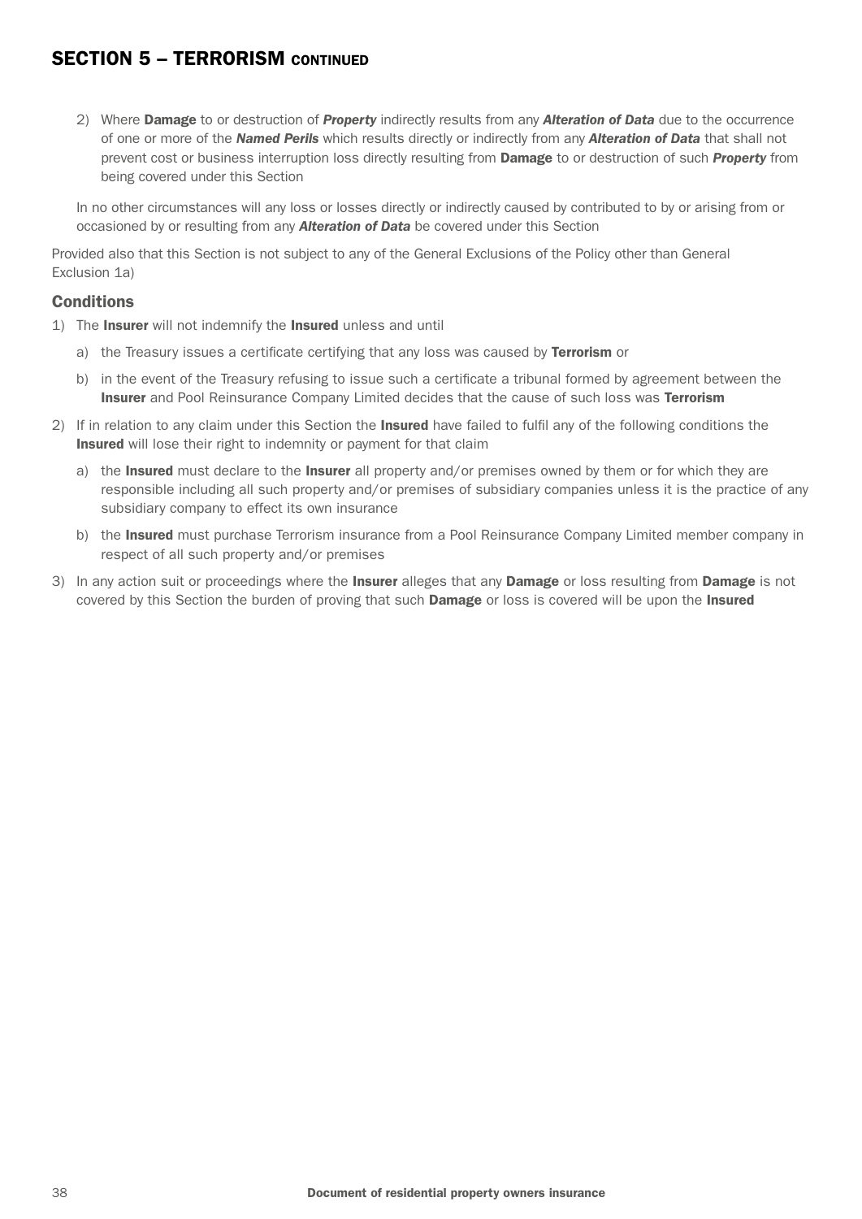## SECTION 5 – TERRORISM CONTINUED

2) Where **Damage** to or destruction of ***Property*** indirectly results from any ***Alteration of Data*** due to the occurrence of one or more of the ***Named Perils*** which results directly or indirectly from any ***Alteration of Data*** that shall not prevent cost or business interruption loss directly resulting from **Damage** to or destruction of such ***Property*** from being covered under this Section

In no other circumstances will any loss or losses directly or indirectly caused by contributed to by or arising from or occasioned by or resulting from any ***Alteration of Data*** be covered under this Section

Provided also that this Section is not subject to any of the General Exclusions of the Policy other than General Exclusion 1a)

### Conditions

1) The **Insurer** will not indemnify the **Insured** unless and until
   - a) the Treasury issues a certificate certifying that any loss was caused by **Terrorism** or
   - b) in the event of the Treasury refusing to issue such a certificate a tribunal formed by agreement between the **Insurer** and Pool Reinsurance Company Limited decides that the cause of such loss was **Terrorism**
2) If in relation to any claim under this Section the **Insured** have failed to fulfil any of the following conditions the **Insured** will lose their right to indemnity or payment for that claim
   - a) the **Insured** must declare to the **Insurer** all property and/or premises owned by them or for which they are responsible including all such property and/or premises of subsidiary companies unless it is the practice of any subsidiary company to effect its own insurance
   - b) the **Insured** must purchase Terrorism insurance from a Pool Reinsurance Company Limited member company in respect of all such property and/or premises
3) In any action suit or proceedings where the **Insurer** alleges that any **Damage** or loss resulting from **Damage** is not covered by this Section the burden of proving that such **Damage** or loss is covered will be upon the **Insured**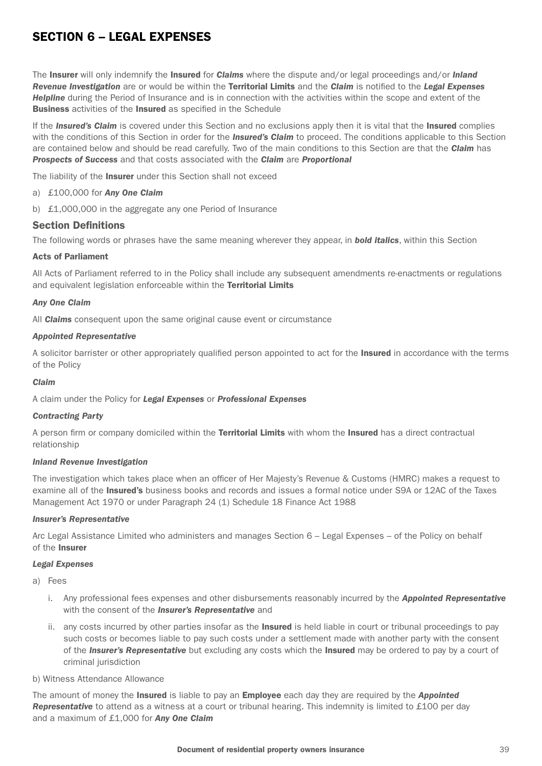# SECTION 6 – LEGAL EXPENSES

The **Insurer** will only indemnify the **Insured** for ***Claims*** where the dispute and/or legal proceedings and/or ***Inland Revenue Investigation*** are or would be within the **Territorial Limits** and the ***Claim*** is notified to the ***Legal Expenses Helpline*** during the Period of Insurance and is in connection with the activities within the scope and extent of the **Business** activities of the **Insured** as specified in the Schedule

If the ***Insured's Claim*** is covered under this Section and no exclusions apply then it is vital that the **Insured** complies with the conditions of this Section in order for the ***Insured's Claim*** to proceed. The conditions applicable to this Section are contained below and should be read carefully. Two of the main conditions to this Section are that the ***Claim*** has ***Prospects of Success*** and that costs associated with the ***Claim*** are ***Proportional***

The liability of the **Insurer** under this Section shall not exceed

a) £100,000 for ***Any One Claim***

b) £1,000,000 in the aggregate any one Period of Insurance

## Section Definitions

The following words or phrases have the same meaning wherever they appear, in ***bold italics***, within this Section

### Acts of Parliament

All Acts of Parliament referred to in the Policy shall include any subsequent amendments re-enactments or regulations and equivalent legislation enforceable within the **Territorial Limits**

### *Any One Claim*

All ***Claims*** consequent upon the same original cause event or circumstance

### *Appointed Representative*

A solicitor barrister or other appropriately qualified person appointed to act for the **Insured** in accordance with the terms of the Policy

### *Claim*

A claim under the Policy for ***Legal Expenses*** or ***Professional Expenses***

### *Contracting Party*

A person firm or company domiciled within the **Territorial Limits** with whom the **Insured** has a direct contractual relationship

### *Inland Revenue Investigation*

The investigation which takes place when an officer of Her Majesty's Revenue & Customs (HMRC) makes a request to examine all of the **Insured's** business books and records and issues a formal notice under S9A or 12AC of the Taxes Management Act 1970 or under Paragraph 24 (1) Schedule 18 Finance Act 1988

### *Insurer's Representative*

Arc Legal Assistance Limited who administers and manages Section 6 – Legal Expenses – of the Policy on behalf of the **Insurer**

### *Legal Expenses*

a) Fees

   i. Any professional fees expenses and other disbursements reasonably incurred by the ***Appointed Representative*** with the consent of the ***Insurer's Representative*** and

   ii. any costs incurred by other parties insofar as the **Insured** is held liable in court or tribunal proceedings to pay such costs or becomes liable to pay such costs under a settlement made with another party with the consent of the ***Insurer's Representative*** but excluding any costs which the **Insured** may be ordered to pay by a court of criminal jurisdiction

b) Witness Attendance Allowance

The amount of money the **Insured** is liable to pay an **Employee** each day they are required by the ***Appointed Representative*** to attend as a witness at a court or tribunal hearing. This indemnity is limited to £100 per day and a maximum of £1,000 for ***Any One Claim***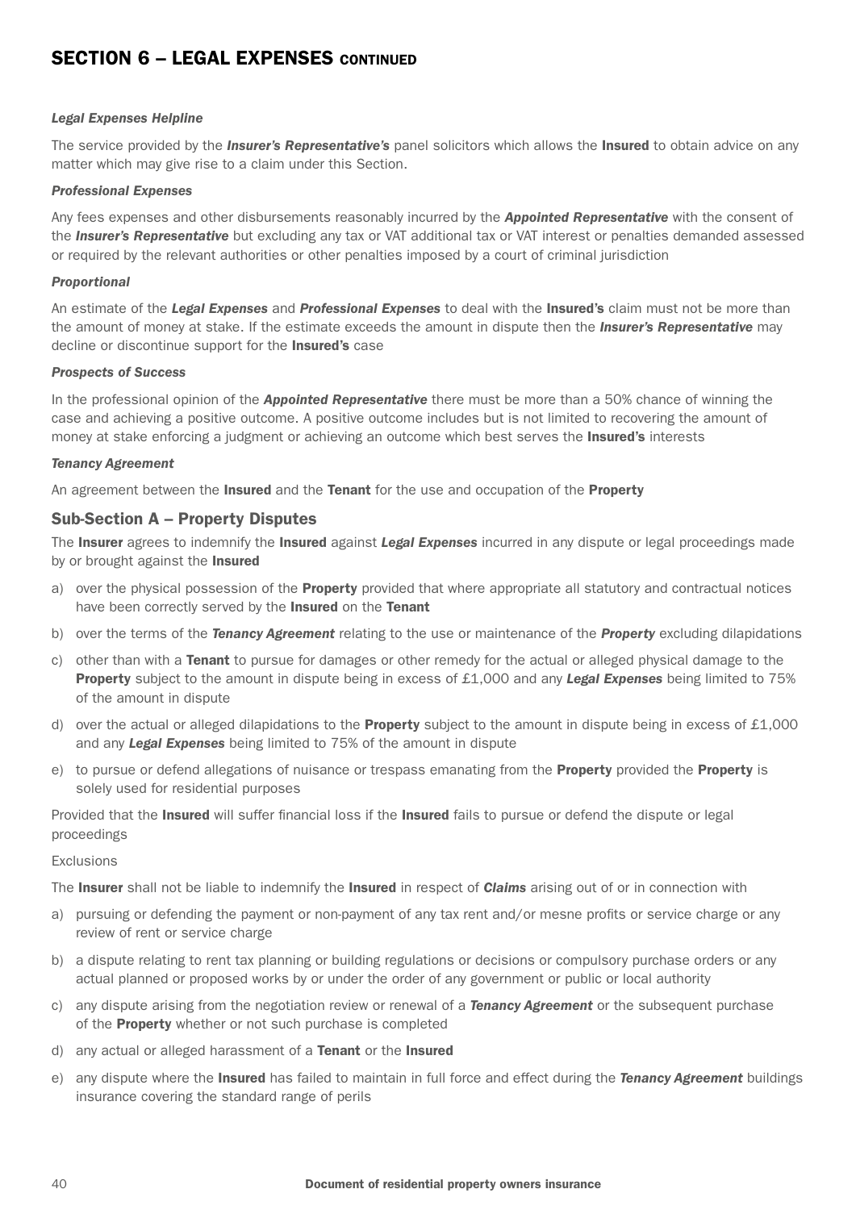## SECTION 6 – LEGAL EXPENSES CONTINUED

***Legal Expenses Helpline***

The service provided by the ***Insurer's Representative's*** panel solicitors which allows the **Insured** to obtain advice on any matter which may give rise to a claim under this Section.

***Professional Expenses***

Any fees expenses and other disbursements reasonably incurred by the ***Appointed Representative*** with the consent of the ***Insurer's Representative*** but excluding any tax or VAT additional tax or VAT interest or penalties demanded assessed or required by the relevant authorities or other penalties imposed by a court of criminal jurisdiction

***Proportional***

An estimate of the ***Legal Expenses*** and ***Professional Expenses*** to deal with the **Insured's** claim must not be more than the amount of money at stake. If the estimate exceeds the amount in dispute then the ***Insurer's Representative*** may decline or discontinue support for the **Insured's** case

***Prospects of Success***

In the professional opinion of the ***Appointed Representative*** there must be more than a 50% chance of winning the case and achieving a positive outcome. A positive outcome includes but is not limited to recovering the amount of money at stake enforcing a judgment or achieving an outcome which best serves the **Insured's** interests

***Tenancy Agreement***

An agreement between the **Insured** and the **Tenant** for the use and occupation of the **Property**

### Sub-Section A – Property Disputes

The **Insurer** agrees to indemnify the **Insured** against ***Legal Expenses*** incurred in any dispute or legal proceedings made by or brought against the **Insured**

a) over the physical possession of the **Property** provided that where appropriate all statutory and contractual notices have been correctly served by the **Insured** on the **Tenant**

b) over the terms of the ***Tenancy Agreement*** relating to the use or maintenance of the ***Property*** excluding dilapidations

c) other than with a **Tenant** to pursue for damages or other remedy for the actual or alleged physical damage to the **Property** subject to the amount in dispute being in excess of £1,000 and any ***Legal Expenses*** being limited to 75% of the amount in dispute

d) over the actual or alleged dilapidations to the **Property** subject to the amount in dispute being in excess of £1,000 and any ***Legal Expenses*** being limited to 75% of the amount in dispute

e) to pursue or defend allegations of nuisance or trespass emanating from the **Property** provided the **Property** is solely used for residential purposes

Provided that the **Insured** will suffer financial loss if the **Insured** fails to pursue or defend the dispute or legal proceedings

Exclusions

The **Insurer** shall not be liable to indemnify the **Insured** in respect of ***Claims*** arising out of or in connection with

a) pursuing or defending the payment or non-payment of any tax rent and/or mesne profits or service charge or any review of rent or service charge

b) a dispute relating to rent tax planning or building regulations or decisions or compulsory purchase orders or any actual planned or proposed works by or under the order of any government or public or local authority

c) any dispute arising from the negotiation review or renewal of a ***Tenancy Agreement*** or the subsequent purchase of the **Property** whether or not such purchase is completed

d) any actual or alleged harassment of a **Tenant** or the **Insured**

e) any dispute where the **Insured** has failed to maintain in full force and effect during the ***Tenancy Agreement*** buildings insurance covering the standard range of perils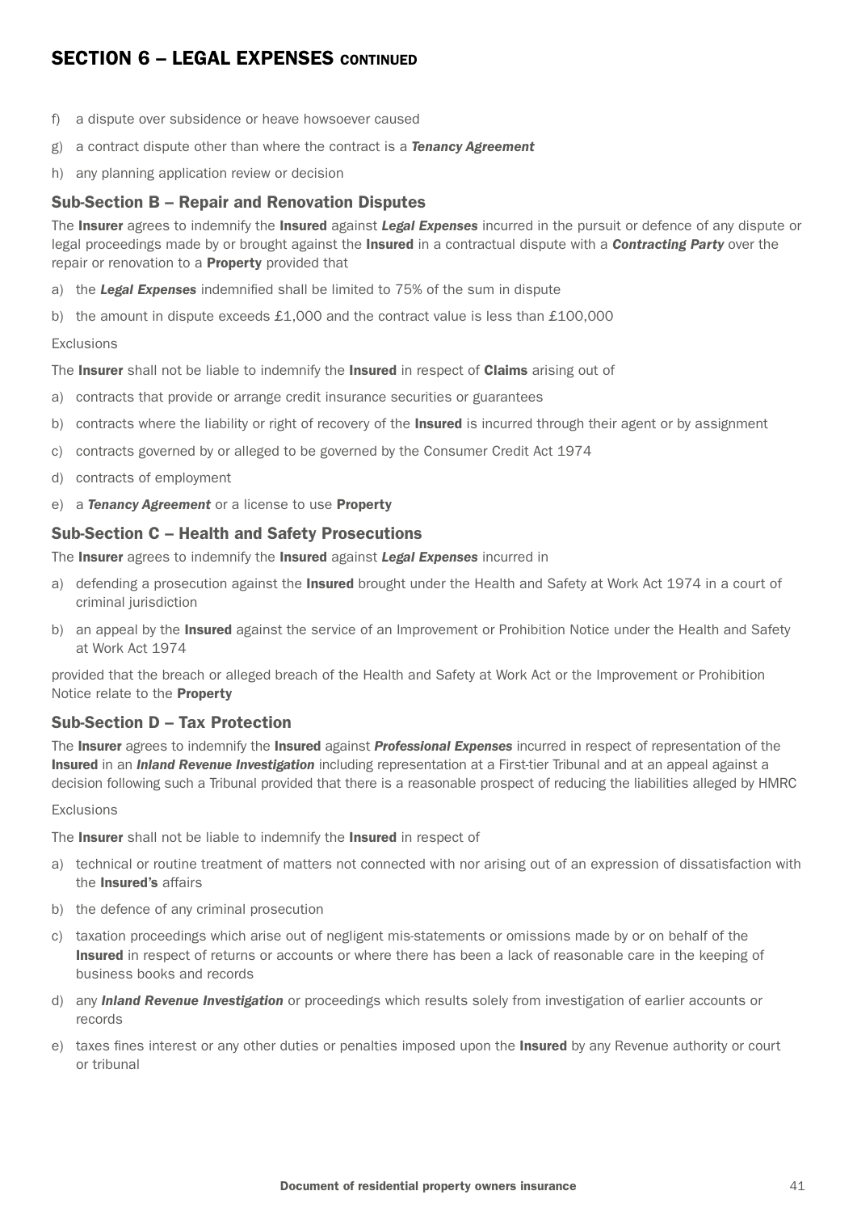## SECTION 6 – LEGAL EXPENSES CONTINUED

f) a dispute over subsidence or heave howsoever caused

g) a contract dispute other than where the contract is a ***Tenancy Agreement***

h) any planning application review or decision

### Sub-Section B – Repair and Renovation Disputes

The **Insurer** agrees to indemnify the **Insured** against ***Legal Expenses*** incurred in the pursuit or defence of any dispute or legal proceedings made by or brought against the **Insured** in a contractual dispute with a ***Contracting Party*** over the repair or renovation to a **Property** provided that

a) the ***Legal Expenses*** indemnified shall be limited to 75% of the sum in dispute

b) the amount in dispute exceeds £1,000 and the contract value is less than £100,000

Exclusions

The **Insurer** shall not be liable to indemnify the **Insured** in respect of **Claims** arising out of

a) contracts that provide or arrange credit insurance securities or guarantees

b) contracts where the liability or right of recovery of the **Insured** is incurred through their agent or by assignment

c) contracts governed by or alleged to be governed by the Consumer Credit Act 1974

d) contracts of employment

e) a ***Tenancy Agreement*** or a license to use **Property**

### Sub-Section C – Health and Safety Prosecutions

The **Insurer** agrees to indemnify the **Insured** against ***Legal Expenses*** incurred in

a) defending a prosecution against the **Insured** brought under the Health and Safety at Work Act 1974 in a court of criminal jurisdiction

b) an appeal by the **Insured** against the service of an Improvement or Prohibition Notice under the Health and Safety at Work Act 1974

provided that the breach or alleged breach of the Health and Safety at Work Act or the Improvement or Prohibition Notice relate to the **Property**

### Sub-Section D – Tax Protection

The **Insurer** agrees to indemnify the **Insured** against ***Professional Expenses*** incurred in respect of representation of the **Insured** in an ***Inland Revenue Investigation*** including representation at a First-tier Tribunal and at an appeal against a decision following such a Tribunal provided that there is a reasonable prospect of reducing the liabilities alleged by HMRC

Exclusions

The **Insurer** shall not be liable to indemnify the **Insured** in respect of

a) technical or routine treatment of matters not connected with nor arising out of an expression of dissatisfaction with the **Insured's** affairs

b) the defence of any criminal prosecution

c) taxation proceedings which arise out of negligent mis-statements or omissions made by or on behalf of the **Insured** in respect of returns or accounts or where there has been a lack of reasonable care in the keeping of business books and records

d) any ***Inland Revenue Investigation*** or proceedings which results solely from investigation of earlier accounts or records

e) taxes fines interest or any other duties or penalties imposed upon the **Insured** by any Revenue authority or court or tribunal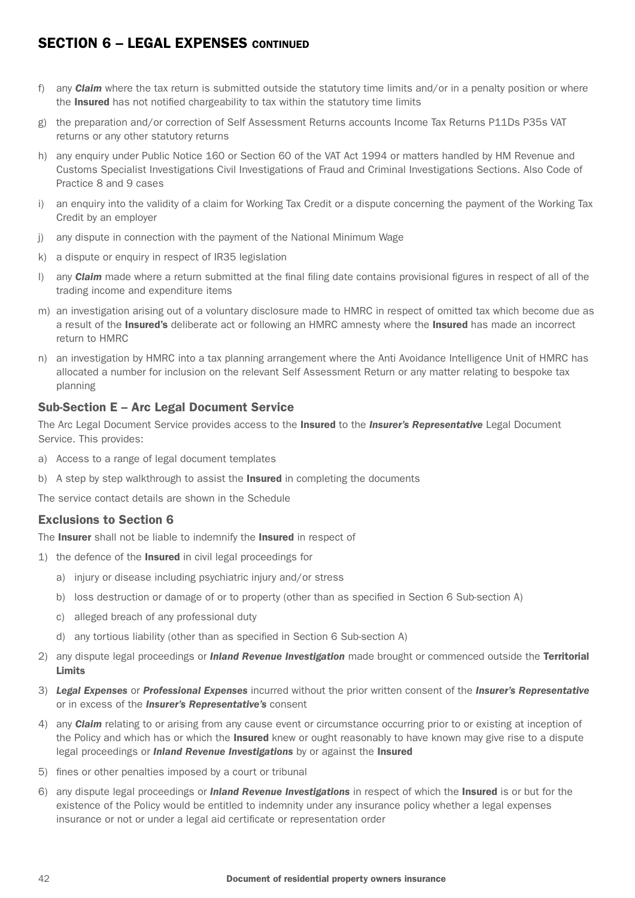## SECTION 6 – LEGAL EXPENSES CONTINUED

f) any ***Claim*** where the tax return is submitted outside the statutory time limits and/or in a penalty position or where the **Insured** has not notified chargeability to tax within the statutory time limits

g) the preparation and/or correction of Self Assessment Returns accounts Income Tax Returns P11Ds P35s VAT returns or any other statutory returns

h) any enquiry under Public Notice 160 or Section 60 of the VAT Act 1994 or matters handled by HM Revenue and Customs Specialist Investigations Civil Investigations of Fraud and Criminal Investigations Sections. Also Code of Practice 8 and 9 cases

i) an enquiry into the validity of a claim for Working Tax Credit or a dispute concerning the payment of the Working Tax Credit by an employer

j) any dispute in connection with the payment of the National Minimum Wage

k) a dispute or enquiry in respect of IR35 legislation

l) any ***Claim*** made where a return submitted at the final filing date contains provisional figures in respect of all of the trading income and expenditure items

m) an investigation arising out of a voluntary disclosure made to HMRC in respect of omitted tax which become due as a result of the **Insured's** deliberate act or following an HMRC amnesty where the **Insured** has made an incorrect return to HMRC

n) an investigation by HMRC into a tax planning arrangement where the Anti Avoidance Intelligence Unit of HMRC has allocated a number for inclusion on the relevant Self Assessment Return or any matter relating to bespoke tax planning

### Sub-Section E – Arc Legal Document Service

The Arc Legal Document Service provides access to the **Insured** to the ***Insurer's Representative*** Legal Document Service. This provides:

a) Access to a range of legal document templates

b) A step by step walkthrough to assist the **Insured** in completing the documents

The service contact details are shown in the Schedule

### Exclusions to Section 6

The **Insurer** shall not be liable to indemnify the **Insured** in respect of

1) the defence of the **Insured** in civil legal proceedings for
   a) injury or disease including psychiatric injury and/or stress
   b) loss destruction or damage of or to property (other than as specified in Section 6 Sub-section A)
   c) alleged breach of any professional duty
   d) any tortious liability (other than as specified in Section 6 Sub-section A)

2) any dispute legal proceedings or ***Inland Revenue Investigation*** made brought or commenced outside the **Territorial Limits**

3) ***Legal Expenses*** or ***Professional Expenses*** incurred without the prior written consent of the ***Insurer's Representative*** or in excess of the ***Insurer's Representative's*** consent

4) any ***Claim*** relating to or arising from any cause event or circumstance occurring prior to or existing at inception of the Policy and which has or which the **Insured** knew or ought reasonably to have known may give rise to a dispute legal proceedings or ***Inland Revenue Investigations*** by or against the **Insured**

5) fines or other penalties imposed by a court or tribunal

6) any dispute legal proceedings or ***Inland Revenue Investigations*** in respect of which the **Insured** is or but for the existence of the Policy would be entitled to indemnity under any insurance policy whether a legal expenses insurance or not or under a legal aid certificate or representation order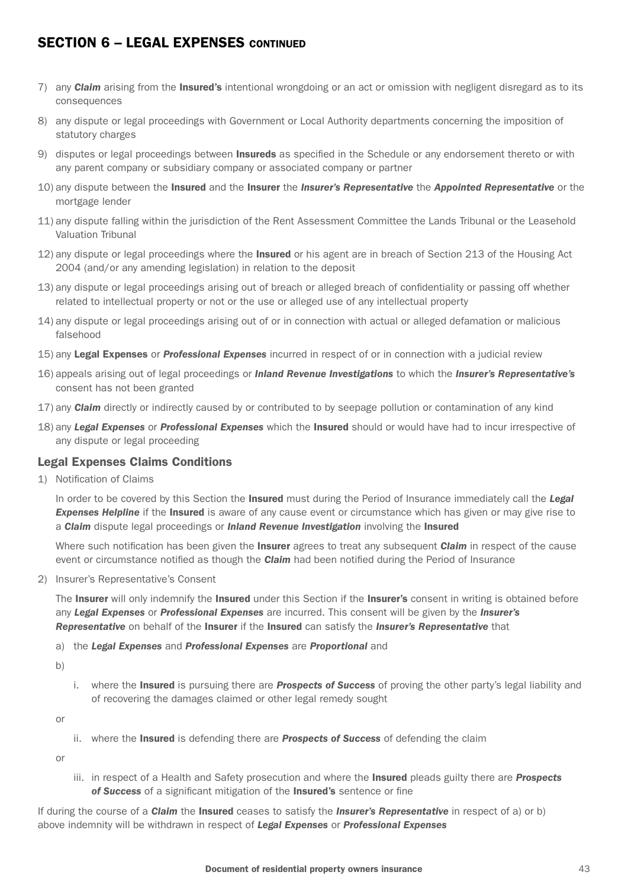## SECTION 6 – LEGAL EXPENSES CONTINUED

7) any ***Claim*** arising from the **Insured's** intentional wrongdoing or an act or omission with negligent disregard as to its consequences

8) any dispute or legal proceedings with Government or Local Authority departments concerning the imposition of statutory charges

9) disputes or legal proceedings between **Insureds** as specified in the Schedule or any endorsement thereto or with any parent company or subsidiary company or associated company or partner

10) any dispute between the **Insured** and the **Insurer** the ***Insurer's Representative*** the ***Appointed Representative*** or the mortgage lender

11) any dispute falling within the jurisdiction of the Rent Assessment Committee the Lands Tribunal or the Leasehold Valuation Tribunal

12) any dispute or legal proceedings where the **Insured** or his agent are in breach of Section 213 of the Housing Act 2004 (and/or any amending legislation) in relation to the deposit

13) any dispute or legal proceedings arising out of breach or alleged breach of confidentiality or passing off whether related to intellectual property or not or the use or alleged use of any intellectual property

14) any dispute or legal proceedings arising out of or in connection with actual or alleged defamation or malicious falsehood

15) any **Legal Expenses** or ***Professional Expenses*** incurred in respect of or in connection with a judicial review

16) appeals arising out of legal proceedings or ***Inland Revenue Investigations*** to which the ***Insurer's Representative's*** consent has not been granted

17) any ***Claim*** directly or indirectly caused by or contributed to by seepage pollution or contamination of any kind

18) any ***Legal Expenses*** or ***Professional Expenses*** which the **Insured** should or would have had to incur irrespective of any dispute or legal proceeding

### Legal Expenses Claims Conditions

1) Notification of Claims

   In order to be covered by this Section the **Insured** must during the Period of Insurance immediately call the ***Legal Expenses Helpline*** if the **Insured** is aware of any cause event or circumstance which has given or may give rise to a ***Claim*** dispute legal proceedings or ***Inland Revenue Investigation*** involving the **Insured**

   Where such notification has been given the **Insurer** agrees to treat any subsequent ***Claim*** in respect of the cause event or circumstance notified as though the ***Claim*** had been notified during the Period of Insurance

2) Insurer's Representative's Consent

   The **Insurer** will only indemnify the **Insured** under this Section if the **Insurer's** consent in writing is obtained before any ***Legal Expenses*** or ***Professional Expenses*** are incurred. This consent will be given by the ***Insurer's Representative*** on behalf of the **Insurer** if the **Insured** can satisfy the ***Insurer's Representative*** that

   a) the ***Legal Expenses*** and ***Professional Expenses*** are ***Proportional*** and

   b)

      i. where the **Insured** is pursuing there are ***Prospects of Success*** of proving the other party's legal liability and of recovering the damages claimed or other legal remedy sought

      or

      ii. where the **Insured** is defending there are ***Prospects of Success*** of defending the claim

      or

      iii. in respect of a Health and Safety prosecution and where the **Insured** pleads guilty there are ***Prospects of Success*** of a significant mitigation of the **Insured's** sentence or fine

If during the course of a ***Claim*** the **Insured** ceases to satisfy the ***Insurer's Representative*** in respect of a) or b) above indemnity will be withdrawn in respect of ***Legal Expenses*** or ***Professional Expenses***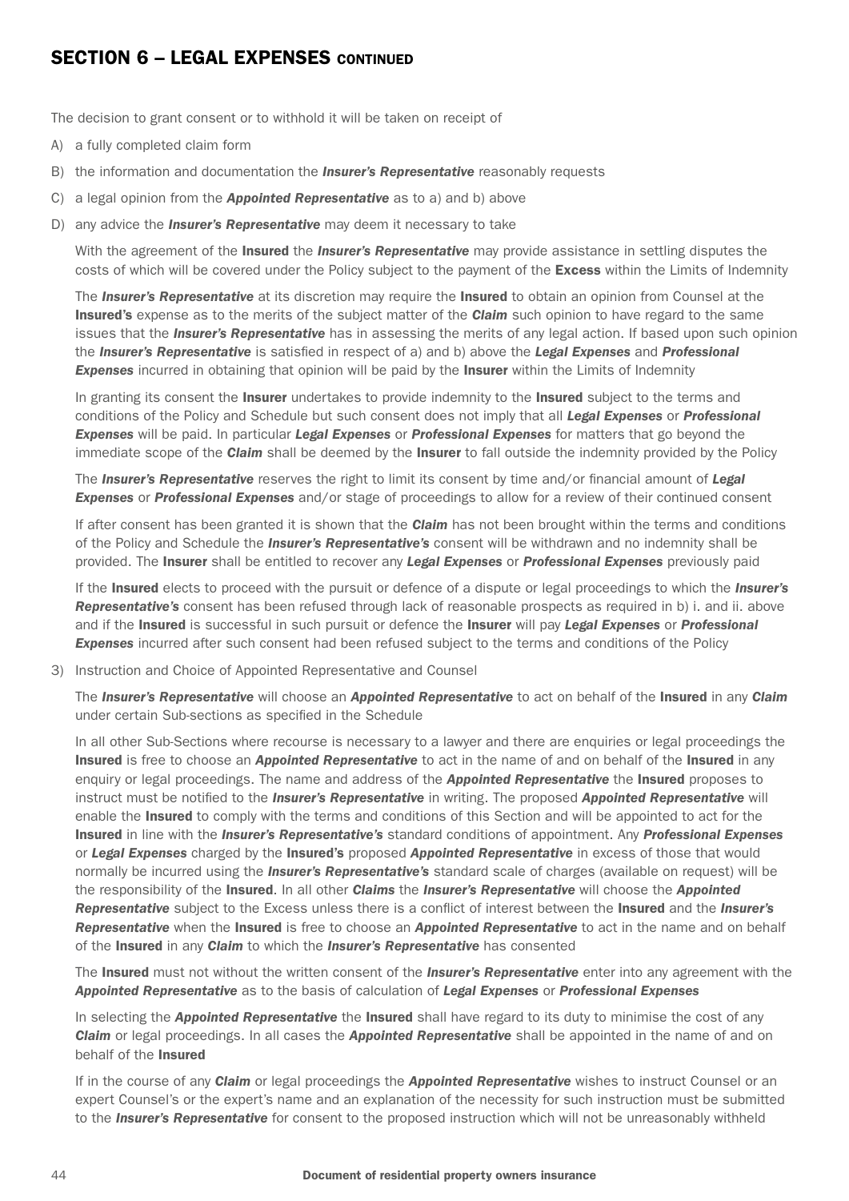## SECTION 6 – LEGAL EXPENSES CONTINUED

The decision to grant consent or to withhold it will be taken on receipt of

A) a fully completed claim form

B) the information and documentation the ***Insurer's Representative*** reasonably requests

C) a legal opinion from the ***Appointed Representative*** as to a) and b) above

D) any advice the ***Insurer's Representative*** may deem it necessary to take

With the agreement of the **Insured** the ***Insurer's Representative*** may provide assistance in settling disputes the costs of which will be covered under the Policy subject to the payment of the **Excess** within the Limits of Indemnity

The ***Insurer's Representative*** at its discretion may require the **Insured** to obtain an opinion from Counsel at the **Insured's** expense as to the merits of the subject matter of the ***Claim*** such opinion to have regard to the same issues that the ***Insurer's Representative*** has in assessing the merits of any legal action. If based upon such opinion the ***Insurer's Representative*** is satisfied in respect of a) and b) above the ***Legal Expenses*** and ***Professional Expenses*** incurred in obtaining that opinion will be paid by the **Insurer** within the Limits of Indemnity

In granting its consent the **Insurer** undertakes to provide indemnity to the **Insured** subject to the terms and conditions of the Policy and Schedule but such consent does not imply that all ***Legal Expenses*** or ***Professional Expenses*** will be paid. In particular ***Legal Expenses*** or ***Professional Expenses*** for matters that go beyond the immediate scope of the ***Claim*** shall be deemed by the **Insurer** to fall outside the indemnity provided by the Policy

The ***Insurer's Representative*** reserves the right to limit its consent by time and/or financial amount of ***Legal Expenses*** or ***Professional Expenses*** and/or stage of proceedings to allow for a review of their continued consent

If after consent has been granted it is shown that the ***Claim*** has not been brought within the terms and conditions of the Policy and Schedule the ***Insurer's Representative's*** consent will be withdrawn and no indemnity shall be provided. The **Insurer** shall be entitled to recover any ***Legal Expenses*** or ***Professional Expenses*** previously paid

If the **Insured** elects to proceed with the pursuit or defence of a dispute or legal proceedings to which the ***Insurer's Representative's*** consent has been refused through lack of reasonable prospects as required in b) i. and ii. above and if the **Insured** is successful in such pursuit or defence the **Insurer** will pay ***Legal Expenses*** or ***Professional Expenses*** incurred after such consent had been refused subject to the terms and conditions of the Policy

3) Instruction and Choice of Appointed Representative and Counsel

The ***Insurer's Representative*** will choose an ***Appointed Representative*** to act on behalf of the **Insured** in any ***Claim*** under certain Sub-sections as specified in the Schedule

In all other Sub-Sections where recourse is necessary to a lawyer and there are enquiries or legal proceedings the **Insured** is free to choose an ***Appointed Representative*** to act in the name of and on behalf of the **Insured** in any enquiry or legal proceedings. The name and address of the ***Appointed Representative*** the **Insured** proposes to instruct must be notified to the ***Insurer's Representative*** in writing. The proposed ***Appointed Representative*** will enable the **Insured** to comply with the terms and conditions of this Section and will be appointed to act for the **Insured** in line with the ***Insurer's Representative's*** standard conditions of appointment. Any ***Professional Expenses*** or ***Legal Expenses*** charged by the **Insured's** proposed ***Appointed Representative*** in excess of those that would normally be incurred using the ***Insurer's Representative's*** standard scale of charges (available on request) will be the responsibility of the **Insured**. In all other ***Claims*** the ***Insurer's Representative*** will choose the ***Appointed Representative*** subject to the Excess unless there is a conflict of interest between the **Insured** and the ***Insurer's Representative*** when the **Insured** is free to choose an ***Appointed Representative*** to act in the name and on behalf of the **Insured** in any ***Claim*** to which the ***Insurer's Representative*** has consented

The **Insured** must not without the written consent of the ***Insurer's Representative*** enter into any agreement with the ***Appointed Representative*** as to the basis of calculation of ***Legal Expenses*** or ***Professional Expenses***

In selecting the ***Appointed Representative*** the **Insured** shall have regard to its duty to minimise the cost of any ***Claim*** or legal proceedings. In all cases the ***Appointed Representative*** shall be appointed in the name of and on behalf of the **Insured**

If in the course of any ***Claim*** or legal proceedings the ***Appointed Representative*** wishes to instruct Counsel or an expert Counsel's or the expert's name and an explanation of the necessity for such instruction must be submitted to the ***Insurer's Representative*** for consent to the proposed instruction which will not be unreasonably withheld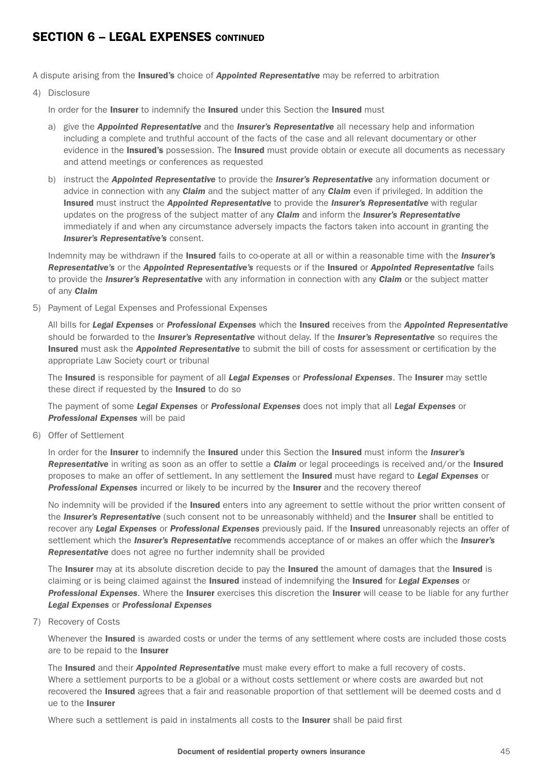## SECTION 6 – LEGAL EXPENSES CONTINUED

A dispute arising from the **Insured's** choice of ***Appointed Representative*** may be referred to arbitration

4) Disclosure

   In order for the **Insurer** to indemnify the **Insured** under this Section the **Insured** must

   a) give the ***Appointed Representative*** and the ***Insurer's Representative*** all necessary help and information including a complete and truthful account of the facts of the case and all relevant documentary or other evidence in the **Insured's** possession. The **Insured** must provide obtain or execute all documents as necessary and attend meetings or conferences as requested

   b) instruct the ***Appointed Representative*** to provide the ***Insurer's Representative*** any information document or advice in connection with any ***Claim*** and the subject matter of any ***Claim*** even if privileged. In addition the **Insured** must instruct the ***Appointed Representative*** to provide the ***Insurer's Representative*** with regular updates on the progress of the subject matter of any ***Claim*** and inform the ***Insurer's Representative*** immediately if and when any circumstance adversely impacts the factors taken into account in granting the ***Insurer's Representative's*** consent.

   Indemnity may be withdrawn if the **Insured** fails to co-operate at all or within a reasonable time with the ***Insurer's Representative's*** or the ***Appointed Representative's*** requests or if the **Insured** or ***Appointed Representative*** fails to provide the ***Insurer's Representative*** with any information in connection with any ***Claim*** or the subject matter of any ***Claim***

5) Payment of Legal Expenses and Professional Expenses

   All bills for ***Legal Expenses*** or ***Professional Expenses*** which the **Insured** receives from the ***Appointed Representative*** should be forwarded to the ***Insurer's Representative*** without delay. If the ***Insurer's Representative*** so requires the **Insured** must ask the ***Appointed Representative*** to submit the bill of costs for assessment or certification by the appropriate Law Society court or tribunal

   The **Insured** is responsible for payment of all ***Legal Expenses*** or ***Professional Expenses***. The **Insurer** may settle these direct if requested by the **Insured** to do so

   The payment of some ***Legal Expenses*** or ***Professional Expenses*** does not imply that all ***Legal Expenses*** or ***Professional Expenses*** will be paid

6) Offer of Settlement

   In order for the **Insurer** to indemnify the **Insured** under this Section the **Insured** must inform the ***Insurer's Representative*** in writing as soon as an offer to settle a ***Claim*** or legal proceedings is received and/or the **Insured** proposes to make an offer of settlement. In any settlement the **Insured** must have regard to ***Legal Expenses*** or ***Professional Expenses*** incurred or likely to be incurred by the **Insurer** and the recovery thereof

   No indemnity will be provided if the **Insured** enters into any agreement to settle without the prior written consent of the ***Insurer's Representative*** (such consent not to be unreasonably withheld) and the **Insurer** shall be entitled to recover any ***Legal Expenses*** or ***Professional Expenses*** previously paid. If the **Insured** unreasonably rejects an offer of settlement which the ***Insurer's Representative*** recommends acceptance of or makes an offer which the ***Insurer's Representative*** does not agree no further indemnity shall be provided

   The **Insurer** may at its absolute discretion decide to pay the **Insured** the amount of damages that the **Insured** is claiming or is being claimed against the **Insured** instead of indemnifying the **Insured** for ***Legal Expenses*** or ***Professional Expenses***. Where the **Insurer** exercises this discretion the **Insurer** will cease to be liable for any further ***Legal Expenses*** or ***Professional Expenses***

7) Recovery of Costs

   Whenever the **Insured** is awarded costs or under the terms of any settlement where costs are included those costs are to be repaid to the **Insurer**

   The **Insured** and their ***Appointed Representative*** must make every effort to make a full recovery of costs. Where a settlement purports to be a global or a without costs settlement or where costs are awarded but not recovered the **Insured** agrees that a fair and reasonable proportion of that settlement will be deemed costs and d ue to the **Insurer**

   Where such a settlement is paid in instalments all costs to the **Insurer** shall be paid first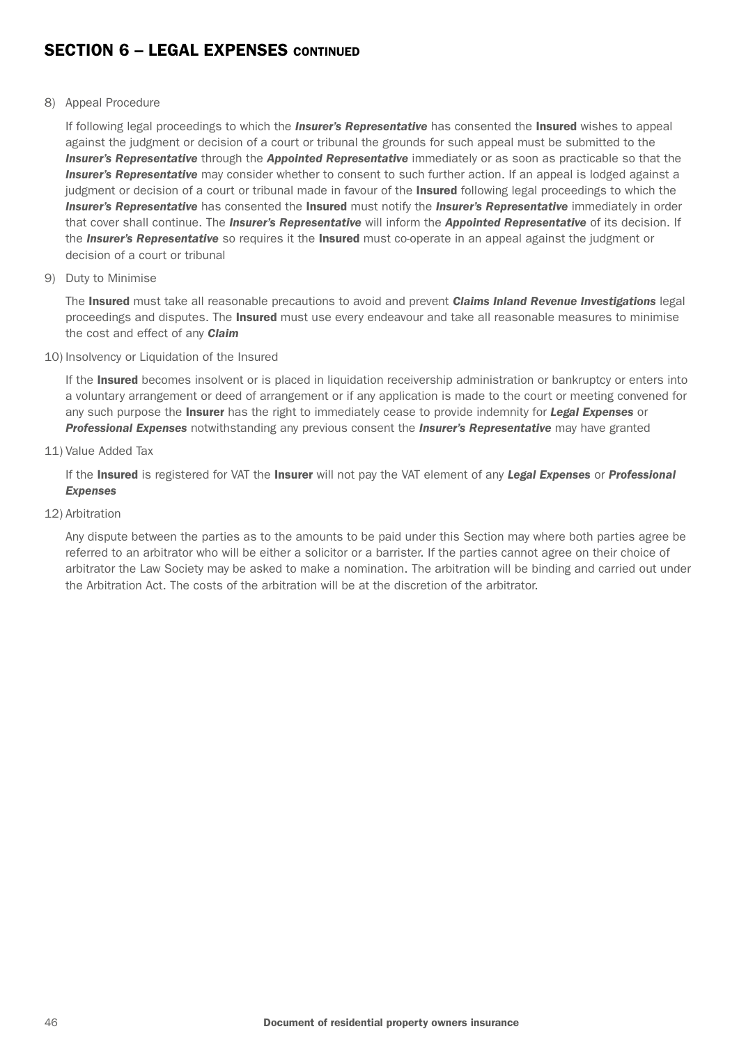## SECTION 6 – LEGAL EXPENSES CONTINUED

8) Appeal Procedure

   If following legal proceedings to which the ***Insurer's Representative*** has consented the **Insured** wishes to appeal against the judgment or decision of a court or tribunal the grounds for such appeal must be submitted to the ***Insurer's Representative*** through the ***Appointed Representative*** immediately or as soon as practicable so that the ***Insurer's Representative*** may consider whether to consent to such further action. If an appeal is lodged against a judgment or decision of a court or tribunal made in favour of the **Insured** following legal proceedings to which the ***Insurer's Representative*** has consented the **Insured** must notify the ***Insurer's Representative*** immediately in order that cover shall continue. The ***Insurer's Representative*** will inform the ***Appointed Representative*** of its decision. If the ***Insurer's Representative*** so requires it the **Insured** must co-operate in an appeal against the judgment or decision of a court or tribunal

9) Duty to Minimise

   The **Insured** must take all reasonable precautions to avoid and prevent ***Claims Inland Revenue Investigations*** legal proceedings and disputes. The **Insured** must use every endeavour and take all reasonable measures to minimise the cost and effect of any ***Claim***

10) Insolvency or Liquidation of the Insured

   If the **Insured** becomes insolvent or is placed in liquidation receivership administration or bankruptcy or enters into a voluntary arrangement or deed of arrangement or if any application is made to the court or meeting convened for any such purpose the **Insurer** has the right to immediately cease to provide indemnity for ***Legal Expenses*** or ***Professional Expenses*** notwithstanding any previous consent the ***Insurer's Representative*** may have granted

11) Value Added Tax

   If the **Insured** is registered for VAT the **Insurer** will not pay the VAT element of any ***Legal Expenses*** or ***Professional Expenses***

12) Arbitration

   Any dispute between the parties as to the amounts to be paid under this Section may where both parties agree be referred to an arbitrator who will be either a solicitor or a barrister. If the parties cannot agree on their choice of arbitrator the Law Society may be asked to make a nomination. The arbitration will be binding and carried out under the Arbitration Act. The costs of the arbitration will be at the discretion of the arbitrator.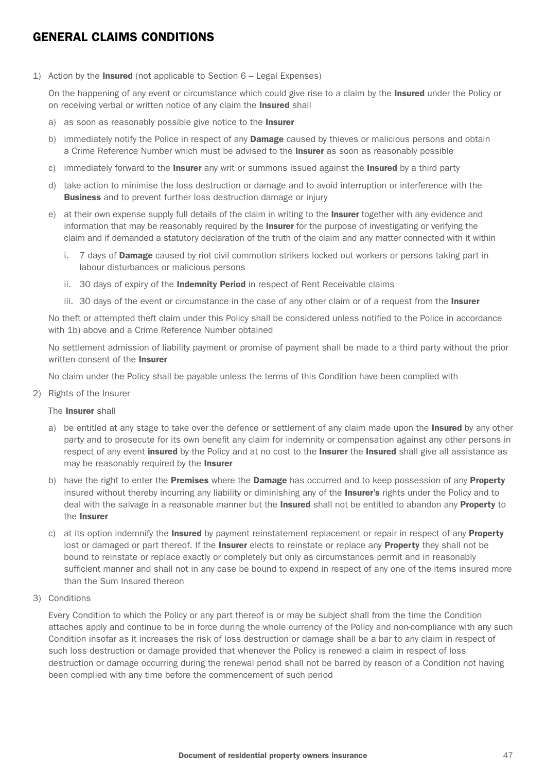## GENERAL CLAIMS CONDITIONS

1) Action by the **Insured** (not applicable to Section 6 – Legal Expenses)

   On the happening of any event or circumstance which could give rise to a claim by the **Insured** under the Policy or on receiving verbal or written notice of any claim the **Insured** shall

   a) as soon as reasonably possible give notice to the **Insurer**

   b) immediately notify the Police in respect of any **Damage** caused by thieves or malicious persons and obtain a Crime Reference Number which must be advised to the **Insurer** as soon as reasonably possible

   c) immediately forward to the **Insurer** any writ or summons issued against the **Insured** by a third party

   d) take action to minimise the loss destruction or damage and to avoid interruption or interference with the **Business** and to prevent further loss destruction damage or injury

   e) at their own expense supply full details of the claim in writing to the **Insurer** together with any evidence and information that may be reasonably required by the **Insurer** for the purpose of investigating or verifying the claim and if demanded a statutory declaration of the truth of the claim and any matter connected with it within

      i. 7 days of **Damage** caused by riot civil commotion strikers locked out workers or persons taking part in labour disturbances or malicious persons

      ii. 30 days of expiry of the **Indemnity Period** in respect of Rent Receivable claims

      iii. 30 days of the event or circumstance in the case of any other claim or of a request from the **Insurer**

   No theft or attempted theft claim under this Policy shall be considered unless notified to the Police in accordance with 1b) above and a Crime Reference Number obtained

   No settlement admission of liability payment or promise of payment shall be made to a third party without the prior written consent of the **Insurer**

   No claim under the Policy shall be payable unless the terms of this Condition have been complied with

2) Rights of the Insurer

   The **Insurer** shall

   a) be entitled at any stage to take over the defence or settlement of any claim made upon the **Insured** by any other party and to prosecute for its own benefit any claim for indemnity or compensation against any other persons in respect of any event **insured** by the Policy and at no cost to the **Insurer** the **Insured** shall give all assistance as may be reasonably required by the **Insurer**

   b) have the right to enter the **Premises** where the **Damage** has occurred and to keep possession of any **Property** insured without thereby incurring any liability or diminishing any of the **Insurer's** rights under the Policy and to deal with the salvage in a reasonable manner but the **Insured** shall not be entitled to abandon any **Property** to the **Insurer**

   c) at its option indemnify the **Insured** by payment reinstatement replacement or repair in respect of any **Property** lost or damaged or part thereof. If the **Insurer** elects to reinstate or replace any **Property** they shall not be bound to reinstate or replace exactly or completely but only as circumstances permit and in reasonably sufficient manner and shall not in any case be bound to expend in respect of any one of the items insured more than the Sum Insured thereon

3) Conditions

   Every Condition to which the Policy or any part thereof is or may be subject shall from the time the Condition attaches apply and continue to be in force during the whole currency of the Policy and non-compliance with any such Condition insofar as it increases the risk of loss destruction or damage shall be a bar to any claim in respect of such loss destruction or damage provided that whenever the Policy is renewed a claim in respect of loss destruction or damage occurring during the renewal period shall not be barred by reason of a Condition not having been complied with any time before the commencement of such period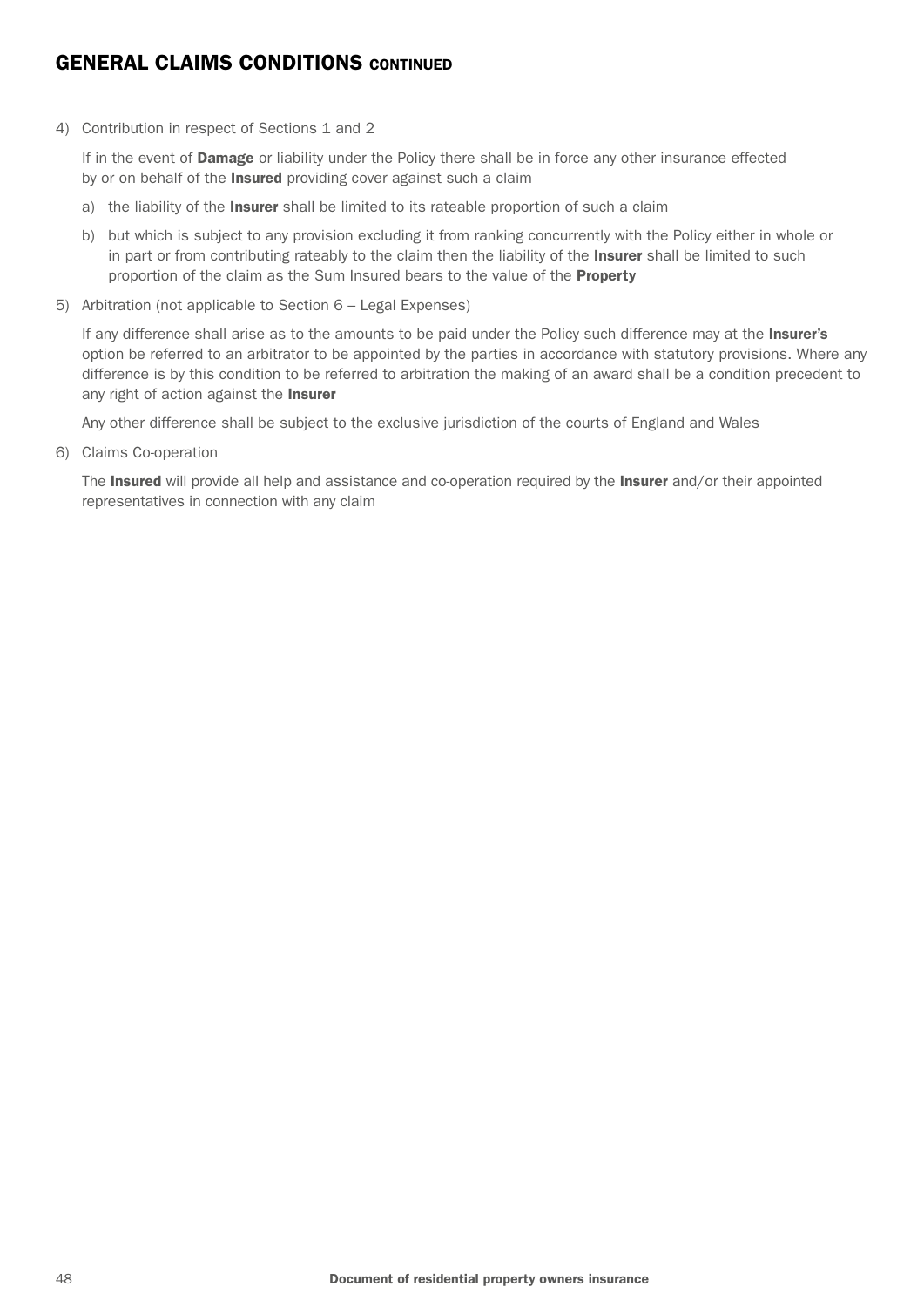## GENERAL CLAIMS CONDITIONS CONTINUED

4) Contribution in respect of Sections 1 and 2

   If in the event of **Damage** or liability under the Policy there shall be in force any other insurance effected by or on behalf of the **Insured** providing cover against such a claim

   a) the liability of the **Insurer** shall be limited to its rateable proportion of such a claim

   b) but which is subject to any provision excluding it from ranking concurrently with the Policy either in whole or in part or from contributing rateably to the claim then the liability of the **Insurer** shall be limited to such proportion of the claim as the Sum Insured bears to the value of the **Property**

5) Arbitration (not applicable to Section 6 – Legal Expenses)

   If any difference shall arise as to the amounts to be paid under the Policy such difference may at the **Insurer's** option be referred to an arbitrator to be appointed by the parties in accordance with statutory provisions. Where any difference is by this condition to be referred to arbitration the making of an award shall be a condition precedent to any right of action against the **Insurer**

   Any other difference shall be subject to the exclusive jurisdiction of the courts of England and Wales

6) Claims Co-operation

   The **Insured** will provide all help and assistance and co-operation required by the **Insurer** and/or their appointed representatives in connection with any claim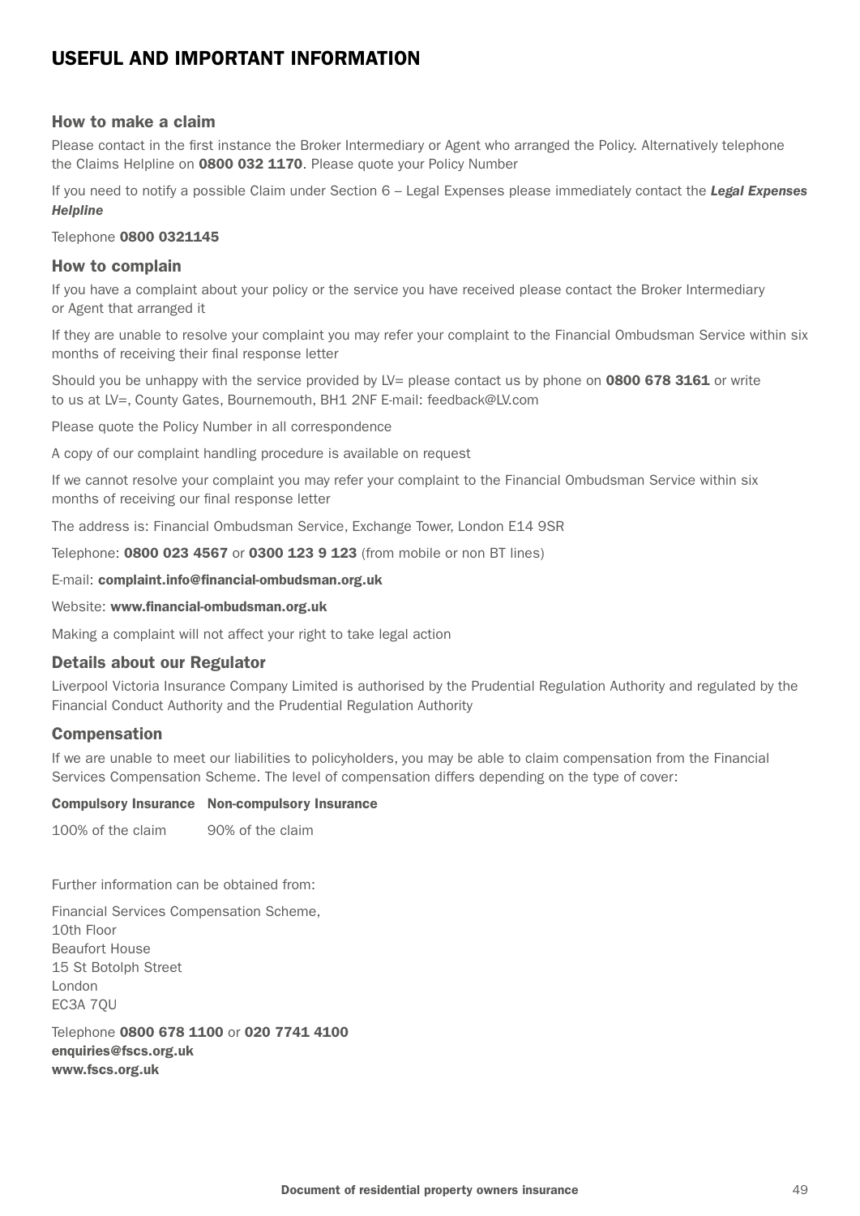# USEFUL AND IMPORTANT INFORMATION

## How to make a claim

Please contact in the first instance the Broker Intermediary or Agent who arranged the Policy. Alternatively telephone the Claims Helpline on **0800 032 1170**. Please quote your Policy Number

If you need to notify a possible Claim under Section 6 – Legal Expenses please immediately contact the ***Legal Expenses Helpline***

Telephone **0800 0321145**

## How to complain

If you have a complaint about your policy or the service you have received please contact the Broker Intermediary or Agent that arranged it

If they are unable to resolve your complaint you may refer your complaint to the Financial Ombudsman Service within six months of receiving their final response letter

Should you be unhappy with the service provided by LV= please contact us by phone on **0800 678 3161** or write to us at LV=, County Gates, Bournemouth, BH1 2NF E-mail: feedback@LV.com

Please quote the Policy Number in all correspondence

A copy of our complaint handling procedure is available on request

If we cannot resolve your complaint you may refer your complaint to the Financial Ombudsman Service within six months of receiving our final response letter

The address is: Financial Ombudsman Service, Exchange Tower, London E14 9SR

Telephone: **0800 023 4567** or **0300 123 9 123** (from mobile or non BT lines)

E-mail: **complaint.info@financial-ombudsman.org.uk**

Website: **www.financial-ombudsman.org.uk**

Making a complaint will not affect your right to take legal action

## Details about our Regulator

Liverpool Victoria Insurance Company Limited is authorised by the Prudential Regulation Authority and regulated by the Financial Conduct Authority and the Prudential Regulation Authority

## Compensation

If we are unable to meet our liabilities to policyholders, you may be able to claim compensation from the Financial Services Compensation Scheme. The level of compensation differs depending on the type of cover:

| Compulsory Insurance | Non-compulsory Insurance |
|---|---|
| 100% of the claim | 90% of the claim |

Further information can be obtained from:

Financial Services Compensation Scheme,
10th Floor
Beaufort House
15 St Botolph Street
London
EC3A 7QU

Telephone **0800 678 1100** or **020 7741 4100**
**enquiries@fscs.org.uk**
**www.fscs.org.uk**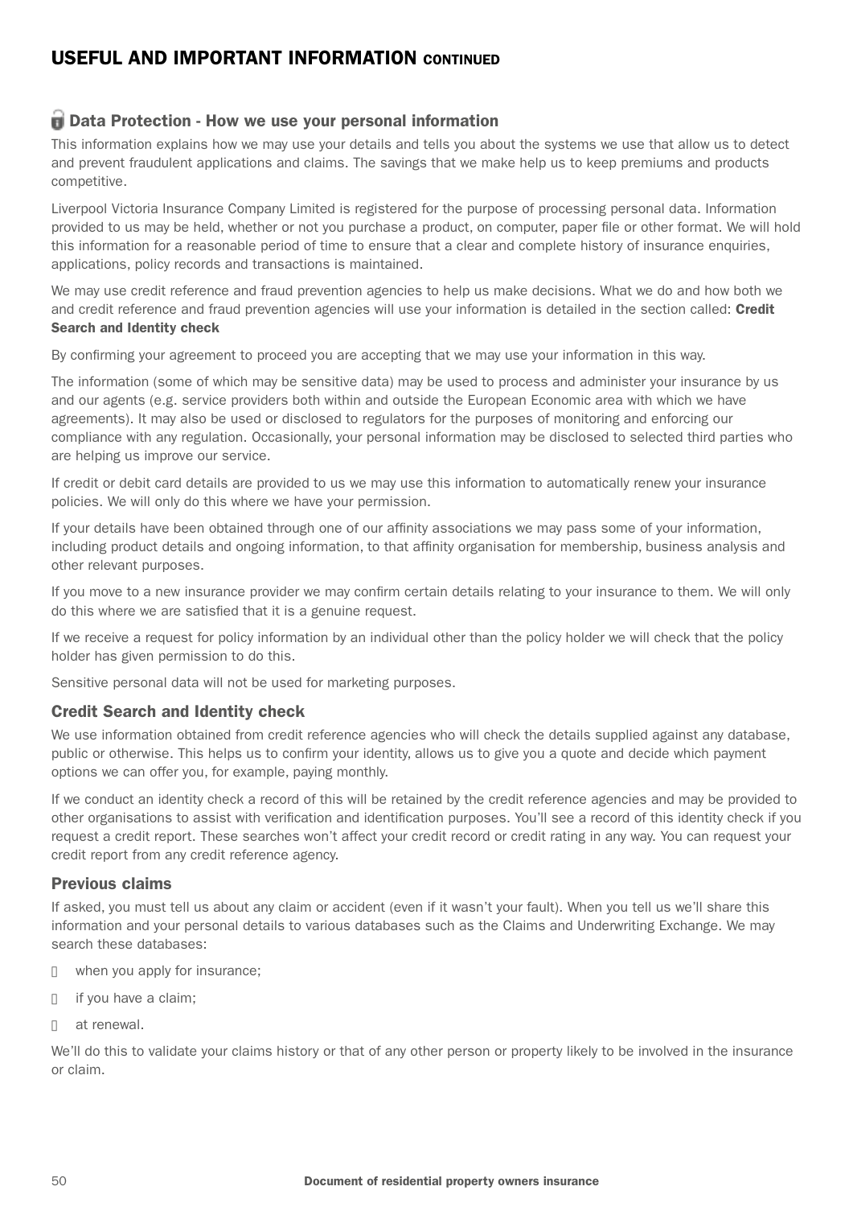# USEFUL AND IMPORTANT INFORMATION CONTINUED

## Data Protection - How we use your personal information

This information explains how we may use your details and tells you about the systems we use that allow us to detect and prevent fraudulent applications and claims. The savings that we make help us to keep premiums and products competitive.

Liverpool Victoria Insurance Company Limited is registered for the purpose of processing personal data. Information provided to us may be held, whether or not you purchase a product, on computer, paper file or other format. We will hold this information for a reasonable period of time to ensure that a clear and complete history of insurance enquiries, applications, policy records and transactions is maintained.

We may use credit reference and fraud prevention agencies to help us make decisions. What we do and how both we and credit reference and fraud prevention agencies will use your information is detailed in the section called: **Credit Search and Identity check**

By confirming your agreement to proceed you are accepting that we may use your information in this way.

The information (some of which may be sensitive data) may be used to process and administer your insurance by us and our agents (e.g. service providers both within and outside the European Economic area with which we have agreements). It may also be used or disclosed to regulators for the purposes of monitoring and enforcing our compliance with any regulation. Occasionally, your personal information may be disclosed to selected third parties who are helping us improve our service.

If credit or debit card details are provided to us we may use this information to automatically renew your insurance policies. We will only do this where we have your permission.

If your details have been obtained through one of our affinity associations we may pass some of your information, including product details and ongoing information, to that affinity organisation for membership, business analysis and other relevant purposes.

If you move to a new insurance provider we may confirm certain details relating to your insurance to them. We will only do this where we are satisfied that it is a genuine request.

If we receive a request for policy information by an individual other than the policy holder we will check that the policy holder has given permission to do this.

Sensitive personal data will not be used for marketing purposes.

### Credit Search and Identity check

We use information obtained from credit reference agencies who will check the details supplied against any database, public or otherwise. This helps us to confirm your identity, allows us to give you a quote and decide which payment options we can offer you, for example, paying monthly.

If we conduct an identity check a record of this will be retained by the credit reference agencies and may be provided to other organisations to assist with verification and identification purposes. You'll see a record of this identity check if you request a credit report. These searches won't affect your credit record or credit rating in any way. You can request your credit report from any credit reference agency.

### Previous claims

If asked, you must tell us about any claim or accident (even if it wasn't your fault). When you tell us we'll share this information and your personal details to various databases such as the Claims and Underwriting Exchange. We may search these databases:

- when you apply for insurance;
- if you have a claim;
- at renewal.

We'll do this to validate your claims history or that of any other person or property likely to be involved in the insurance or claim.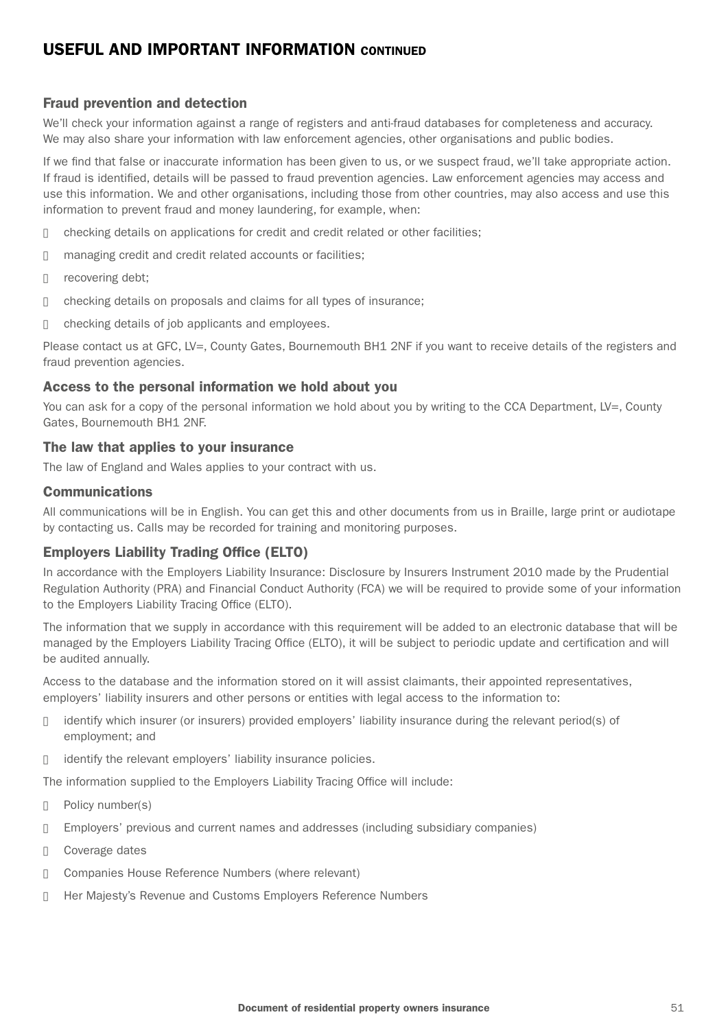# USEFUL AND IMPORTANT INFORMATION CONTINUED

### Fraud prevention and detection

We'll check your information against a range of registers and anti-fraud databases for completeness and accuracy. We may also share your information with law enforcement agencies, other organisations and public bodies.

If we find that false or inaccurate information has been given to us, or we suspect fraud, we'll take appropriate action. If fraud is identified, details will be passed to fraud prevention agencies. Law enforcement agencies may access and use this information. We and other organisations, including those from other countries, may also access and use this information to prevent fraud and money laundering, for example, when:

- checking details on applications for credit and credit related or other facilities;
- managing credit and credit related accounts or facilities;
- recovering debt;
- checking details on proposals and claims for all types of insurance;
- checking details of job applicants and employees.

Please contact us at GFC, LV=, County Gates, Bournemouth BH1 2NF if you want to receive details of the registers and fraud prevention agencies.

### Access to the personal information we hold about you

You can ask for a copy of the personal information we hold about you by writing to the CCA Department, LV=, County Gates, Bournemouth BH1 2NF.

### The law that applies to your insurance

The law of England and Wales applies to your contract with us.

### Communications

All communications will be in English. You can get this and other documents from us in Braille, large print or audiotape by contacting us. Calls may be recorded for training and monitoring purposes.

### Employers Liability Trading Office (ELTO)

In accordance with the Employers Liability Insurance: Disclosure by Insurers Instrument 2010 made by the Prudential Regulation Authority (PRA) and Financial Conduct Authority (FCA) we will be required to provide some of your information to the Employers Liability Tracing Office (ELTO).

The information that we supply in accordance with this requirement will be added to an electronic database that will be managed by the Employers Liability Tracing Office (ELTO), it will be subject to periodic update and certification and will be audited annually.

Access to the database and the information stored on it will assist claimants, their appointed representatives, employers' liability insurers and other persons or entities with legal access to the information to:

- identify which insurer (or insurers) provided employers' liability insurance during the relevant period(s) of employment; and
- identify the relevant employers' liability insurance policies.

The information supplied to the Employers Liability Tracing Office will include:

- Policy number(s)
- Employers' previous and current names and addresses (including subsidiary companies)
- Coverage dates
- Companies House Reference Numbers (where relevant)
- Her Majesty's Revenue and Customs Employers Reference Numbers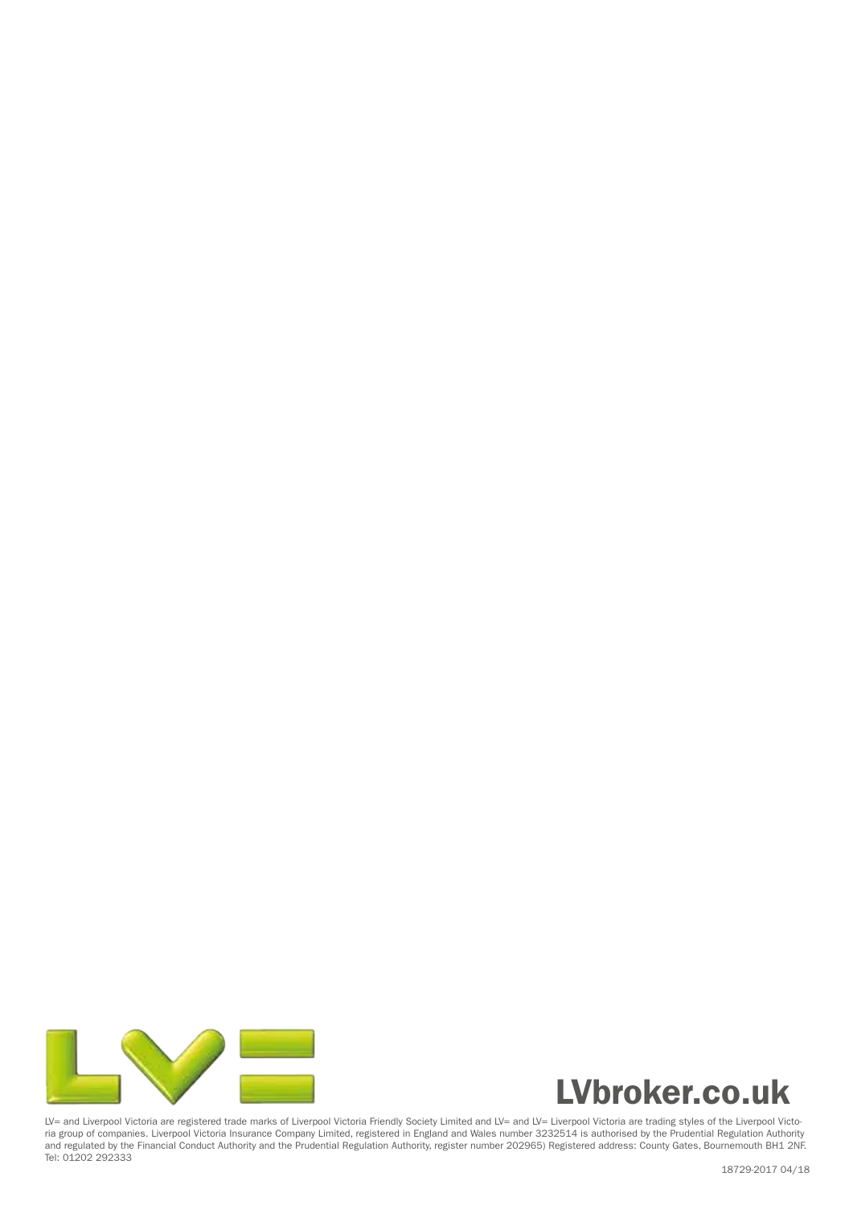**LVbroker.co.uk**

LV= and Liverpool Victoria are registered trade marks of Liverpool Victoria Friendly Society Limited and LV= and LV= Liverpool Victoria are trading styles of the Liverpool Victoria group of companies. Liverpool Victoria Insurance Company Limited, registered in England and Wales number 3232514 is authorised by the Prudential Regulation Authority and regulated by the Financial Conduct Authority and the Prudential Regulation Authority, register number 202965) Registered address: County Gates, Bournemouth BH1 2NF. Tel: 01202 292333

18729-2017 04/18